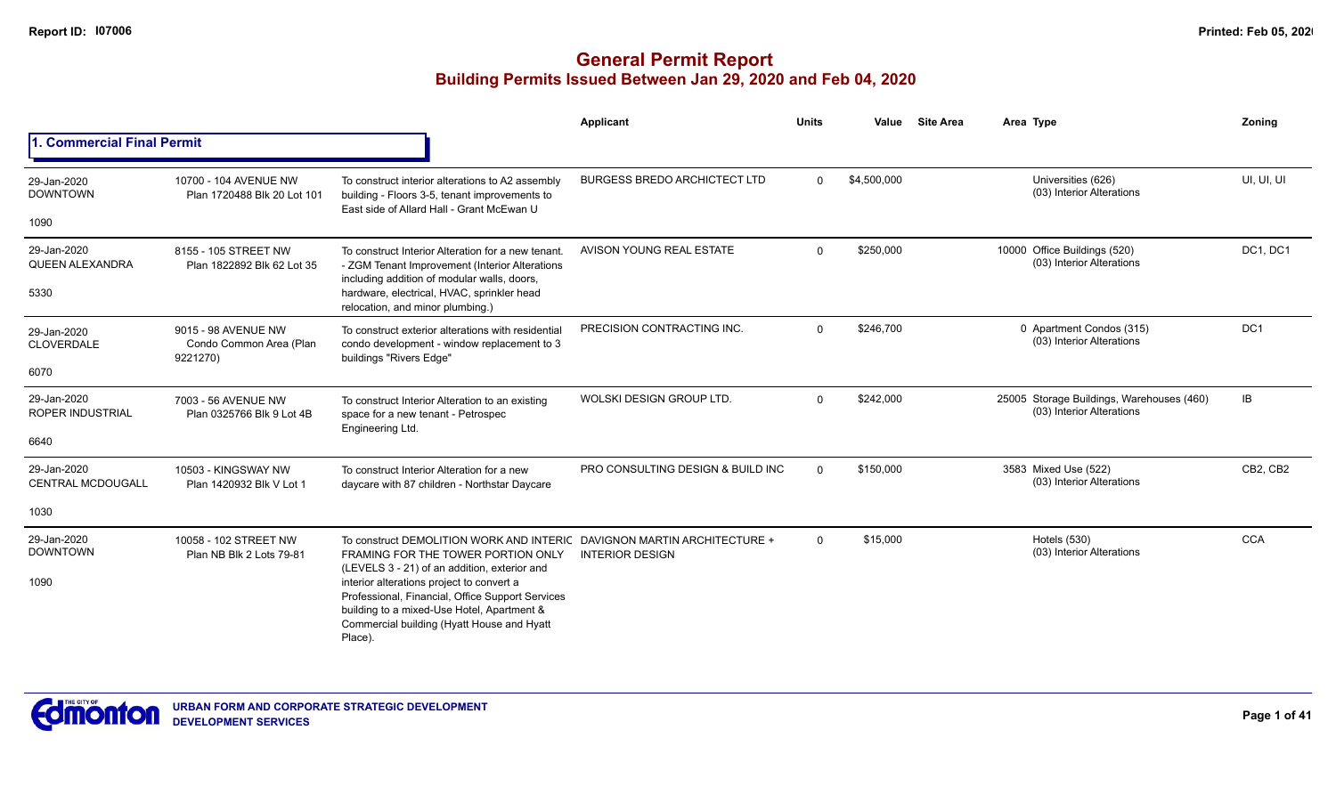**Report ID: I07006**

# General Permit Report
## Building Permits Issued Between Jan 29, 2020 and Feb 04, 2020

### 1. Commercial Final Permit

| Date / Neighbourhood | Address / Legal | Description | Applicant | Units | Value | Site Area | Area | Type | Zoning |
|---|---|---|---|---|---|---|---|---|---|
| 29-Jan-2020 DOWNTOWN 1090 | 10700 - 104 AVENUE NW Plan 1720488 Blk 20 Lot 101 | To construct interior alterations to A2 assembly building - Floors 3-5, tenant improvements to East side of Allard Hall - Grant McEwan U | BURGESS BREDO ARCHICTECT LTD | 0 | $4,500,000 | | | Universities (626) (03) Interior Alterations | UI, UI, UI |
| 29-Jan-2020 QUEEN ALEXANDRA 5330 | 8155 - 105 STREET NW Plan 1822892 Blk 62 Lot 35 | To construct Interior Alteration for a new tenant. - ZGM Tenant Improvement (Interior Alterations including addition of modular walls, doors, hardware, electrical, HVAC, sprinkler head relocation, and minor plumbing.) | AVISON YOUNG REAL ESTATE | 0 | $250,000 | | 10000 | Office Buildings (520) (03) Interior Alterations | DC1, DC1 |
| 29-Jan-2020 CLOVERDALE 6070 | 9015 - 98 AVENUE NW Condo Common Area (Plan 9221270) | To construct exterior alterations with residential condo development - window replacement to 3 buildings "Rivers Edge" | PRECISION CONTRACTING INC. | 0 | $246,700 | | 0 | Apartment Condos (315) (03) Interior Alterations | DC1 |
| 29-Jan-2020 ROPER INDUSTRIAL 6640 | 7003 - 56 AVENUE NW Plan 0325766 Blk 9 Lot 4B | To construct Interior Alteration to an existing space for a new tenant - Petrospec Engineering Ltd. | WOLSKI DESIGN GROUP LTD. | 0 | $242,000 | | 25005 | Storage Buildings, Warehouses (460) (03) Interior Alterations | IB |
| 29-Jan-2020 CENTRAL MCDOUGALL 1030 | 10503 - KINGSWAY NW Plan 1420932 Blk V Lot 1 | To construct Interior Alteration for a new daycare with 87 children - Northstar Daycare | PRO CONSULTING DESIGN & BUILD INC | 0 | $150,000 | | 3583 | Mixed Use (522) (03) Interior Alterations | CB2, CB2 |
| 29-Jan-2020 DOWNTOWN 1090 | 10058 - 102 STREET NW Plan NB Blk 2 Lots 79-81 | To construct DEMOLITION WORK AND INTERIC FRAMING FOR THE TOWER PORTION ONLY (LEVELS 3 - 21) of an addition, exterior and interior alterations project to convert a Professional, Financial, Office Support Services building to a mixed-Use Hotel, Apartment & Commercial building (Hyatt House and Hyatt Place). | DAVIGNON MARTIN ARCHITECTURE + INTERIOR DESIGN | 0 | $15,000 | | | Hotels (530) (03) Interior Alterations | CCA |

URBAN FORM AND CORPORATE STRATEGIC DEVELOPMENT
DEVELOPMENT SERVICES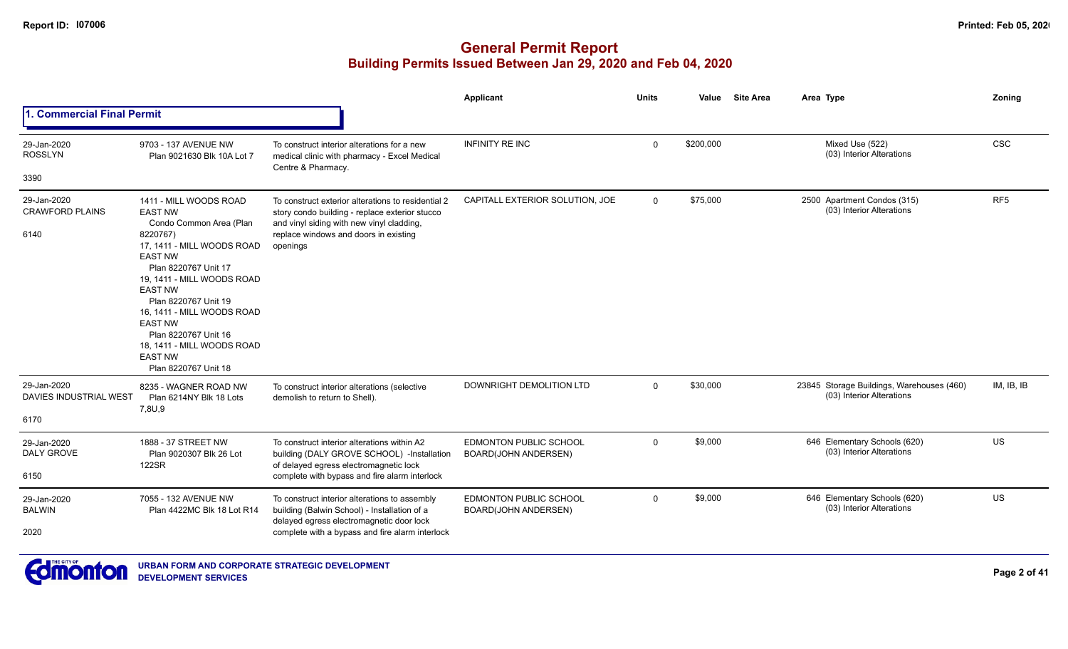# General Permit Report

## Building Permits Issued Between Jan 29, 2020 and Feb 04, 2020

### 1. Commercial Final Permit

| Date / Neighbourhood | Address / Legal | Description | Applicant | Units | Value | Site Area | Area Type | Zoning |
|---|---|---|---|---|---|---|---|---|
| 29-Jan-2020 ROSSLYN 3390 | 9703 - 137 AVENUE NW Plan 9021630 Blk 10A Lot 7 | To construct interior alterations for a new medical clinic with pharmacy - Excel Medical Centre & Pharmacy. | INFINITY RE INC | 0 | $200,000 | | Mixed Use (522) (03) Interior Alterations | CSC |
| 29-Jan-2020 CRAWFORD PLAINS 6140 | 1411 - MILL WOODS ROAD EAST NW Condo Common Area (Plan 8220767) 17, 1411 - MILL WOODS ROAD EAST NW Plan 8220767 Unit 17 19, 1411 - MILL WOODS ROAD EAST NW Plan 8220767 Unit 19 16, 1411 - MILL WOODS ROAD EAST NW Plan 8220767 Unit 16 18, 1411 - MILL WOODS ROAD EAST NW Plan 8220767 Unit 18 | To construct exterior alterations to residential 2 story condo building - replace exterior stucco and vinyl siding with new vinyl cladding, replace windows and doors in existing openings | CAPITALL EXTERIOR SOLUTION, JOE | 0 | $75,000 | 2500 | Apartment Condos (315) (03) Interior Alterations | RF5 |
| 29-Jan-2020 DAVIES INDUSTRIAL WEST 6170 | 8235 - WAGNER ROAD NW Plan 6214NY Blk 18 Lots 7,8U,9 | To construct interior alterations (selective demolish to return to Shell). | DOWNRIGHT DEMOLITION LTD | 0 | $30,000 | 23845 | Storage Buildings, Warehouses (460) (03) Interior Alterations | IM, IB, IB |
| 29-Jan-2020 DALY GROVE 6150 | 1888 - 37 STREET NW Plan 9020307 Blk 26 Lot 122SR | To construct interior alterations within A2 building (DALY GROVE SCHOOL) -Installation of delayed egress electromagnetic lock complete with bypass and fire alarm interlock | EDMONTON PUBLIC SCHOOL BOARD(JOHN ANDERSEN) | 0 | $9,000 | 646 | Elementary Schools (620) (03) Interior Alterations | US |
| 29-Jan-2020 BALWIN 2020 | 7055 - 132 AVENUE NW Plan 4422MC Blk 18 Lot R14 | To construct interior alterations to assembly building (Balwin School) - Installation of a delayed egress electromagnetic door lock complete with a bypass and fire alarm interlock | EDMONTON PUBLIC SCHOOL BOARD(JOHN ANDERSEN) | 0 | $9,000 | 646 | Elementary Schools (620) (03) Interior Alterations | US |

URBAN FORM AND CORPORATE STRATEGIC DEVELOPMENT
DEVELOPMENT SERVICES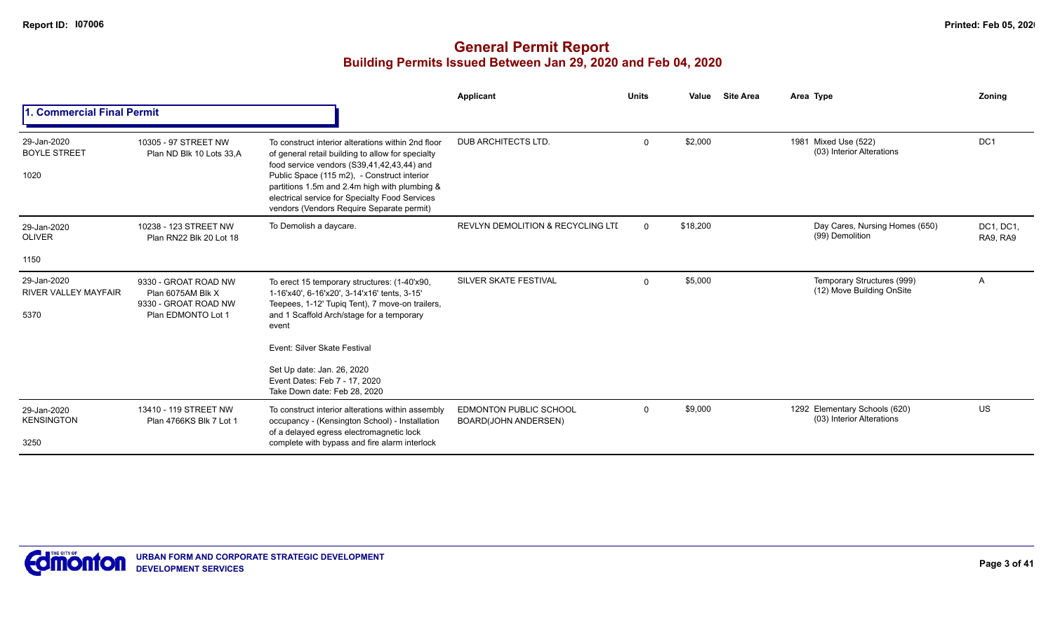# General Permit Report
## Building Permits Issued Between Jan 29, 2020 and Feb 04, 2020

### 1. Commercial Final Permit

| | | | Applicant | Units | Value | Site Area | Area Type | Zoning |
|---|---|---|---|---|---|---|---|---|
| 29-Jan-2020<br>BOYLE STREET<br>1020 | 10305 - 97 STREET NW<br>Plan ND Blk 10 Lots 33,A | To construct interior alterations within 2nd floor of general retail building to allow for specialty food service vendors (S39,41,42,43,44) and Public Space (115 m2), - Construct interior partitions 1.5m and 2.4m high with plumbing & electrical service for Specialty Food Services vendors (Vendors Require Separate permit) | DUB ARCHITECTS LTD. | 0 | $2,000 | | 1981 Mixed Use (522)<br>(03) Interior Alterations | DC1 |
| 29-Jan-2020<br>OLIVER<br>1150 | 10238 - 123 STREET NW<br>Plan RN22 Blk 20 Lot 18 | To Demolish a daycare. | REVLYN DEMOLITION & RECYCLING LTI | 0 | $18,200 | | Day Cares, Nursing Homes (650)<br>(99) Demolition | DC1, DC1, RA9, RA9 |
| 29-Jan-2020<br>RIVER VALLEY MAYFAIR<br>5370 | 9330 - GROAT ROAD NW<br>Plan 6075AM Blk X<br>9330 - GROAT ROAD NW<br>Plan EDMONTO Lot 1 | To erect 15 temporary structures: (1-40'x90, 1-16'x40', 6-16'x20', 3-14'x16' tents, 3-15' Teepees, 1-12' Tupiq Tent), 7 move-on trailers, and 1 Scaffold Arch/stage for a temporary event<br><br>Event: Silver Skate Festival<br><br>Set Up date: Jan. 26, 2020<br>Event Dates: Feb 7 - 17, 2020<br>Take Down date: Feb 28, 2020 | SILVER SKATE FESTIVAL | 0 | $5,000 | | Temporary Structures (999)<br>(12) Move Building OnSite | A |
| 29-Jan-2020<br>KENSINGTON<br>3250 | 13410 - 119 STREET NW<br>Plan 4766KS Blk 7 Lot 1 | To construct interior alterations within assembly occupancy - (Kensington School) - Installation of a delayed egress electromagnetic lock complete with bypass and fire alarm interlock | EDMONTON PUBLIC SCHOOL BOARD(JOHN ANDERSEN) | 0 | $9,000 | | 1292 Elementary Schools (620)<br>(03) Interior Alterations | US |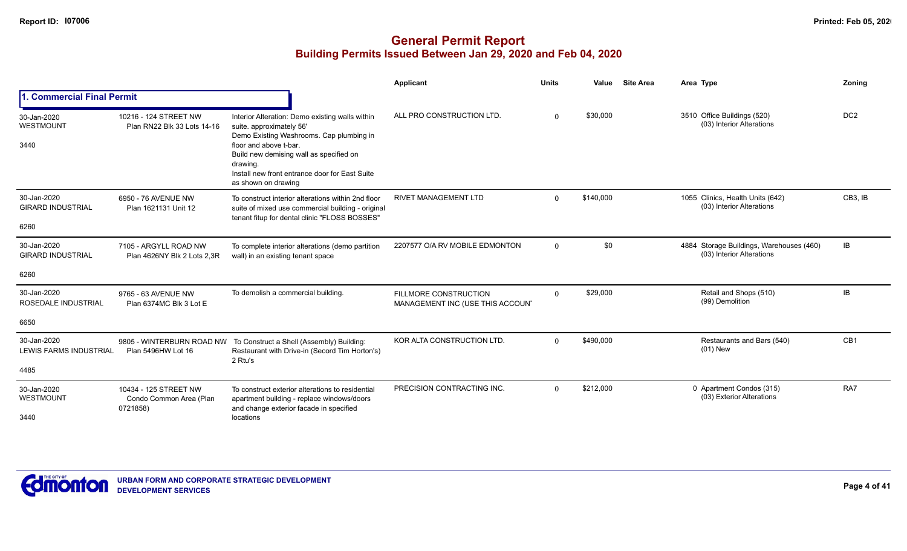# General Permit Report
## Building Permits Issued Between Jan 29, 2020 and Feb 04, 2020

### 1. Commercial Final Permit

| Date / Neighbourhood | Address / Legal | Description | Applicant | Units | Value | Site Area | Area | Type | Zoning |
|---|---|---|---|---|---|---|---|---|---|
| 30-Jan-2020 WESTMOUNT 3440 | 10216 - 124 STREET NW Plan RN22 Blk 33 Lots 14-16 | Interior Alteration: Demo existing walls within suite. approximately 56' Demo Existing Washrooms. Cap plumbing in floor and above t-bar. Build new demising wall as specified on drawing. Install new front entrance door for East Suite as shown on drawing | ALL PRO CONSTRUCTION LTD. | 0 | $30,000 | | 3510 | Office Buildings (520) (03) Interior Alterations | DC2 |
| 30-Jan-2020 GIRARD INDUSTRIAL 6260 | 6950 - 76 AVENUE NW Plan 1621131 Unit 12 | To construct interior alterations within 2nd floor suite of mixed use commercial building - original tenant fitup for dental clinic "FLOSS BOSSES" | RIVET MANAGEMENT LTD | 0 | $140,000 | | 1055 | Clinics, Health Units (642) (03) Interior Alterations | CB3, IB |
| 30-Jan-2020 GIRARD INDUSTRIAL 6260 | 7105 - ARGYLL ROAD NW Plan 4626NY Blk 2 Lots 2,3R | To complete interior alterations (demo partition wall) in an existing tenant space | 2207577 O/A RV MOBILE EDMONTON | 0 | $0 | | 4884 | Storage Buildings, Warehouses (460) (03) Interior Alterations | IB |
| 30-Jan-2020 ROSEDALE INDUSTRIAL 6650 | 9765 - 63 AVENUE NW Plan 6374MC Blk 3 Lot E | To demolish a commercial building. | FILLMORE CONSTRUCTION MANAGEMENT INC (USE THIS ACCOUN' | 0 | $29,000 | | | Retail and Shops (510) (99) Demolition | IB |
| 30-Jan-2020 LEWIS FARMS INDUSTRIAL 4485 | 9805 - WINTERBURN ROAD NW Plan 5496HW Lot 16 | To Construct a Shell (Assembly) Building: Restaurant with Drive-in (Secord Tim Horton's) 2 Rtu's | KOR ALTA CONSTRUCTION LTD. | 0 | $490,000 | | | Restaurants and Bars (540) (01) New | CB1 |
| 30-Jan-2020 WESTMOUNT 3440 | 10434 - 125 STREET NW Condo Common Area (Plan 0721858) | To construct exterior alterations to residential apartment building - replace windows/doors and change exterior facade in specified locations | PRECISION CONTRACTING INC. | 0 | $212,000 | | 0 | Apartment Condos (315) (03) Exterior Alterations | RA7 |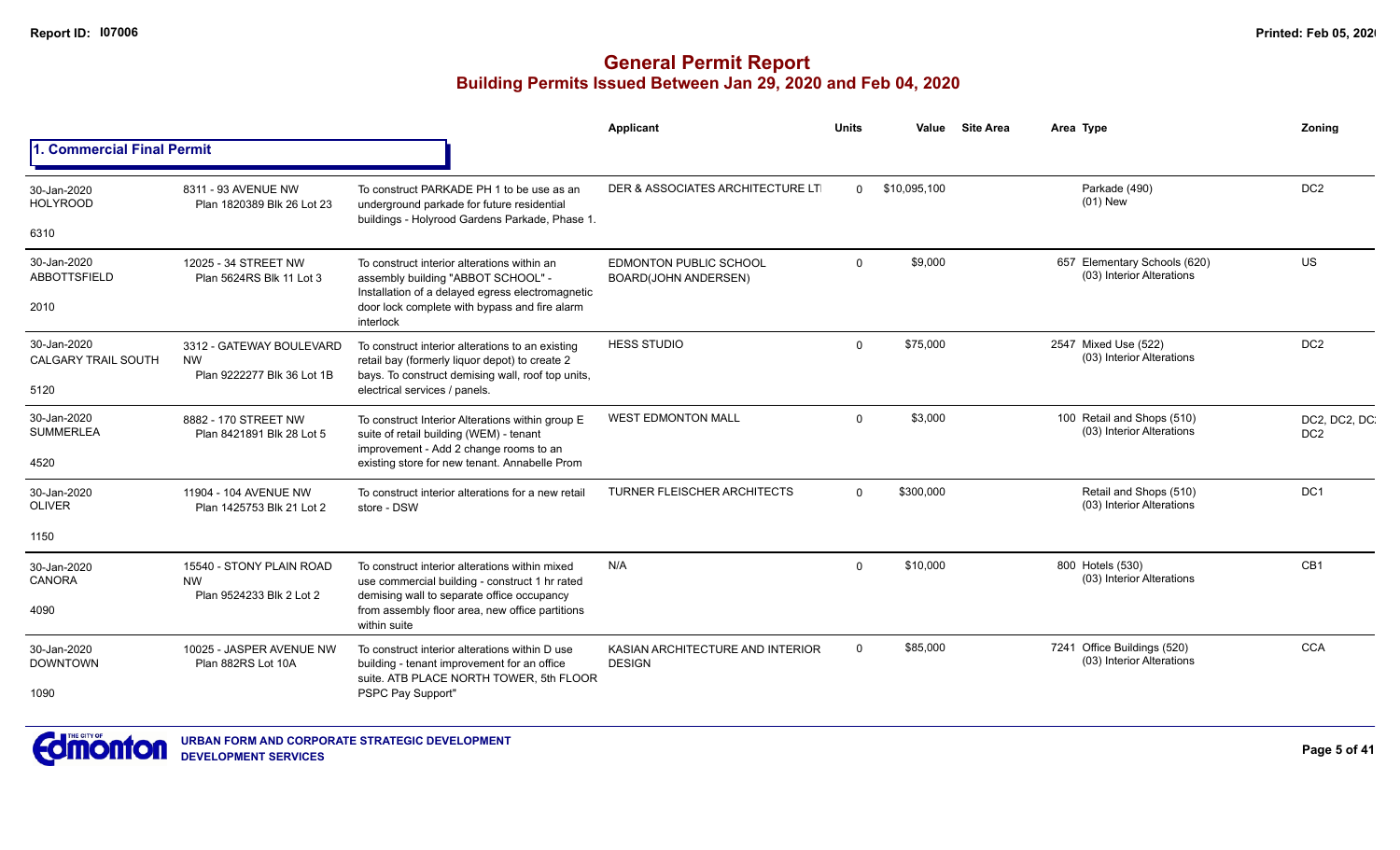# General Permit Report

## Building Permits Issued Between Jan 29, 2020 and Feb 04, 2020

### 1. Commercial Final Permit

| Date / Neighbourhood | Address / Legal | Description | Applicant | Units | Value | Site Area | Area | Type | Zoning |
|---|---|---|---|---|---|---|---|---|---|
| 30-Jan-2020 HOLYROOD 6310 | 8311 - 93 AVENUE NW Plan 1820389 Blk 26 Lot 23 | To construct PARKADE PH 1 to be use as an underground parkade for future residential buildings - Holyrood Gardens Parkade, Phase 1. | DER & ASSOCIATES ARCHITECTURE LT | 0 | $10,095,100 | | | Parkade (490) (01) New | DC2 |
| 30-Jan-2020 ABBOTTSFIELD 2010 | 12025 - 34 STREET NW Plan 5624RS Blk 11 Lot 3 | To construct interior alterations within an assembly building "ABBOT SCHOOL" - Installation of a delayed egress electromagnetic door lock complete with bypass and fire alarm interlock | EDMONTON PUBLIC SCHOOL BOARD(JOHN ANDERSEN) | 0 | $9,000 | | 657 | Elementary Schools (620) (03) Interior Alterations | US |
| 30-Jan-2020 CALGARY TRAIL SOUTH 5120 | 3312 - GATEWAY BOULEVARD NW Plan 9222277 Blk 36 Lot 1B | To construct interior alterations to an existing retail bay (formerly liquor depot) to create 2 bays. To construct demising wall, roof top units, electrical services / panels. | HESS STUDIO | 0 | $75,000 | | 2547 | Mixed Use (522) (03) Interior Alterations | DC2 |
| 30-Jan-2020 SUMMERLEA 4520 | 8882 - 170 STREET NW Plan 8421891 Blk 28 Lot 5 | To construct Interior Alterations within group E suite of retail building (WEM) - tenant improvement - Add 2 change rooms to an existing store for new tenant. Annabelle Prom | WEST EDMONTON MALL | 0 | $3,000 | | 100 | Retail and Shops (510) (03) Interior Alterations | DC2, DC2, DC: DC2 |
| 30-Jan-2020 OLIVER 1150 | 11904 - 104 AVENUE NW Plan 1425753 Blk 21 Lot 2 | To construct interior alterations for a new retail store - DSW | TURNER FLEISCHER ARCHITECTS | 0 | $300,000 | | | Retail and Shops (510) (03) Interior Alterations | DC1 |
| 30-Jan-2020 CANORA 4090 | 15540 - STONY PLAIN ROAD NW Plan 9524233 Blk 2 Lot 2 | To construct interior alterations within mixed use commercial building - construct 1 hr rated demising wall to separate office occupancy from assembly floor area, new office partitions within suite | N/A | 0 | $10,000 | | 800 | Hotels (530) (03) Interior Alterations | CB1 |
| 30-Jan-2020 DOWNTOWN 1090 | 10025 - JASPER AVENUE NW Plan 882RS Lot 10A | To construct interior alterations within D use building - tenant improvement for an office suite. ATB PLACE NORTH TOWER, 5th FLOOR PSPC Pay Support" | KASIAN ARCHITECTURE AND INTERIOR DESIGN | 0 | $85,000 | | 7241 | Office Buildings (520) (03) Interior Alterations | CCA |

URBAN FORM AND CORPORATE STRATEGIC DEVELOPMENT
DEVELOPMENT SERVICES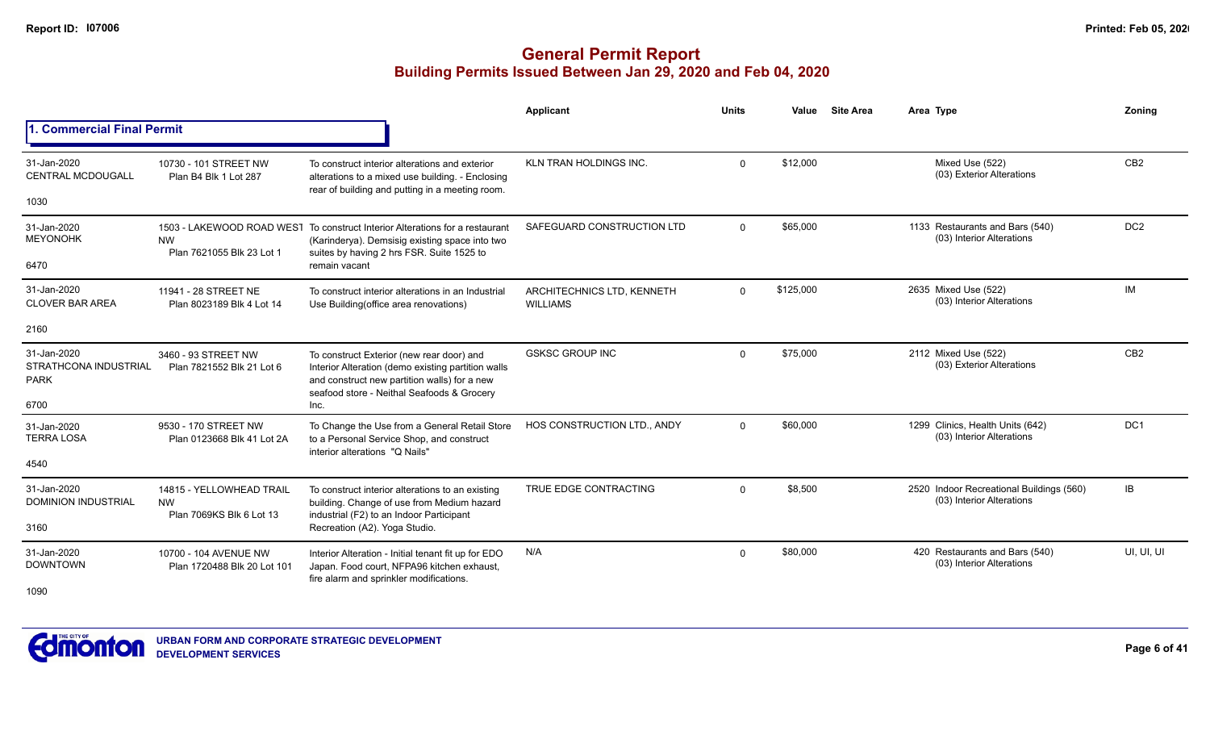## General Permit Report
### Building Permits Issued Between Jan 29, 2020 and Feb 04, 2020

### 1. Commercial Final Permit

| Date / Neighbourhood | Address / Legal | Description | Applicant | Units | Value | Site Area | Area | Type | Zoning |
|---|---|---|---|---|---|---|---|---|---|
| 31-Jan-2020 CENTRAL MCDOUGALL 1030 | 10730 - 101 STREET NW Plan B4 Blk 1 Lot 287 | To construct interior alterations and exterior alterations to a mixed use building. - Enclosing rear of building and putting in a meeting room. | KLN TRAN HOLDINGS INC. | 0 | $12,000 | | | Mixed Use (522) (03) Exterior Alterations | CB2 |
| 31-Jan-2020 MEYONOHK 6470 | 1503 - LAKEWOOD ROAD WEST NW Plan 7621055 Blk 23 Lot 1 | To construct Interior Alterations for a restaurant (Karinderya). Demsisig existing space into two suites by having 2 hrs FSR. Suite 1525 to remain vacant | SAFEGUARD CONSTRUCTION LTD | 0 | $65,000 | | 1133 | Restaurants and Bars (540) (03) Interior Alterations | DC2 |
| 31-Jan-2020 CLOVER BAR AREA 2160 | 11941 - 28 STREET NE Plan 8023189 Blk 4 Lot 14 | To construct interior alterations in an Industrial Use Building(office area renovations) | ARCHITECHNICS LTD, KENNETH WILLIAMS | 0 | $125,000 | | 2635 | Mixed Use (522) (03) Interior Alterations | IM |
| 31-Jan-2020 STRATHCONA INDUSTRIAL PARK 6700 | 3460 - 93 STREET NW Plan 7821552 Blk 21 Lot 6 | To construct Exterior (new rear door) and Interior Alteration (demo existing partition walls and construct new partition walls) for a new seafood store - Neithal Seafoods & Grocery Inc. | GSKSC GROUP INC | 0 | $75,000 | | 2112 | Mixed Use (522) (03) Exterior Alterations | CB2 |
| 31-Jan-2020 TERRA LOSA 4540 | 9530 - 170 STREET NW Plan 0123668 Blk 41 Lot 2A | To Change the Use from a General Retail Store to a Personal Service Shop, and construct interior alterations "Q Nails" | HOS CONSTRUCTION LTD., ANDY | 0 | $60,000 | | 1299 | Clinics, Health Units (642) (03) Interior Alterations | DC1 |
| 31-Jan-2020 DOMINION INDUSTRIAL 3160 | 14815 - YELLOWHEAD TRAIL NW Plan 7069KS Blk 6 Lot 13 | To construct interior alterations to an existing building. Change of use from Medium hazard industrial (F2) to an Indoor Participant Recreation (A2). Yoga Studio. | TRUE EDGE CONTRACTING | 0 | $8,500 | | 2520 | Indoor Recreational Buildings (560) (03) Interior Alterations | IB |
| 31-Jan-2020 DOWNTOWN 1090 | 10700 - 104 AVENUE NW Plan 1720488 Blk 20 Lot 101 | Interior Alteration - Initial tenant fit up for EDO Japan. Food court, NFPA96 kitchen exhaust, fire alarm and sprinkler modifications. | N/A | 0 | $80,000 | | 420 | Restaurants and Bars (540) (03) Interior Alterations | UI, UI, UI |

URBAN FORM AND CORPORATE STRATEGIC DEVELOPMENT
DEVELOPMENT SERVICES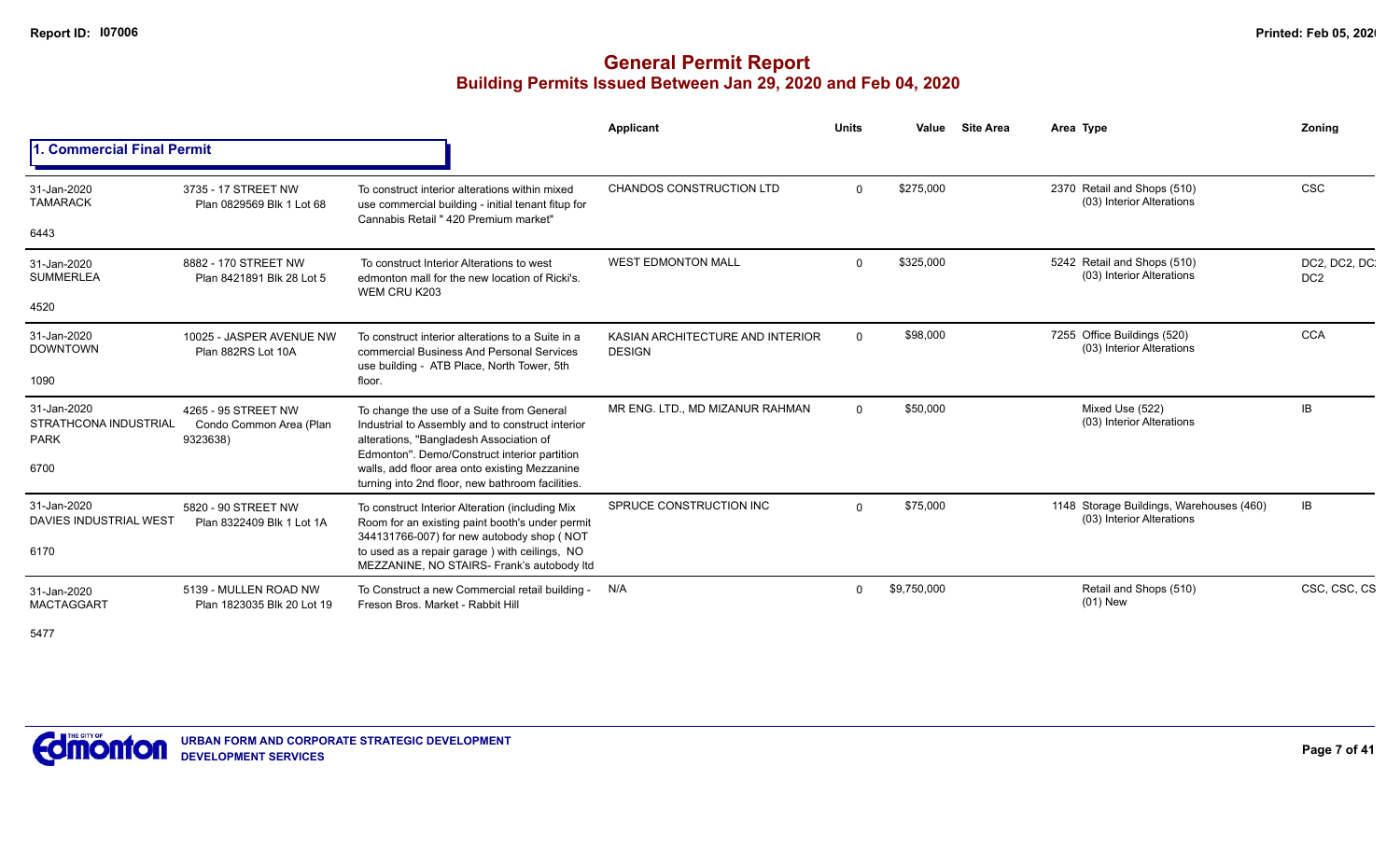# General Permit Report

## Building Permits Issued Between Jan 29, 2020 and Feb 04, 2020

### 1. Commercial Final Permit

| Date / Neighbourhood | Address / Legal | Description | Applicant | Units | Value | Site Area | Area Type | Zoning |
|---|---|---|---|---|---|---|---|---|
| 31-Jan-2020 TAMARACK 6443 | 3735 - 17 STREET NW Plan 0829569 Blk 1 Lot 68 | To construct interior alterations within mixed use commercial building - initial tenant fitup for Cannabis Retail " 420 Premium market" | CHANDOS CONSTRUCTION LTD | 0 | $275,000 | | 2370 Retail and Shops (510) (03) Interior Alterations | CSC |
| 31-Jan-2020 SUMMERLEA 4520 | 8882 - 170 STREET NW Plan 8421891 Blk 28 Lot 5 | To construct Interior Alterations to west edmonton mall for the new location of Ricki's. WEM CRU K203 | WEST EDMONTON MALL | 0 | $325,000 | | 5242 Retail and Shops (510) (03) Interior Alterations | DC2, DC2, DC2, DC2 |
| 31-Jan-2020 DOWNTOWN 1090 | 10025 - JASPER AVENUE NW Plan 882RS Lot 10A | To construct interior alterations to a Suite in a commercial Business And Personal Services use building - ATB Place, North Tower, 5th floor. | KASIAN ARCHITECTURE AND INTERIOR DESIGN | 0 | $98,000 | | 7255 Office Buildings (520) (03) Interior Alterations | CCA |
| 31-Jan-2020 STRATHCONA INDUSTRIAL PARK 6700 | 4265 - 95 STREET NW Condo Common Area (Plan 9323638) | To change the use of a Suite from General Industrial to Assembly and to construct interior alterations, "Bangladesh Association of Edmonton". Demo/Construct interior partition walls, add floor area onto existing Mezzanine turning into 2nd floor, new bathroom facilities. | MR ENG. LTD., MD MIZANUR RAHMAN | 0 | $50,000 | | Mixed Use (522) (03) Interior Alterations | IB |
| 31-Jan-2020 DAVIES INDUSTRIAL WEST 6170 | 5820 - 90 STREET NW Plan 8322409 Blk 1 Lot 1A | To construct Interior Alteration (including Mix Room for an existing paint booth's under permit 344131766-007) for new autobody shop ( NOT to used as a repair garage ) with ceilings, NO MEZZANINE, NO STAIRS- Frank's autobody ltd | SPRUCE CONSTRUCTION INC | 0 | $75,000 | | 1148 Storage Buildings, Warehouses (460) (03) Interior Alterations | IB |
| 31-Jan-2020 MACTAGGART 5477 | 5139 - MULLEN ROAD NW Plan 1823035 Blk 20 Lot 19 | To Construct a new Commercial retail building - Freson Bros. Market - Rabbit Hill | N/A | 0 | $9,750,000 | | Retail and Shops (510) (01) New | CSC, CSC, CS |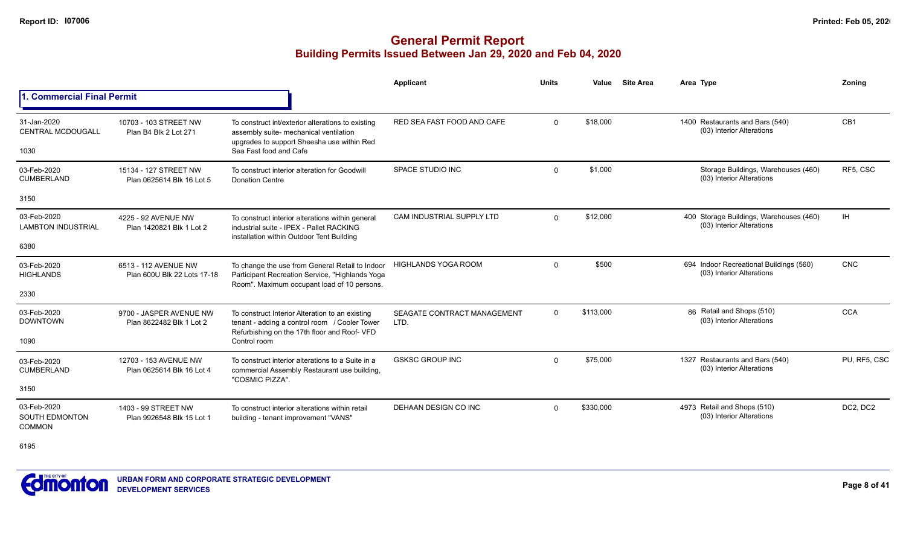# General Permit Report

## Building Permits Issued Between Jan 29, 2020 and Feb 04, 2020

### 1. Commercial Final Permit

| Date / Neighbourhood | Address / Legal | Description | Applicant | Units | Value | Site Area | Area | Type | Zoning |
|---|---|---|---|---|---|---|---|---|---|
| 31-Jan-2020 CENTRAL MCDOUGALL 1030 | 10703 - 103 STREET NW Plan B4 Blk 2 Lot 271 | To construct int/exterior alterations to existing assembly suite- mechanical ventilation upgrades to support Sheesha use within Red Sea Fast food and Cafe | RED SEA FAST FOOD AND CAFE | 0 | $18,000 | | 1400 | Restaurants and Bars (540) (03) Interior Alterations | CB1 |
| 03-Feb-2020 CUMBERLAND 3150 | 15134 - 127 STREET NW Plan 0625614 Blk 16 Lot 5 | To construct interior alteration for Goodwill Donation Centre | SPACE STUDIO INC | 0 | $1,000 | | | Storage Buildings, Warehouses (460) (03) Interior Alterations | RF5, CSC |
| 03-Feb-2020 LAMBTON INDUSTRIAL 6380 | 4225 - 92 AVENUE NW Plan 1420821 Blk 1 Lot 2 | To construct interior alterations within general industrial suite - IPEX - Pallet RACKING installation within Outdoor Tent Building | CAM INDUSTRIAL SUPPLY LTD | 0 | $12,000 | | 400 | Storage Buildings, Warehouses (460) (03) Interior Alterations | IH |
| 03-Feb-2020 HIGHLANDS 2330 | 6513 - 112 AVENUE NW Plan 600U Blk 22 Lots 17-18 | To change the use from General Retail to Indoor Participant Recreation Service, "Highlands Yoga Room". Maximum occupant load of 10 persons. | HIGHLANDS YOGA ROOM | 0 | $500 | | 694 | Indoor Recreational Buildings (560) (03) Interior Alterations | CNC |
| 03-Feb-2020 DOWNTOWN 1090 | 9700 - JASPER AVENUE NW Plan 8622482 Blk 1 Lot 2 | To construct Interior Alteration to an existing tenant - adding a control room / Cooler Tower Refurbishing on the 17th floor and Roof- VFD Control room | SEAGATE CONTRACT MANAGEMENT LTD. | 0 | $113,000 | | 86 | Retail and Shops (510) (03) Interior Alterations | CCA |
| 03-Feb-2020 CUMBERLAND 3150 | 12703 - 153 AVENUE NW Plan 0625614 Blk 16 Lot 4 | To construct interior alterations to a Suite in a commercial Assembly Restaurant use building, "COSMIC PIZZA". | GSKSC GROUP INC | 0 | $75,000 | | 1327 | Restaurants and Bars (540) (03) Interior Alterations | PU, RF5, CSC |
| 03-Feb-2020 SOUTH EDMONTON COMMON 6195 | 1403 - 99 STREET NW Plan 9926548 Blk 15 Lot 1 | To construct interior alterations within retail building - tenant improvement "VANS" | DEHAAN DESIGN CO INC | 0 | $330,000 | | 4973 | Retail and Shops (510) (03) Interior Alterations | DC2, DC2 |

URBAN FORM AND CORPORATE STRATEGIC DEVELOPMENT
DEVELOPMENT SERVICES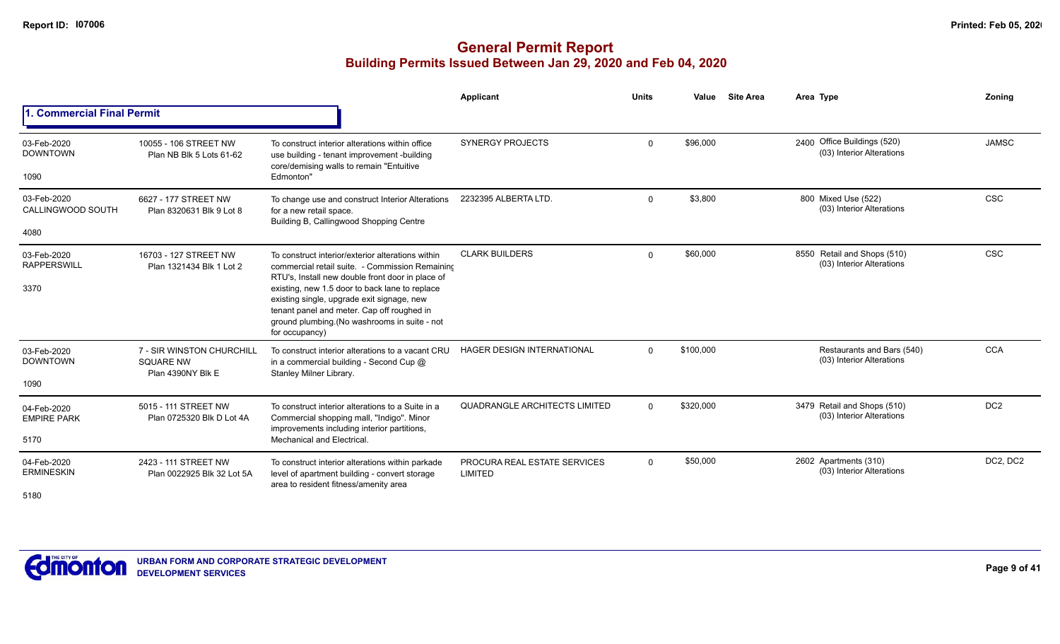# General Permit Report

## Building Permits Issued Between Jan 29, 2020 and Feb 04, 2020

### 1. Commercial Final Permit

| Date / Neighbourhood | Address / Legal | Description | Applicant | Units | Value | Site Area | Area | Type | Zoning |
|---|---|---|---|---|---|---|---|---|---|
| 03-Feb-2020 DOWNTOWN 1090 | 10055 - 106 STREET NW Plan NB Blk 5 Lots 61-62 | To construct interior alterations within office use building - tenant improvement -building core/demising walls to remain "Entuitive Edmonton" | SYNERGY PROJECTS | 0 | $96,000 | | 2400 | Office Buildings (520) (03) Interior Alterations | JAMSC |
| 03-Feb-2020 CALLINGWOOD SOUTH 4080 | 6627 - 177 STREET NW Plan 8320631 Blk 9 Lot 8 | To change use and construct Interior Alterations for a new retail space. Building B, Callingwood Shopping Centre | 2232395 ALBERTA LTD. | 0 | $3,800 | | 800 | Mixed Use (522) (03) Interior Alterations | CSC |
| 03-Feb-2020 RAPPERSWILL 3370 | 16703 - 127 STREET NW Plan 1321434 Blk 1 Lot 2 | To construct interior/exterior alterations within commercial retail suite. - Commission Remaining RTU's, Install new double front door in place of existing, new 1.5 door to back lane to replace existing single, upgrade exit signage, new tenant panel and meter. Cap off roughed in ground plumbing.(No washrooms in suite - not for occupancy) | CLARK BUILDERS | 0 | $60,000 | | 8550 | Retail and Shops (510) (03) Interior Alterations | CSC |
| 03-Feb-2020 DOWNTOWN 1090 | 7 - SIR WINSTON CHURCHILL SQUARE NW Plan 4390NY Blk E | To construct interior alterations to a vacant CRU in a commercial building - Second Cup @ Stanley Milner Library. | HAGER DESIGN INTERNATIONAL | 0 | $100,000 | | | Restaurants and Bars (540) (03) Interior Alterations | CCA |
| 04-Feb-2020 EMPIRE PARK 5170 | 5015 - 111 STREET NW Plan 0725320 Blk D Lot 4A | To construct interior alterations to a Suite in a Commercial shopping mall, "Indigo". Minor improvements including interior partitions, Mechanical and Electrical. | QUADRANGLE ARCHITECTS LIMITED | 0 | $320,000 | | 3479 | Retail and Shops (510) (03) Interior Alterations | DC2 |
| 04-Feb-2020 ERMINESKIN 5180 | 2423 - 111 STREET NW Plan 0022925 Blk 32 Lot 5A | To construct interior alterations within parkade level of apartment building - convert storage area to resident fitness/amenity area | PROCURA REAL ESTATE SERVICES LIMITED | 0 | $50,000 | | 2602 | Apartments (310) (03) Interior Alterations | DC2, DC2 |

URBAN FORM AND CORPORATE STRATEGIC DEVELOPMENT
DEVELOPMENT SERVICES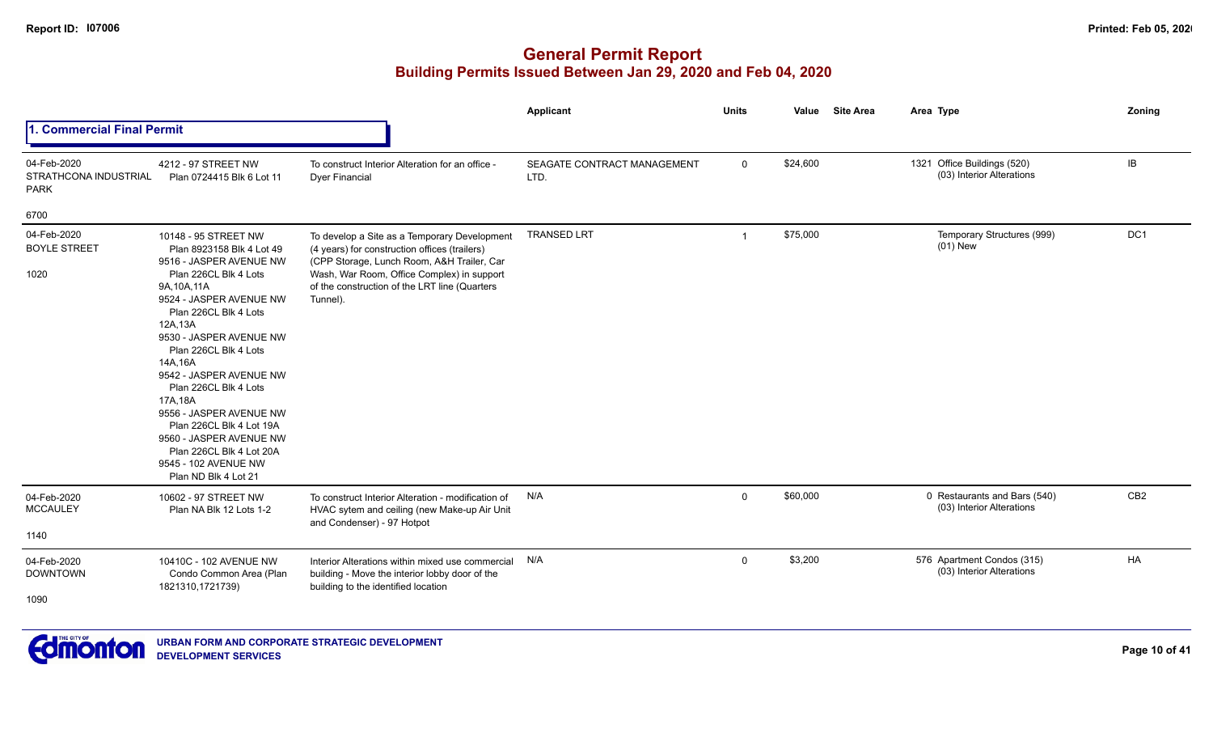# General Permit Report

## Building Permits Issued Between Jan 29, 2020 and Feb 04, 2020

### 1. Commercial Final Permit

| Date / Neighbourhood | Address / Legal | Description | Applicant | Units | Value | Site Area | Area | Type | Zoning |
|---|---|---|---|---|---|---|---|---|---|
| 04-Feb-2020 STRATHCONA INDUSTRIAL PARK 6700 | 4212 - 97 STREET NW Plan 0724415 Blk 6 Lot 11 | To construct Interior Alteration for an office - Dyer Financial | SEAGATE CONTRACT MANAGEMENT LTD. | 0 | $24,600 | | 1321 | Office Buildings (520) (03) Interior Alterations | IB |
| 04-Feb-2020 BOYLE STREET 1020 | 10148 - 95 STREET NW Plan 8923158 Blk 4 Lot 49<br>9516 - JASPER AVENUE NW Plan 226CL Blk 4 Lots 9A,10A,11A<br>9524 - JASPER AVENUE NW Plan 226CL Blk 4 Lots 12A,13A<br>9530 - JASPER AVENUE NW Plan 226CL Blk 4 Lots 14A,16A<br>9542 - JASPER AVENUE NW Plan 226CL Blk 4 Lots 17A,18A<br>9556 - JASPER AVENUE NW Plan 226CL Blk 4 Lot 19A<br>9560 - JASPER AVENUE NW Plan 226CL Blk 4 Lot 20A<br>9545 - 102 AVENUE NW Plan ND Blk 4 Lot 21 | To develop a Site as a Temporary Development (4 years) for construction offices (trailers) (CPP Storage, Lunch Room, A&H Trailer, Car Wash, War Room, Office Complex) in support of the construction of the LRT line (Quarters Tunnel). | TRANSED LRT | 1 | $75,000 | | | Temporary Structures (999) (01) New | DC1 |
| 04-Feb-2020 MCCAULEY 1140 | 10602 - 97 STREET NW Plan NA Blk 12 Lots 1-2 | To construct Interior Alteration - modification of HVAC sytem and ceiling (new Make-up Air Unit and Condenser) - 97 Hotpot | N/A | 0 | $60,000 | | 0 | Restaurants and Bars (540) (03) Interior Alterations | CB2 |
| 04-Feb-2020 DOWNTOWN 1090 | 10410C - 102 AVENUE NW Condo Common Area (Plan 1821310,1721739) | Interior Alterations within mixed use commercial building - Move the interior lobby door of the building to the identified location | N/A | 0 | $3,200 | | 576 | Apartment Condos (315) (03) Interior Alterations | HA |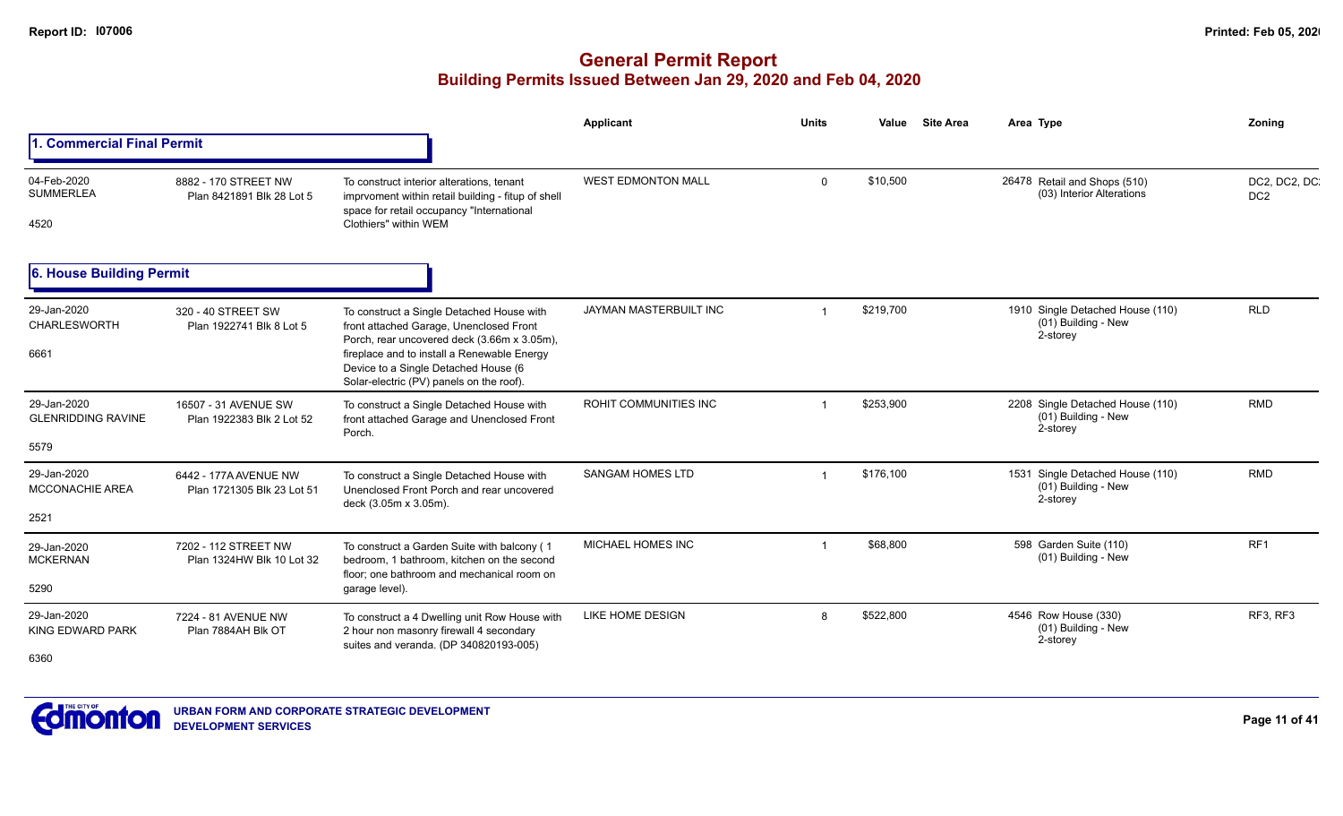# General Permit Report

## Building Permits Issued Between Jan 29, 2020 and Feb 04, 2020

### 1. Commercial Final Permit

| Date / Neighbourhood | Address / Legal | Description | Applicant | Units | Value | Site Area | Area Type | Zoning |
|---|---|---|---|---|---|---|---|---|
| 04-Feb-2020 SUMMERLEA 4520 | 8882 - 170 STREET NW Plan 8421891 Blk 28 Lot 5 | To construct interior alterations, tenant imprvoment within retail building - fitup of shell space for retail occupancy "International Clothiers" within WEM | WEST EDMONTON MALL | 0 | $10,500 | | 26478 Retail and Shops (510) (03) Interior Alterations | DC2, DC2, DC: DC2 |

### 6. House Building Permit

| Date / Neighbourhood | Address / Legal | Description | Applicant | Units | Value | Site Area | Area Type | Zoning |
|---|---|---|---|---|---|---|---|---|
| 29-Jan-2020 CHARLESWORTH 6661 | 320 - 40 STREET SW Plan 1922741 Blk 8 Lot 5 | To construct a Single Detached House with front attached Garage, Unenclosed Front Porch, rear uncovered deck (3.66m x 3.05m), fireplace and to install a Renewable Energy Device to a Single Detached House (6 Solar-electric (PV) panels on the roof). | JAYMAN MASTERBUILT INC | 1 | $219,700 | | 1910 Single Detached House (110) (01) Building - New 2-storey | RLD |
| 29-Jan-2020 GLENRIDDING RAVINE 5579 | 16507 - 31 AVENUE SW Plan 1922383 Blk 2 Lot 52 | To construct a Single Detached House with front attached Garage and Unenclosed Front Porch. | ROHIT COMMUNITIES INC | 1 | $253,900 | | 2208 Single Detached House (110) (01) Building - New 2-storey | RMD |
| 29-Jan-2020 MCCONACHIE AREA 2521 | 6442 - 177A AVENUE NW Plan 1721305 Blk 23 Lot 51 | To construct a Single Detached House with Unenclosed Front Porch and rear uncovered deck (3.05m x 3.05m). | SANGAM HOMES LTD | 1 | $176,100 | | 1531 Single Detached House (110) (01) Building - New 2-storey | RMD |
| 29-Jan-2020 MCKERNAN 5290 | 7202 - 112 STREET NW Plan 1324HW Blk 10 Lot 32 | To construct a Garden Suite with balcony ( 1 bedroom, 1 bathroom, kitchen on the second floor; one bathroom and mechanical room on garage level). | MICHAEL HOMES INC | 1 | $68,800 | | 598 Garden Suite (110) (01) Building - New | RF1 |
| 29-Jan-2020 KING EDWARD PARK 6360 | 7224 - 81 AVENUE NW Plan 7884AH Blk OT | To construct a 4 Dwelling unit Row House with 2 hour non masonry firewall 4 secondary suites and veranda. (DP 340820193-005) | LIKE HOME DESIGN | 8 | $522,800 | | 4546 Row House (330) (01) Building - New 2-storey | RF3, RF3 |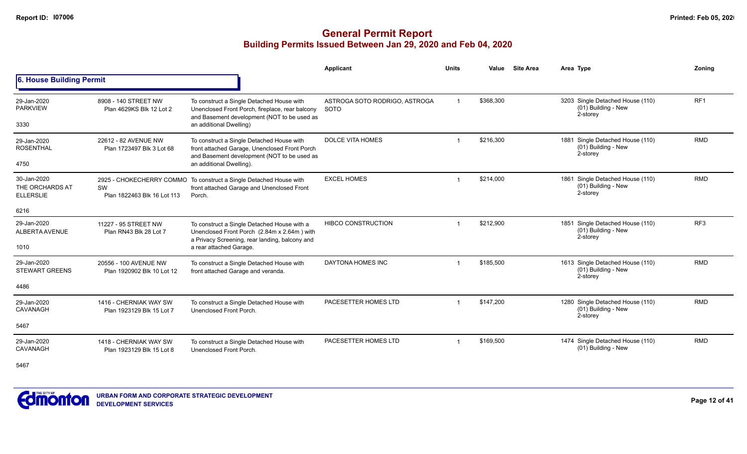# General Permit Report

## Building Permits Issued Between Jan 29, 2020 and Feb 04, 2020

### 6. House Building Permit

| | | | Applicant | Units | Value | Site Area | Area Type | Zoning |
|---|---|---|---|---|---|---|---|---|
| 29-Jan-2020 PARKVIEW 3330 | 8908 - 140 STREET NW Plan 4629KS Blk 12 Lot 2 | To construct a Single Detached House with Unenclosed Front Porch, fireplace, rear balcony and Basement development (NOT to be used as an additional Dwelling) | ASTROGA SOTO RODRIGO, ASTROGA SOTO | 1 | $368,300 | | 3203 Single Detached House (110) (01) Building - New 2-storey | RF1 |
| 29-Jan-2020 ROSENTHAL 4750 | 22612 - 82 AVENUE NW Plan 1723497 Blk 3 Lot 68 | To construct a Single Detached House with front attached Garage, Unenclosed Front Porch and Basement development (NOT to be used as an additional Dwelling). | DOLCE VITA HOMES | 1 | $216,300 | | 1881 Single Detached House (110) (01) Building - New 2-storey | RMD |
| 30-Jan-2020 THE ORCHARDS AT ELLERSLIE 6216 | 2925 - CHOKECHERRY COMMO SW Plan 1822463 Blk 16 Lot 113 | To construct a Single Detached House with front attached Garage and Unenclosed Front Porch. | EXCEL HOMES | 1 | $214,000 | | 1861 Single Detached House (110) (01) Building - New 2-storey | RMD |
| 29-Jan-2020 ALBERTA AVENUE 1010 | 11227 - 95 STREET NW Plan RN43 Blk 28 Lot 7 | To construct a Single Detached House with a Unenclosed Front Porch (2.84m x 2.64m ) with a Privacy Screening, rear landing, balcony and a rear attached Garage. | HIBCO CONSTRUCTION | 1 | $212,900 | | 1851 Single Detached House (110) (01) Building - New 2-storey | RF3 |
| 29-Jan-2020 STEWART GREENS 4486 | 20556 - 100 AVENUE NW Plan 1920902 Blk 10 Lot 12 | To construct a Single Detached House with front attached Garage and veranda. | DAYTONA HOMES INC | 1 | $185,500 | | 1613 Single Detached House (110) (01) Building - New 2-storey | RMD |
| 29-Jan-2020 CAVANAGH 5467 | 1416 - CHERNIAK WAY SW Plan 1923129 Blk 15 Lot 7 | To construct a Single Detached House with Unenclosed Front Porch. | PACESETTER HOMES LTD | 1 | $147,200 | | 1280 Single Detached House (110) (01) Building - New 2-storey | RMD |
| 29-Jan-2020 CAVANAGH 5467 | 1418 - CHERNIAK WAY SW Plan 1923129 Blk 15 Lot 8 | To construct a Single Detached House with Unenclosed Front Porch. | PACESETTER HOMES LTD | 1 | $169,500 | | 1474 Single Detached House (110) (01) Building - New | RMD |

URBAN FORM AND CORPORATE STRATEGIC DEVELOPMENT
DEVELOPMENT SERVICES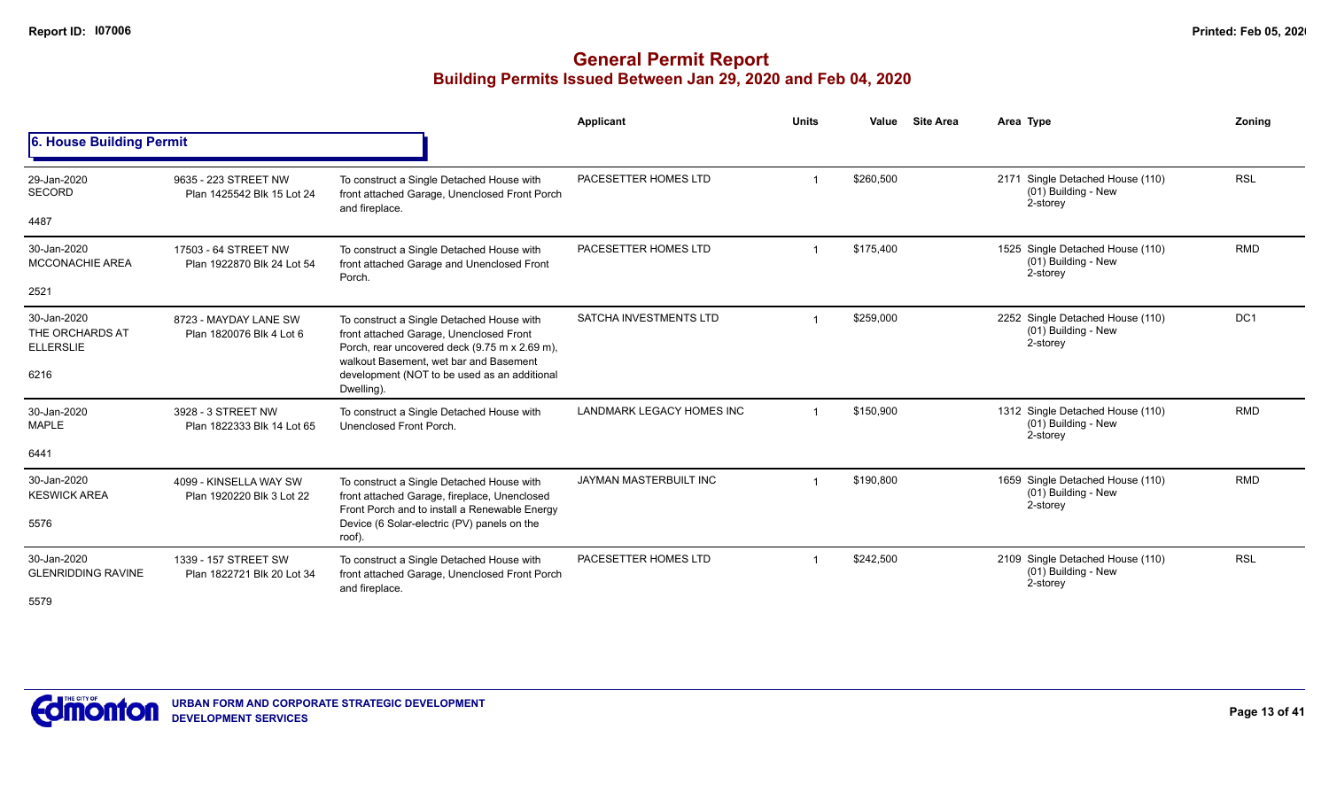# General Permit Report

## Building Permits Issued Between Jan 29, 2020 and Feb 04, 2020

### 6. House Building Permit

| Date / Neighbourhood | Address / Legal | Description | Applicant | Units | Value | Site Area | Area Type | Zoning |
|---|---|---|---|---|---|---|---|---|
| 29-Jan-2020<br>SECORD<br>4487 | 9635 - 223 STREET NW<br>Plan 1425542 Blk 15 Lot 24 | To construct a Single Detached House with front attached Garage, Unenclosed Front Porch and fireplace. | PACESETTER HOMES LTD | 1 | $260,500 | | 2171 Single Detached House (110)<br>(01) Building - New<br>2-storey | RSL |
| 30-Jan-2020<br>MCCONACHIE AREA<br>2521 | 17503 - 64 STREET NW<br>Plan 1922870 Blk 24 Lot 54 | To construct a Single Detached House with front attached Garage and Unenclosed Front Porch. | PACESETTER HOMES LTD | 1 | $175,400 | | 1525 Single Detached House (110)<br>(01) Building - New<br>2-storey | RMD |
| 30-Jan-2020<br>THE ORCHARDS AT ELLERSLIE<br>6216 | 8723 - MAYDAY LANE SW<br>Plan 1820076 Blk 4 Lot 6 | To construct a Single Detached House with front attached Garage, Unenclosed Front Porch, rear uncovered deck (9.75 m x 2.69 m), walkout Basement, wet bar and Basement development (NOT to be used as an additional Dwelling). | SATCHA INVESTMENTS LTD | 1 | $259,000 | | 2252 Single Detached House (110)<br>(01) Building - New<br>2-storey | DC1 |
| 30-Jan-2020<br>MAPLE<br>6441 | 3928 - 3 STREET NW<br>Plan 1822333 Blk 14 Lot 65 | To construct a Single Detached House with Unenclosed Front Porch. | LANDMARK LEGACY HOMES INC | 1 | $150,900 | | 1312 Single Detached House (110)<br>(01) Building - New<br>2-storey | RMD |
| 30-Jan-2020<br>KESWICK AREA<br>5576 | 4099 - KINSELLA WAY SW<br>Plan 1920220 Blk 3 Lot 22 | To construct a Single Detached House with front attached Garage, fireplace, Unenclosed Front Porch and to install a Renewable Energy Device (6 Solar-electric (PV) panels on the roof). | JAYMAN MASTERBUILT INC | 1 | $190,800 | | 1659 Single Detached House (110)<br>(01) Building - New<br>2-storey | RMD |
| 30-Jan-2020<br>GLENRIDDING RAVINE<br>5579 | 1339 - 157 STREET SW<br>Plan 1822721 Blk 20 Lot 34 | To construct a Single Detached House with front attached Garage, Unenclosed Front Porch and fireplace. | PACESETTER HOMES LTD | 1 | $242,500 | | 2109 Single Detached House (110)<br>(01) Building - New<br>2-storey | RSL |

URBAN FORM AND CORPORATE STRATEGIC DEVELOPMENT
DEVELOPMENT SERVICES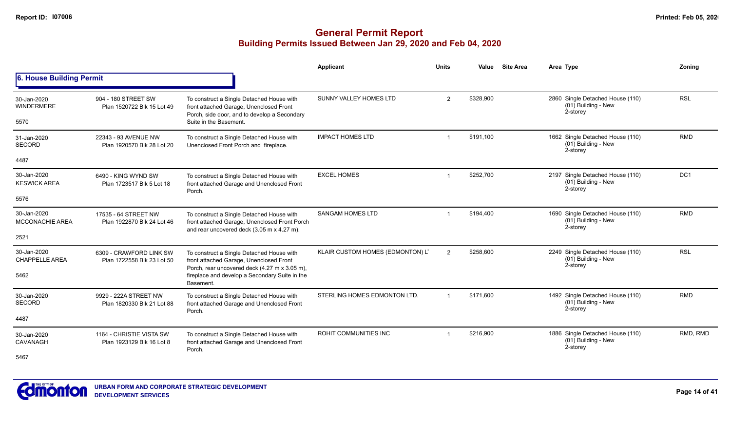# General Permit Report

## Building Permits Issued Between Jan 29, 2020 and Feb 04, 2020

### 6. House Building Permit

| Date / Neighbourhood | Address / Legal | Description | Applicant | Units | Value | Site Area | Area Type | Zoning |
|---|---|---|---|---|---|---|---|---|
| 30-Jan-2020 WINDERMERE 5570 | 904 - 180 STREET SW Plan 1520722 Blk 15 Lot 49 | To construct a Single Detached House with front attached Garage, Unenclosed Front Porch, side door, and to develop a Secondary Suite in the Basement. | SUNNY VALLEY HOMES LTD | 2 | $328,900 | | 2860 Single Detached House (110) (01) Building - New 2-storey | RSL |
| 31-Jan-2020 SECORD 4487 | 22343 - 93 AVENUE NW Plan 1920570 Blk 28 Lot 20 | To construct a Single Detached House with Unenclosed Front Porch and fireplace. | IMPACT HOMES LTD | 1 | $191,100 | | 1662 Single Detached House (110) (01) Building - New 2-storey | RMD |
| 30-Jan-2020 KESWICK AREA 5576 | 6490 - KING WYND SW Plan 1723517 Blk 5 Lot 18 | To construct a Single Detached House with front attached Garage and Unenclosed Front Porch. | EXCEL HOMES | 1 | $252,700 | | 2197 Single Detached House (110) (01) Building - New 2-storey | DC1 |
| 30-Jan-2020 MCCONACHIE AREA 2521 | 17535 - 64 STREET NW Plan 1922870 Blk 24 Lot 46 | To construct a Single Detached House with front attached Garage, Unenclosed Front Porch and rear uncovered deck (3.05 m x 4.27 m). | SANGAM HOMES LTD | 1 | $194,400 | | 1690 Single Detached House (110) (01) Building - New 2-storey | RMD |
| 30-Jan-2020 CHAPPELLE AREA 5462 | 6309 - CRAWFORD LINK SW Plan 1722558 Blk 23 Lot 50 | To construct a Single Detached House with front attached Garage, Unenclosed Front Porch, rear uncovered deck (4.27 m x 3.05 m), fireplace and develop a Secondary Suite in the Basement. | KLAIR CUSTOM HOMES (EDMONTON) L | 2 | $258,600 | | 2249 Single Detached House (110) (01) Building - New 2-storey | RSL |
| 30-Jan-2020 SECORD 4487 | 9929 - 222A STREET NW Plan 1820330 Blk 21 Lot 88 | To construct a Single Detached House with front attached Garage and Unenclosed Front Porch. | STERLING HOMES EDMONTON LTD. | 1 | $171,600 | | 1492 Single Detached House (110) (01) Building - New 2-storey | RMD |
| 30-Jan-2020 CAVANAGH 5467 | 1164 - CHRISTIE VISTA SW Plan 1923129 Blk 16 Lot 8 | To construct a Single Detached House with front attached Garage and Unenclosed Front Porch. | ROHIT COMMUNITIES INC | 1 | $216,900 | | 1886 Single Detached House (110) (01) Building - New 2-storey | RMD, RMD |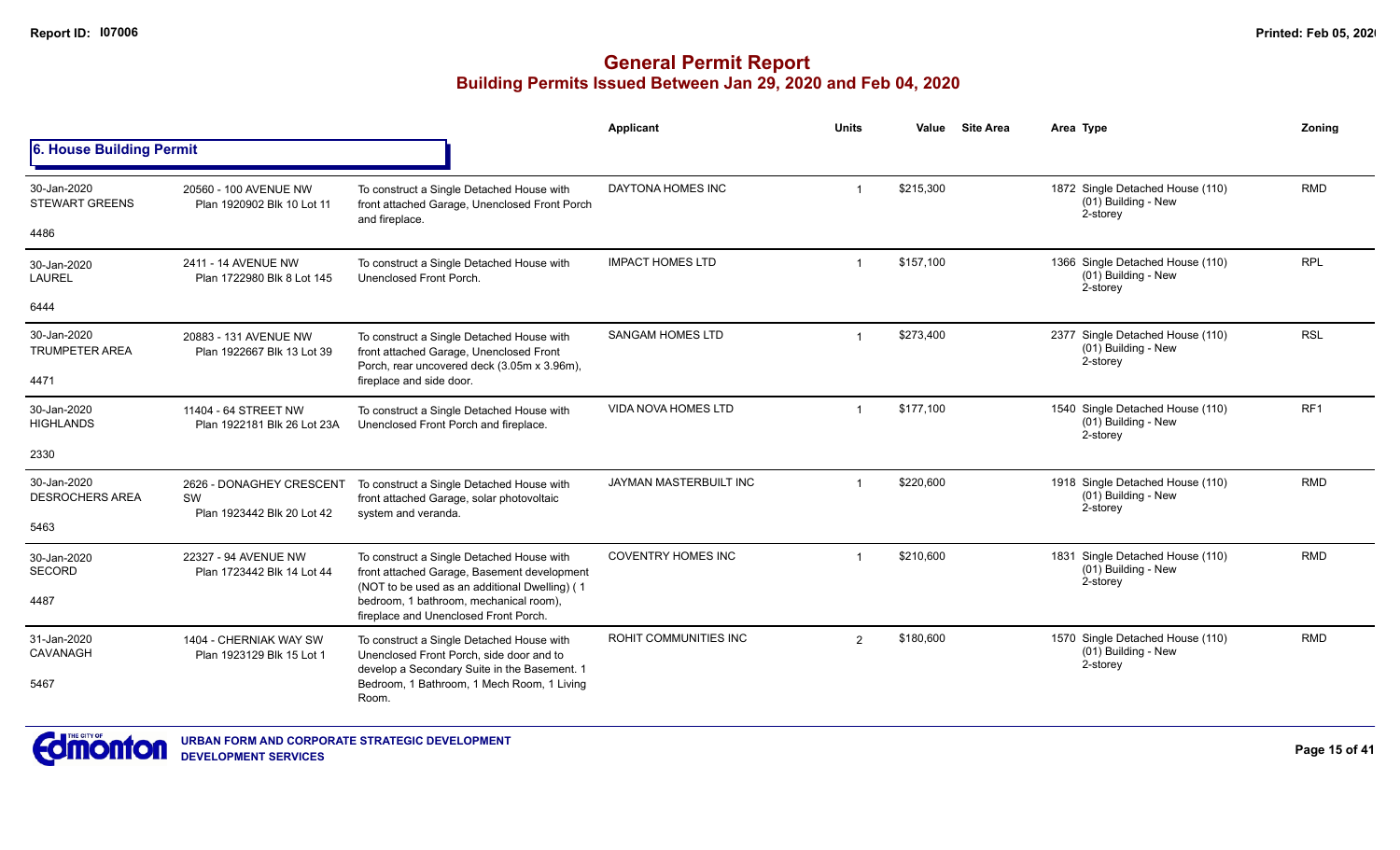# General Permit Report
## Building Permits Issued Between Jan 29, 2020 and Feb 04, 2020

### 6. House Building Permit

| | | | Applicant | Units | Value | Site Area | Area | Type | Zoning |
|---|---|---|---|---|---|---|---|---|---|
| 30-Jan-2020<br>STEWART GREENS<br>4486 | 20560 - 100 AVENUE NW<br>Plan 1920902 Blk 10 Lot 11 | To construct a Single Detached House with front attached Garage, Unenclosed Front Porch and fireplace. | DAYTONA HOMES INC | 1 | $215,300 | | 1872 | Single Detached House (110)<br>(01) Building - New<br>2-storey | RMD |
| 30-Jan-2020<br>LAUREL<br>6444 | 2411 - 14 AVENUE NW<br>Plan 1722980 Blk 8 Lot 145 | To construct a Single Detached House with Unenclosed Front Porch. | IMPACT HOMES LTD | 1 | $157,100 | | 1366 | Single Detached House (110)<br>(01) Building - New<br>2-storey | RPL |
| 30-Jan-2020<br>TRUMPETER AREA<br>4471 | 20883 - 131 AVENUE NW<br>Plan 1922667 Blk 13 Lot 39 | To construct a Single Detached House with front attached Garage, Unenclosed Front Porch, rear uncovered deck (3.05m x 3.96m), fireplace and side door. | SANGAM HOMES LTD | 1 | $273,400 | | 2377 | Single Detached House (110)<br>(01) Building - New<br>2-storey | RSL |
| 30-Jan-2020<br>HIGHLANDS<br>2330 | 11404 - 64 STREET NW<br>Plan 1922181 Blk 26 Lot 23A | To construct a Single Detached House with Unenclosed Front Porch and fireplace. | VIDA NOVA HOMES LTD | 1 | $177,100 | | 1540 | Single Detached House (110)<br>(01) Building - New<br>2-storey | RF1 |
| 30-Jan-2020<br>DESROCHERS AREA<br>5463 | 2626 - DONAGHEY CRESCENT SW<br>Plan 1923444 Blk 20 Lot 42 | To construct a Single Detached House with front attached Garage, solar photovoltaic system and veranda. | JAYMAN MASTERBUILT INC | 1 | $220,600 | | 1918 | Single Detached House (110)<br>(01) Building - New<br>2-storey | RMD |
| 30-Jan-2020<br>SECORD<br>4487 | 22327 - 94 AVENUE NW<br>Plan 1723442 Blk 14 Lot 44 | To construct a Single Detached House with front attached Garage, Basement development (NOT to be used as an additional Dwelling) ( 1 bedroom, 1 bathroom, mechanical room), fireplace and Unenclosed Front Porch. | COVENTRY HOMES INC | 1 | $210,600 | | 1831 | Single Detached House (110)<br>(01) Building - New<br>2-storey | RMD |
| 31-Jan-2020<br>CAVANAGH<br>5467 | 1404 - CHERNIAK WAY SW<br>Plan 1923129 Blk 15 Lot 1 | To construct a Single Detached House with Unenclosed Front Porch, side door and to develop a Secondary Suite in the Basement. 1 Bedroom, 1 Bathroom, 1 Mech Room, 1 Living Room. | ROHIT COMMUNITIES INC | 2 | $180,600 | | 1570 | Single Detached House (110)<br>(01) Building - New<br>2-storey | RMD |

URBAN FORM AND CORPORATE STRATEGIC DEVELOPMENT
DEVELOPMENT SERVICES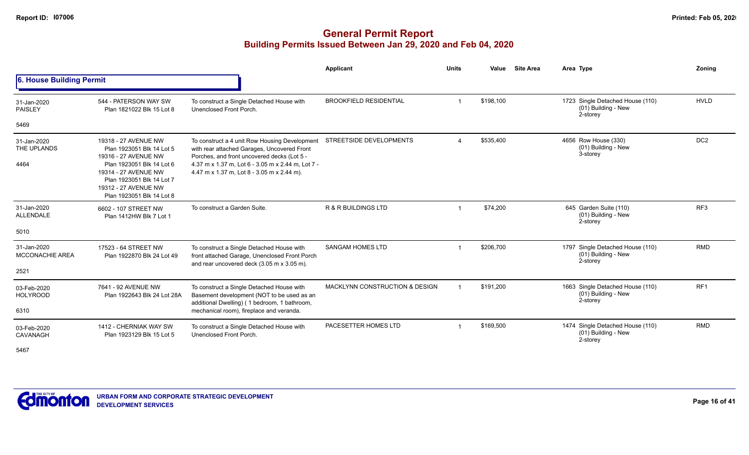# General Permit Report
## Building Permits Issued Between Jan 29, 2020 and Feb 04, 2020

### 6. House Building Permit

| Date / Neighbourhood | Address / Legal | Description | Applicant | Units | Value | Site Area | Area Type | Zoning |
|---|---|---|---|---|---|---|---|---|
| 31-Jan-2020<br>PAISLEY<br>5469 | 544 - PATERSON WAY SW<br>Plan 1821022 Blk 15 Lot 8 | To construct a Single Detached House with Unenclosed Front Porch. | BROOKFIELD RESIDENTIAL | 1 | $198,100 | | 1723 Single Detached House (110)<br>(01) Building - New<br>2-storey | HVLD |
| 31-Jan-2020<br>THE UPLANDS<br>4464 | 19318 - 27 AVENUE NW<br>Plan 1923051 Blk 14 Lot 5<br>19316 - 27 AVENUE NW<br>Plan 1923051 Blk 14 Lot 6<br>19314 - 27 AVENUE NW<br>Plan 1923051 Blk 14 Lot 7<br>19312 - 27 AVENUE NW<br>Plan 1923051 Blk 14 Lot 8 | To construct a 4 unit Row Housing Development with rear attached Garages, Uncovered Front Porches, and front uncovered decks (Lot 5 - 4.37 m x 1.37 m, Lot 6 - 3.05 m x 2.44 m, Lot 7 - 4.47 m x 1.37 m, Lot 8 - 3.05 m x 2.44 m). | STREETSIDE DEVELOPMENTS | 4 | $535,400 | | 4656 Row House (330)<br>(01) Building - New<br>3-storey | DC2 |
| 31-Jan-2020<br>ALLENDALE<br>5010 | 6602 - 107 STREET NW<br>Plan 1412HW Blk 7 Lot 1 | To construct a Garden Suite. | R & R BUILDINGS LTD | 1 | $74,200 | | 645 Garden Suite (110)<br>(01) Building - New<br>2-storey | RF3 |
| 31-Jan-2020<br>MCCONACHIE AREA<br>2521 | 17523 - 64 STREET NW<br>Plan 1922870 Blk 24 Lot 49 | To construct a Single Detached House with front attached Garage, Unenclosed Front Porch and rear uncovered deck (3.05 m x 3.05 m). | SANGAM HOMES LTD | 1 | $206,700 | | 1797 Single Detached House (110)<br>(01) Building - New<br>2-storey | RMD |
| 03-Feb-2020<br>HOLYROOD<br>6310 | 7641 - 92 AVENUE NW<br>Plan 1922643 Blk 24 Lot 28A | To construct a Single Detached House with Basement development (NOT to be used as an additional Dwelling) ( 1 bedroom, 1 bathroom, mechanical room), fireplace and veranda. | MACKLYNN CONSTRUCTION & DESIGN | 1 | $191,200 | | 1663 Single Detached House (110)<br>(01) Building - New<br>2-storey | RF1 |
| 03-Feb-2020<br>CAVANAGH<br>5467 | 1412 - CHERNIAK WAY SW<br>Plan 1923129 Blk 15 Lot 5 | To construct a Single Detached House with Unenclosed Front Porch. | PACESETTER HOMES LTD | 1 | $169,500 | | 1474 Single Detached House (110)<br>(01) Building - New<br>2-storey | RMD |

URBAN FORM AND CORPORATE STRATEGIC DEVELOPMENT
DEVELOPMENT SERVICES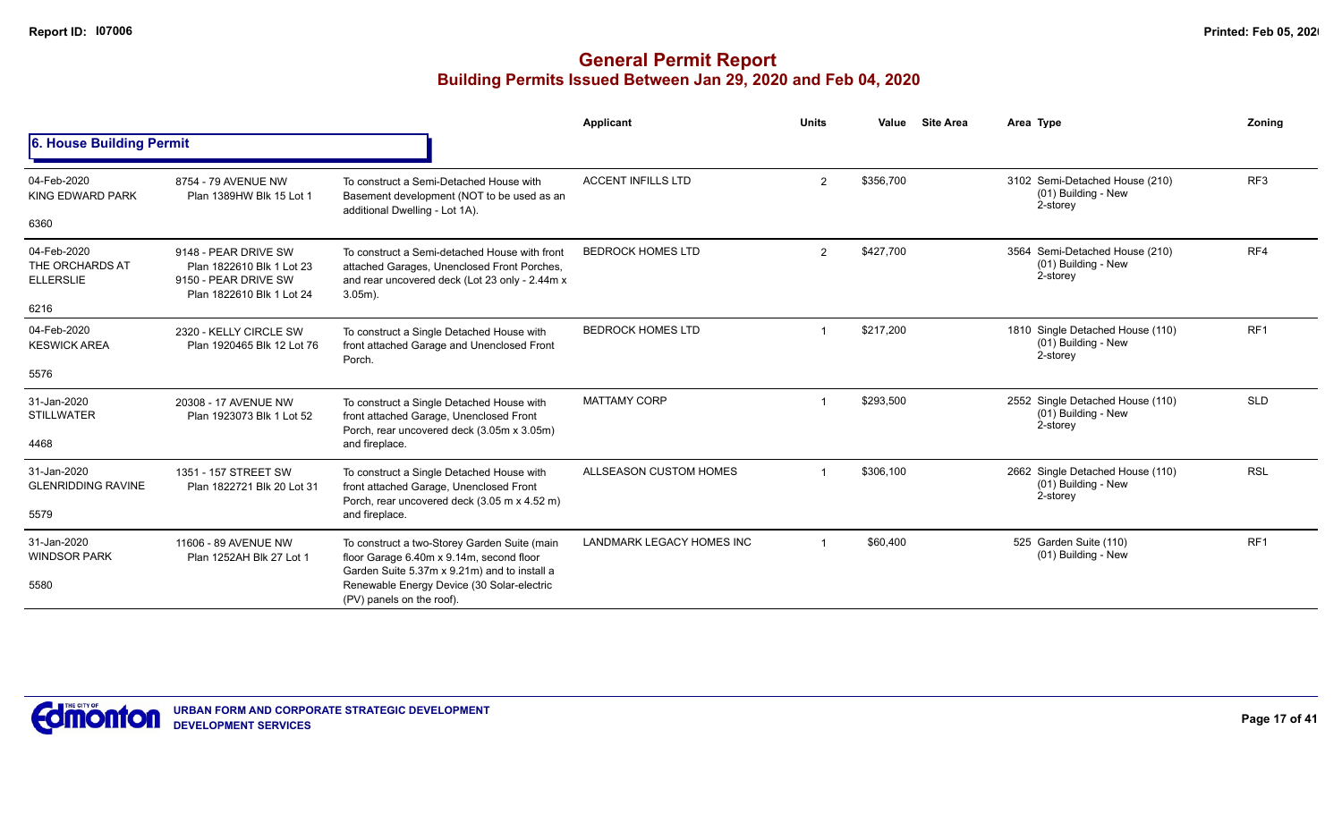# General Permit Report

## Building Permits Issued Between Jan 29, 2020 and Feb 04, 2020

### 6. House Building Permit

| Date / Neighbourhood | Address / Legal | Description | Applicant | Units | Value | Site Area | Area Type | Zoning |
|---|---|---|---|---|---|---|---|---|
| 04-Feb-2020<br>KING EDWARD PARK<br>6360 | 8754 - 79 AVENUE NW<br>Plan 1389HW Blk 15 Lot 1 | To construct a Semi-Detached House with Basement development (NOT to be used as an additional Dwelling - Lot 1A). | ACCENT INFILLS LTD | 2 | $356,700 | | 3102 Semi-Detached House (210)<br>(01) Building - New<br>2-storey | RF3 |
| 04-Feb-2020<br>THE ORCHARDS AT ELLERSLIE<br>6216 | 9148 - PEAR DRIVE SW<br>Plan 1822610 Blk 1 Lot 23<br>9150 - PEAR DRIVE SW<br>Plan 1822610 Blk 1 Lot 24 | To construct a Semi-detached House with front attached Garages, Unenclosed Front Porches, and rear uncovered deck (Lot 23 only - 2.44m x 3.05m). | BEDROCK HOMES LTD | 2 | $427,700 | | 3564 Semi-Detached House (210)<br>(01) Building - New<br>2-storey | RF4 |
| 04-Feb-2020<br>KESWICK AREA<br>5576 | 2320 - KELLY CIRCLE SW<br>Plan 1920465 Blk 12 Lot 76 | To construct a Single Detached House with front attached Garage and Unenclosed Front Porch. | BEDROCK HOMES LTD | 1 | $217,200 | | 1810 Single Detached House (110)<br>(01) Building - New<br>2-storey | RF1 |
| 31-Jan-2020<br>STILLWATER<br>4468 | 20308 - 17 AVENUE NW<br>Plan 1923073 Blk 1 Lot 52 | To construct a Single Detached House with front attached Garage, Unenclosed Front Porch, rear uncovered deck (3.05m x 3.05m) and fireplace. | MATTAMY CORP | 1 | $293,500 | | 2552 Single Detached House (110)<br>(01) Building - New<br>2-storey | SLD |
| 31-Jan-2020<br>GLENRIDDING RAVINE<br>5579 | 1351 - 157 STREET SW<br>Plan 1822721 Blk 20 Lot 31 | To construct a Single Detached House with front attached Garage, Unenclosed Front Porch, rear uncovered deck (3.05 m x 4.52 m) and fireplace. | ALLSEASON CUSTOM HOMES | 1 | $306,100 | | 2662 Single Detached House (110)<br>(01) Building - New<br>2-storey | RSL |
| 31-Jan-2020<br>WINDSOR PARK<br>5580 | 11606 - 89 AVENUE NW<br>Plan 1252AH Blk 27 Lot 1 | To construct a two-Storey Garden Suite (main floor Garage 6.40m x 9.14m, second floor Garden Suite 5.37m x 9.21m) and to install a Renewable Energy Device (30 Solar-electric (PV) panels on the roof). | LANDMARK LEGACY HOMES INC | 1 | $60,400 | | 525 Garden Suite (110)<br>(01) Building - New | RF1 |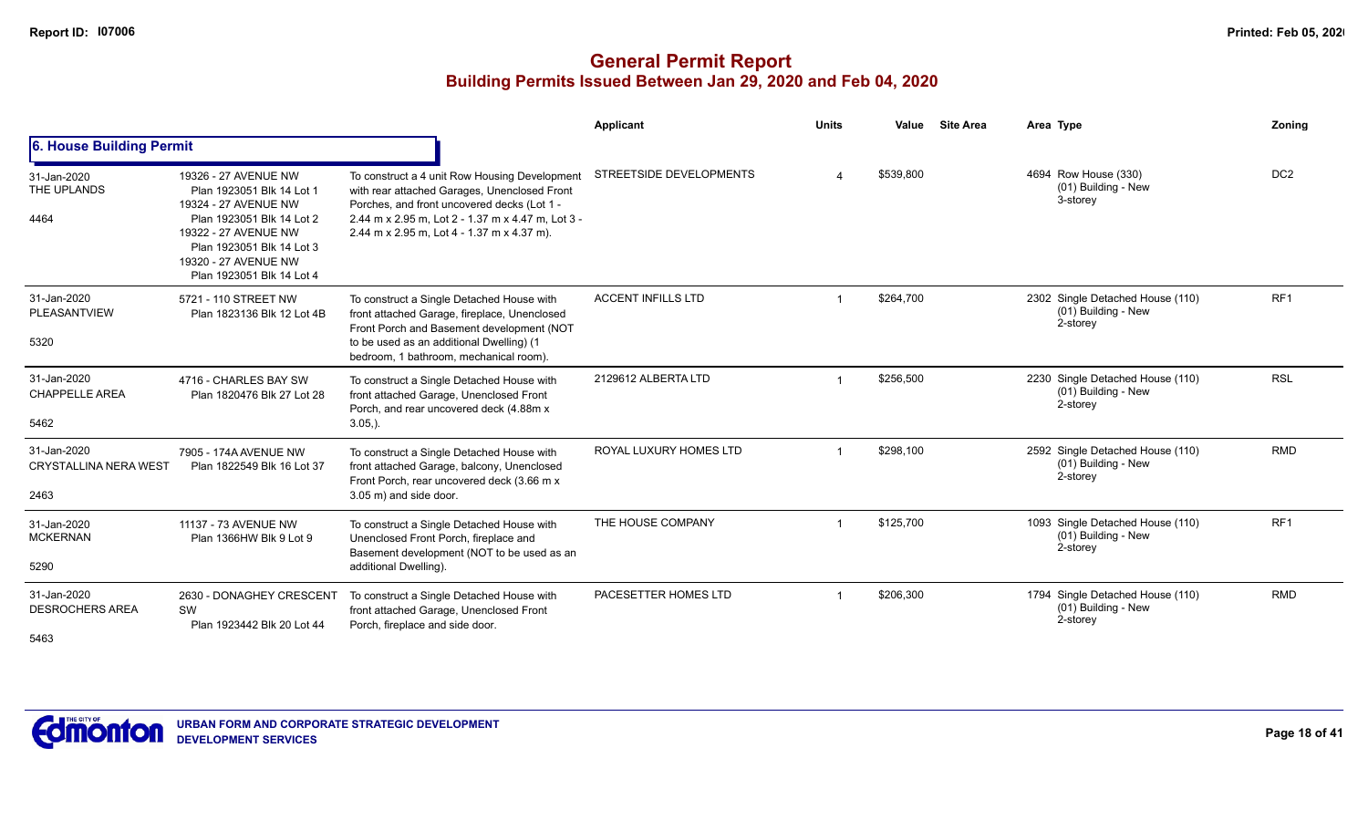# General Permit Report

## Building Permits Issued Between Jan 29, 2020 and Feb 04, 2020

### 6. House Building Permit

| Date / Neighbourhood | Address / Legal | Description | Applicant | Units | Value | Site Area | Area Type | Zoning |
|---|---|---|---|---|---|---|---|---|
| 31-Jan-2020 THE UPLANDS 4464 | 19326 - 27 AVENUE NW Plan 1923051 Blk 14 Lot 1 19324 - 27 AVENUE NW Plan 1923051 Blk 14 Lot 2 19322 - 27 AVENUE NW Plan 1923051 Blk 14 Lot 3 19320 - 27 AVENUE NW Plan 1923051 Blk 14 Lot 4 | To construct a 4 unit Row Housing Development with rear attached Garages, Unenclosed Front Porches, and front uncovered decks (Lot 1 - 2.44 m x 2.95 m, Lot 2 - 1.37 m x 4.47 m, Lot 3 - 2.44 m x 2.95 m, Lot 4 - 1.37 m x 4.37 m). | STREETSIDE DEVELOPMENTS | 4 | $539,800 | | 4694 Row House (330) (01) Building - New 3-storey | DC2 |
| 31-Jan-2020 PLEASANTVIEW 5320 | 5721 - 110 STREET NW Plan 1823136 Blk 12 Lot 4B | To construct a Single Detached House with front attached Garage, fireplace, Unenclosed Front Porch and Basement development (NOT to be used as an additional Dwelling) (1 bedroom, 1 bathroom, mechanical room). | ACCENT INFILLS LTD | 1 | $264,700 | | 2302 Single Detached House (110) (01) Building - New 2-storey | RF1 |
| 31-Jan-2020 CHAPPELLE AREA 5462 | 4716 - CHARLES BAY SW Plan 1820476 Blk 27 Lot 28 | To construct a Single Detached House with front attached Garage, Unenclosed Front Porch, and rear uncovered deck (4.88m x 3.05,). | 2129612 ALBERTA LTD | 1 | $256,500 | | 2230 Single Detached House (110) (01) Building - New 2-storey | RSL |
| 31-Jan-2020 CRYSTALLINA NERA WEST 2463 | 7905 - 174A AVENUE NW Plan 1822549 Blk 16 Lot 37 | To construct a Single Detached House with front attached Garage, balcony, Unenclosed Front Porch, rear uncovered deck (3.66 m x 3.05 m) and side door. | ROYAL LUXURY HOMES LTD | 1 | $298,100 | | 2592 Single Detached House (110) (01) Building - New 2-storey | RMD |
| 31-Jan-2020 MCKERNAN 5290 | 11137 - 73 AVENUE NW Plan 1366HW Blk 9 Lot 9 | To construct a Single Detached House with Unenclosed Front Porch, fireplace and Basement development (NOT to be used as an additional Dwelling). | THE HOUSE COMPANY | 1 | $125,700 | | 1093 Single Detached House (110) (01) Building - New 2-storey | RF1 |
| 31-Jan-2020 DESROCHERS AREA 5463 | 2630 - DONAGHEY CRESCENT SW Plan 1923442 Blk 20 Lot 44 | To construct a Single Detached House with front attached Garage, Unenclosed Front Porch, fireplace and side door. | PACESETTER HOMES LTD | 1 | $206,300 | | 1794 Single Detached House (110) (01) Building - New 2-storey | RMD |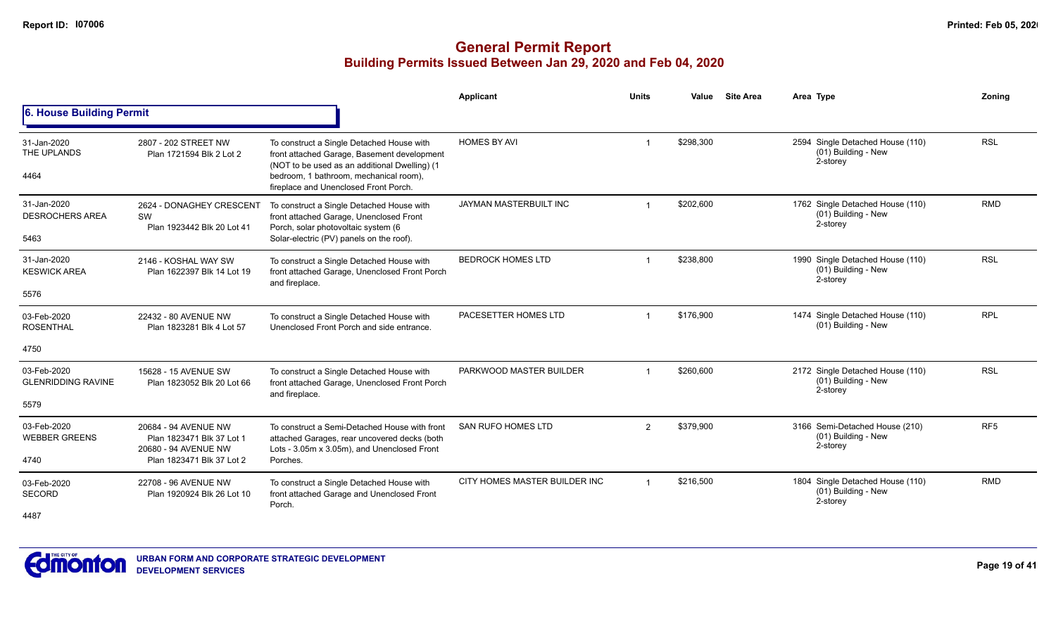# General Permit Report

## Building Permits Issued Between Jan 29, 2020 and Feb 04, 2020

### 6. House Building Permit

| Date / Neighbourhood | Address / Legal | Description | Applicant | Units | Value | Site Area | Area Type | Zoning |
|---|---|---|---|---|---|---|---|---|
| 31-Jan-2020 THE UPLANDS 4464 | 2807 - 202 STREET NW Plan 1721594 Blk 2 Lot 2 | To construct a Single Detached House with front attached Garage, Basement development (NOT to be used as an additional Dwelling) (1 bedroom, 1 bathroom, mechanical room), fireplace and Unenclosed Front Porch. | HOMES BY AVI | 1 | $298,300 | | 2594 Single Detached House (110) (01) Building - New 2-storey | RSL |
| 31-Jan-2020 DESROCHERS AREA 5463 | 2624 - DONAGHEY CRESCENT SW Plan 1923442 Blk 20 Lot 41 | To construct a Single Detached House with front attached Garage, Unenclosed Front Porch, solar photovoltaic system (6 Solar-electric (PV) panels on the roof). | JAYMAN MASTERBUILT INC | 1 | $202,600 | | 1762 Single Detached House (110) (01) Building - New 2-storey | RMD |
| 31-Jan-2020 KESWICK AREA 5576 | 2146 - KOSHAL WAY SW Plan 1622397 Blk 14 Lot 19 | To construct a Single Detached House with front attached Garage, Unenclosed Front Porch and fireplace. | BEDROCK HOMES LTD | 1 | $238,800 | | 1990 Single Detached House (110) (01) Building - New 2-storey | RSL |
| 03-Feb-2020 ROSENTHAL 4750 | 22432 - 80 AVENUE NW Plan 1823281 Blk 4 Lot 57 | To construct a Single Detached House with Unenclosed Front Porch and side entrance. | PACESETTER HOMES LTD | 1 | $176,900 | | 1474 Single Detached House (110) (01) Building - New | RPL |
| 03-Feb-2020 GLENRIDDING RAVINE 5579 | 15628 - 15 AVENUE SW Plan 1823052 Blk 20 Lot 66 | To construct a Single Detached House with front attached Garage, Unenclosed Front Porch and fireplace. | PARKWOOD MASTER BUILDER | 1 | $260,600 | | 2172 Single Detached House (110) (01) Building - New 2-storey | RSL |
| 03-Feb-2020 WEBBER GREENS 4740 | 20684 - 94 AVENUE NW Plan 1823471 Blk 37 Lot 1 20680 - 94 AVENUE NW Plan 1823471 Blk 37 Lot 2 | To construct a Semi-Detached House with front attached Garages, rear uncovered decks (both Lots - 3.05m x 3.05m), and Unenclosed Front Porches. | SAN RUFO HOMES LTD | 2 | $379,900 | | 3166 Semi-Detached House (210) (01) Building - New 2-storey | RF5 |
| 03-Feb-2020 SECORD 4487 | 22708 - 96 AVENUE NW Plan 1920924 Blk 26 Lot 10 | To construct a Single Detached House with front attached Garage and Unenclosed Front Porch. | CITY HOMES MASTER BUILDER INC | 1 | $216,500 | | 1804 Single Detached House (110) (01) Building - New 2-storey | RMD |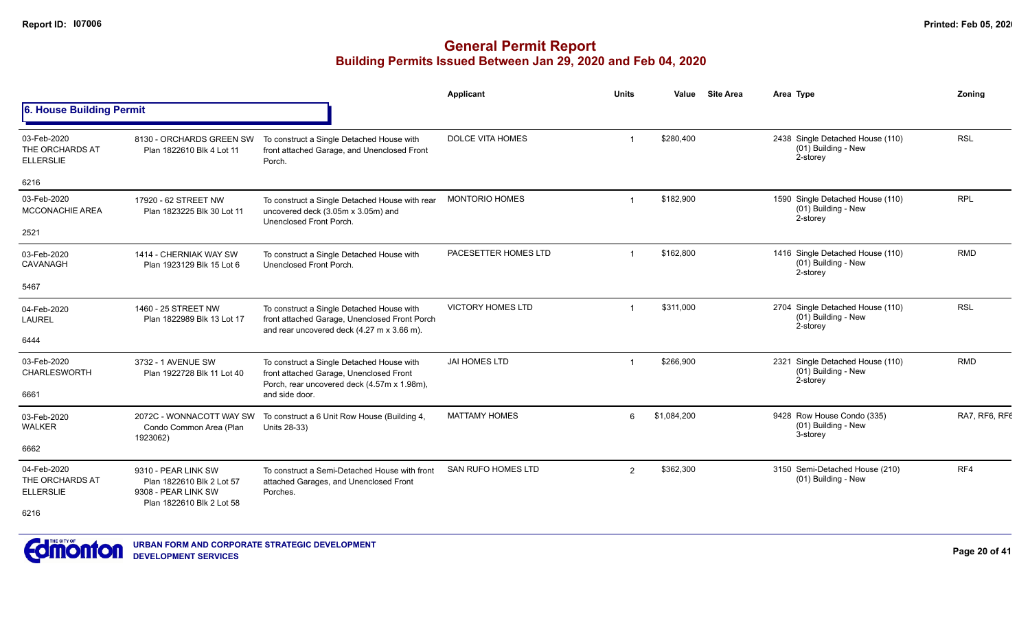# General Permit Report

## Building Permits Issued Between Jan 29, 2020 and Feb 04, 2020

### 6. House Building Permit

| Date / Neighbourhood | Address / Legal | Description | Applicant | Units | Value | Site Area | Area | Type | Zoning |
|---|---|---|---|---|---|---|---|---|---|
| 03-Feb-2020 THE ORCHARDS AT ELLERSLIE 6216 | 8130 - ORCHARDS GREEN SW Plan 1822610 Blk 4 Lot 11 | To construct a Single Detached House with front attached Garage, and Unenclosed Front Porch. | DOLCE VITA HOMES | 1 | $280,400 | | 2438 | Single Detached House (110) (01) Building - New 2-storey | RSL |
| 03-Feb-2020 MCCONACHIE AREA 2521 | 17920 - 62 STREET NW Plan 1823225 Blk 30 Lot 11 | To construct a Single Detached House with rear uncovered deck (3.05m x 3.05m) and Unenclosed Front Porch. | MONTORIO HOMES | 1 | $182,900 | | 1590 | Single Detached House (110) (01) Building - New 2-storey | RPL |
| 03-Feb-2020 CAVANAGH 5467 | 1414 - CHERNIAK WAY SW Plan 1923129 Blk 15 Lot 6 | To construct a Single Detached House with Unenclosed Front Porch. | PACESETTER HOMES LTD | 1 | $162,800 | | 1416 | Single Detached House (110) (01) Building - New 2-storey | RMD |
| 04-Feb-2020 LAUREL 6444 | 1460 - 25 STREET NW Plan 1822989 Blk 13 Lot 17 | To construct a Single Detached House with front attached Garage, Unenclosed Front Porch and rear uncovered deck (4.27 m x 3.66 m). | VICTORY HOMES LTD | 1 | $311,000 | | 2704 | Single Detached House (110) (01) Building - New 2-storey | RSL |
| 03-Feb-2020 CHARLESWORTH 6661 | 3732 - 1 AVENUE SW Plan 1922728 Blk 11 Lot 40 | To construct a Single Detached House with front attached Garage, Unenclosed Front Porch, rear uncovered deck (4.57m x 1.98m), and side door. | JAI HOMES LTD | 1 | $266,900 | | 2321 | Single Detached House (110) (01) Building - New 2-storey | RMD |
| 03-Feb-2020 WALKER 6662 | 2072C - WONNACOTT WAY SW Condo Common Area (Plan 1923062) | To construct a 6 Unit Row House (Building 4, Units 28-33) | MATTAMY HOMES | 6 | $1,084,200 | | 9428 | Row House Condo (335) (01) Building - New 3-storey | RA7, RF6, RF6 |
| 04-Feb-2020 THE ORCHARDS AT ELLERSLIE 6216 | 9310 - PEAR LINK SW Plan 1822610 Blk 2 Lot 57 9308 - PEAR LINK SW Plan 1822610 Blk 2 Lot 58 | To construct a Semi-Detached House with front attached Garages, and Unenclosed Front Porches. | SAN RUFO HOMES LTD | 2 | $362,300 | | 3150 | Semi-Detached House (210) (01) Building - New | RF4 |

URBAN FORM AND CORPORATE STRATEGIC DEVELOPMENT
DEVELOPMENT SERVICES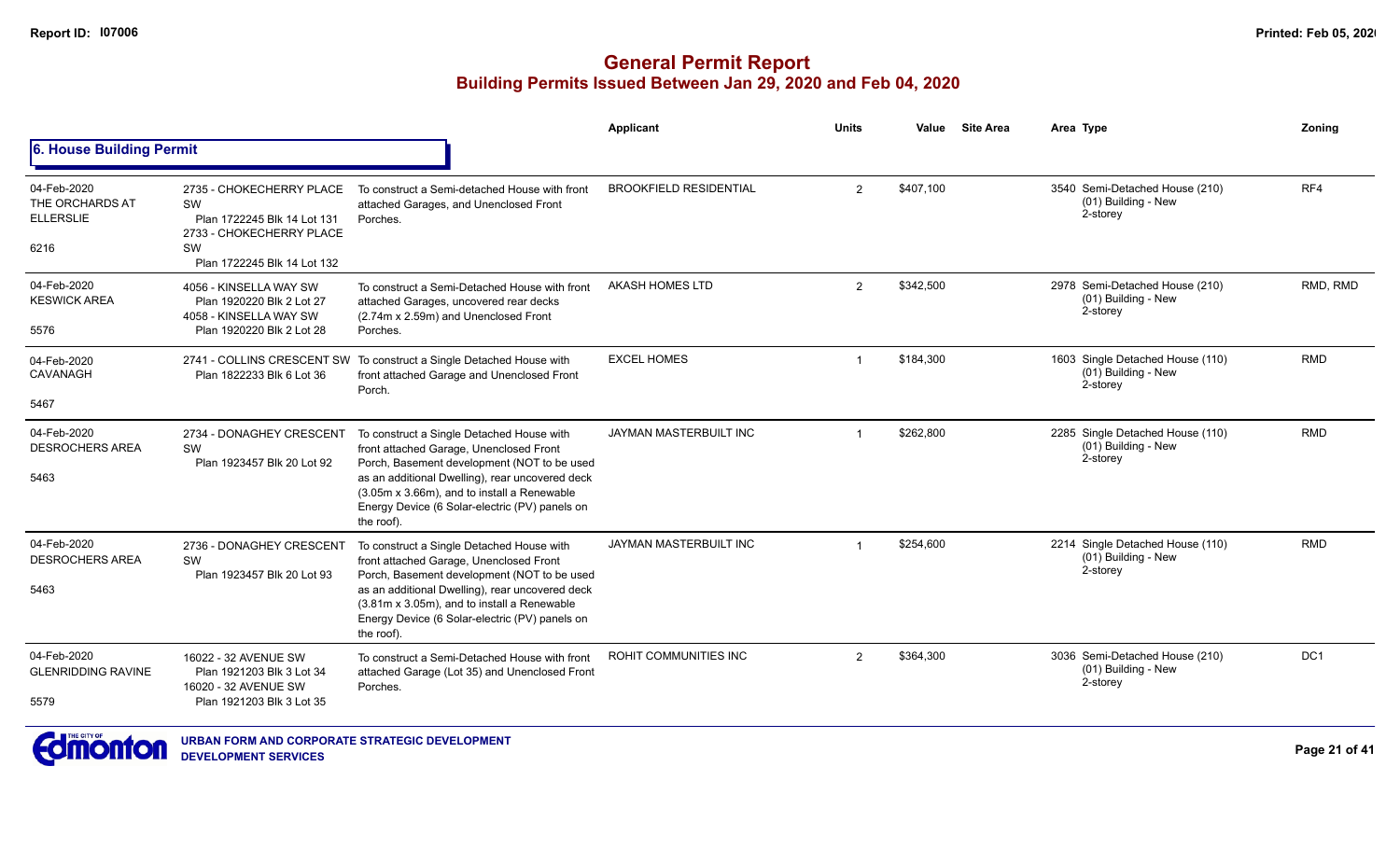# General Permit Report

## Building Permits Issued Between Jan 29, 2020 and Feb 04, 2020

### 6. House Building Permit

| | | | Applicant | Units | Value | Site Area | Area Type | Zoning |
|---|---|---|---|---|---|---|---|---|
| 04-Feb-2020 THE ORCHARDS AT ELLERSLIE 6216 | 2735 - CHOKECHERRY PLACE SW Plan 1722245 Blk 14 Lot 131 2733 - CHOKECHERRY PLACE SW Plan 1722245 Blk 14 Lot 132 | To construct a Semi-detached House with front attached Garages, and Unenclosed Front Porches. | BROOKFIELD RESIDENTIAL | 2 | $407,100 | | 3540 Semi-Detached House (210) (01) Building - New 2-storey | RF4 |
| 04-Feb-2020 KESWICK AREA 5576 | 4056 - KINSELLA WAY SW Plan 1920220 Blk 2 Lot 27 4058 - KINSELLA WAY SW Plan 1920220 Blk 2 Lot 28 | To construct a Semi-Detached House with front attached Garages, uncovered rear decks (2.74m x 2.59m) and Unenclosed Front Porches. | AKASH HOMES LTD | 2 | $342,500 | | 2978 Semi-Detached House (210) (01) Building - New 2-storey | RMD, RMD |
| 04-Feb-2020 CAVANAGH 5467 | 2741 - COLLINS CRESCENT SW Plan 1822233 Blk 6 Lot 36 | To construct a Single Detached House with front attached Garage and Unenclosed Front Porch. | EXCEL HOMES | 1 | $184,300 | | 1603 Single Detached House (110) (01) Building - New 2-storey | RMD |
| 04-Feb-2020 DESROCHERS AREA 5463 | 2734 - DONAGHEY CRESCENT SW Plan 1923457 Blk 20 Lot 92 | To construct a Single Detached House with front attached Garage, Unenclosed Front Porch, Basement development (NOT to be used as an additional Dwelling), rear uncovered deck (3.05m x 3.66m), and to install a Renewable Energy Device (6 Solar-electric (PV) panels on the roof). | JAYMAN MASTERBUILT INC | 1 | $262,800 | | 2285 Single Detached House (110) (01) Building - New 2-storey | RMD |
| 04-Feb-2020 DESROCHERS AREA 5463 | 2736 - DONAGHEY CRESCENT SW Plan 1923457 Blk 20 Lot 93 | To construct a Single Detached House with front attached Garage, Unenclosed Front Porch, Basement development (NOT to be used as an additional Dwelling), rear uncovered deck (3.81m x 3.05m), and to install a Renewable Energy Device (6 Solar-electric (PV) panels on the roof). | JAYMAN MASTERBUILT INC | 1 | $254,600 | | 2214 Single Detached House (110) (01) Building - New 2-storey | RMD |
| 04-Feb-2020 GLENRIDDING RAVINE 5579 | 16022 - 32 AVENUE SW Plan 1921203 Blk 3 Lot 34 16020 - 32 AVENUE SW Plan 1921203 Blk 3 Lot 35 | To construct a Semi-Detached House with front attached Garage (Lot 35) and Unenclosed Front Porches. | ROHIT COMMUNITIES INC | 2 | $364,300 | | 3036 Semi-Detached House (210) (01) Building - New 2-storey | DC1 |

URBAN FORM AND CORPORATE STRATEGIC DEVELOPMENT
DEVELOPMENT SERVICES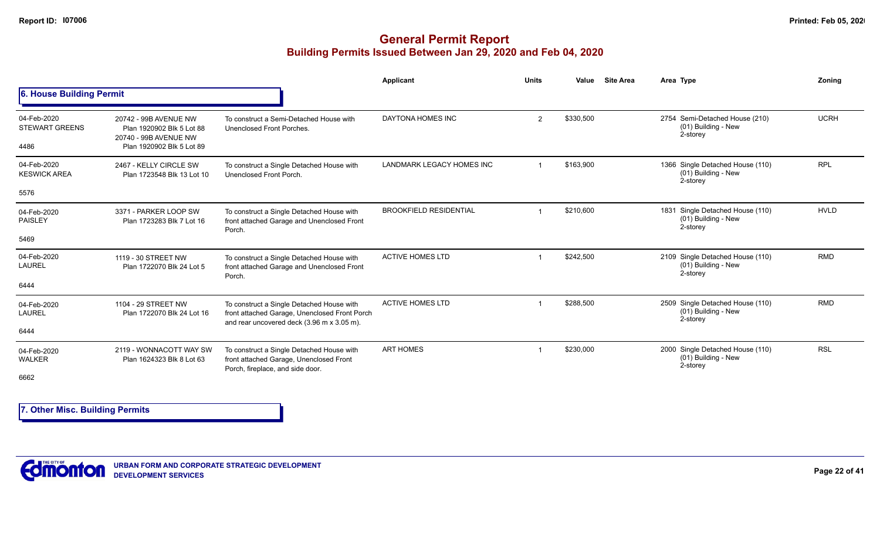## General Permit Report
### Building Permits Issued Between Jan 29, 2020 and Feb 04, 2020

**6. House Building Permit**

| Date / Neighbourhood | Address / Legal | Description | Applicant | Units | Value | Site Area | Area Type | Zoning |
|---|---|---|---|---|---|---|---|---|
| 04-Feb-2020 STEWART GREENS 4486 | 20742 - 99B AVENUE NW Plan 1920902 Blk 5 Lot 88 20740 - 99B AVENUE NW Plan 1920902 Blk 5 Lot 89 | To construct a Semi-Detached House with Unenclosed Front Porches. | DAYTONA HOMES INC | 2 | $330,500 | | 2754 Semi-Detached House (210) (01) Building - New 2-storey | UCRH |
| 04-Feb-2020 KESWICK AREA 5576 | 2467 - KELLY CIRCLE SW Plan 1723548 Blk 13 Lot 10 | To construct a Single Detached House with Unenclosed Front Porch. | LANDMARK LEGACY HOMES INC | 1 | $163,900 | | 1366 Single Detached House (110) (01) Building - New 2-storey | RPL |
| 04-Feb-2020 PAISLEY 5469 | 3371 - PARKER LOOP SW Plan 1723283 Blk 7 Lot 16 | To construct a Single Detached House with front attached Garage and Unenclosed Front Porch. | BROOKFIELD RESIDENTIAL | 1 | $210,600 | | 1831 Single Detached House (110) (01) Building - New 2-storey | HVLD |
| 04-Feb-2020 LAUREL 6444 | 1119 - 30 STREET NW Plan 1722070 Blk 24 Lot 5 | To construct a Single Detached House with front attached Garage and Unenclosed Front Porch. | ACTIVE HOMES LTD | 1 | $242,500 | | 2109 Single Detached House (110) (01) Building - New 2-storey | RMD |
| 04-Feb-2020 LAUREL 6444 | 1104 - 29 STREET NW Plan 1722070 Blk 24 Lot 16 | To construct a Single Detached House with front attached Garage, Unenclosed Front Porch and rear uncovered deck (3.96 m x 3.05 m). | ACTIVE HOMES LTD | 1 | $288,500 | | 2509 Single Detached House (110) (01) Building - New 2-storey | RMD |
| 04-Feb-2020 WALKER 6662 | 2119 - WONNACOTT WAY SW Plan 1624323 Blk 8 Lot 63 | To construct a Single Detached House with front attached Garage, Unenclosed Front Porch, fireplace, and side door. | ART HOMES | 1 | $230,000 | | 2000 Single Detached House (110) (01) Building - New 2-storey | RSL |

**7. Other Misc. Building Permits**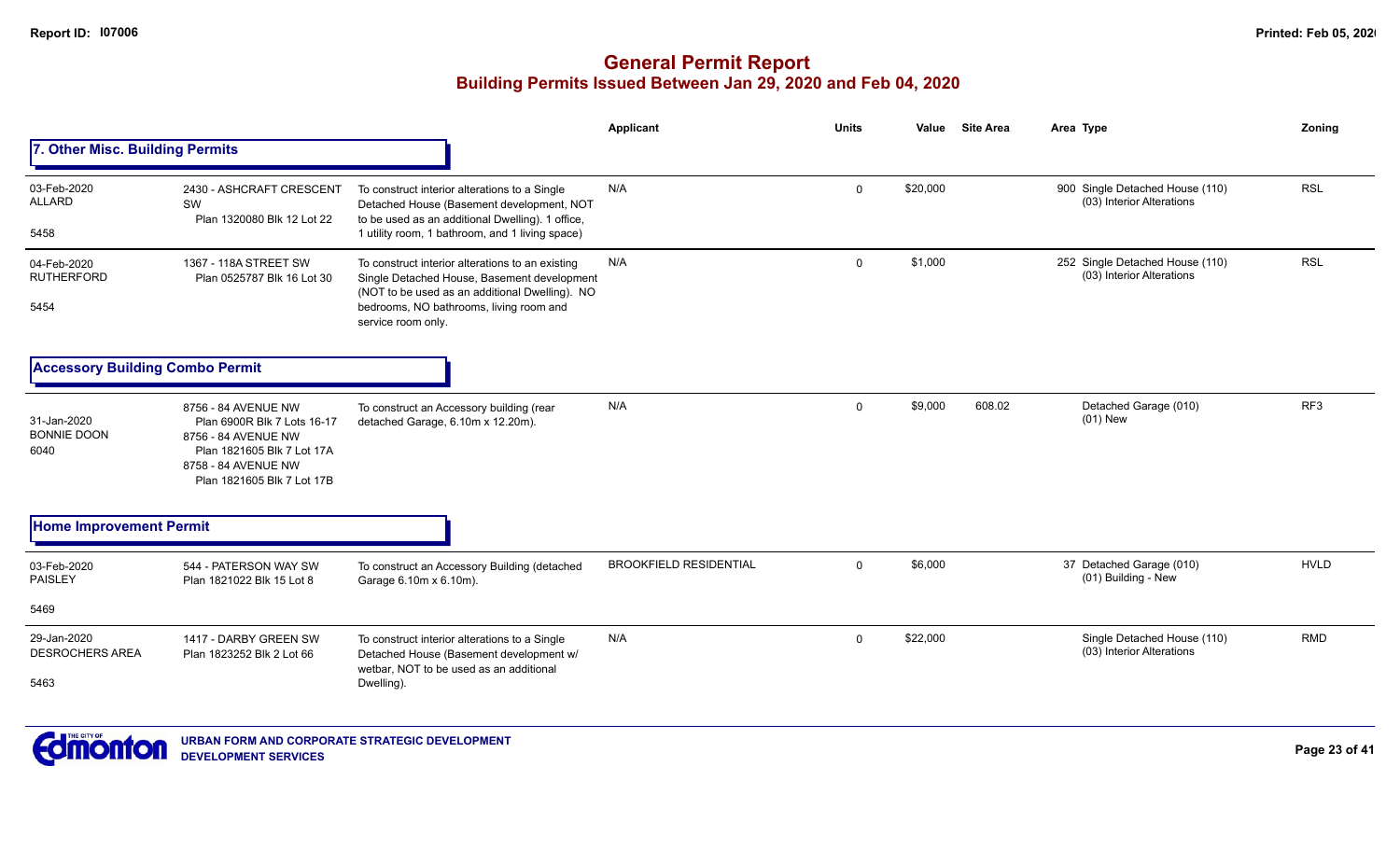# General Permit Report

## Building Permits Issued Between Jan 29, 2020 and Feb 04, 2020

### 7. Other Misc. Building Permits

| Date / Neighbourhood / No. | Address / Legal | Description | Applicant | Units | Value | Site Area | Area | Type | Zoning |
|---|---|---|---|---|---|---|---|---|---|
| 03-Feb-2020 ALLARD 5458 | 2430 - ASHCRAFT CRESCENT SW Plan 1320080 Blk 12 Lot 22 | To construct interior alterations to a Single Detached House (Basement development, NOT to be used as an additional Dwelling). 1 office, 1 utility room, 1 bathroom, and 1 living space) | N/A | 0 | $20,000 | | 900 | Single Detached House (110) (03) Interior Alterations | RSL |
| 04-Feb-2020 RUTHERFORD 5454 | 1367 - 118A STREET SW Plan 0525787 Blk 16 Lot 30 | To construct interior alterations to an existing Single Detached House, Basement development (NOT to be used as an additional Dwelling). NO bedrooms, NO bathrooms, living room and service room only. | N/A | 0 | $1,000 | | 252 | Single Detached House (110) (03) Interior Alterations | RSL |

### Accessory Building Combo Permit

| Date / Neighbourhood / No. | Address / Legal | Description | Applicant | Units | Value | Site Area | Area | Type | Zoning |
|---|---|---|---|---|---|---|---|---|---|
| 31-Jan-2020 BONNIE DOON 6040 | 8756 - 84 AVENUE NW Plan 6900R Blk 7 Lots 16-17; 8756 - 84 AVENUE NW Plan 1821605 Blk 7 Lot 17A; 8758 - 84 AVENUE NW Plan 1821605 Blk 7 Lot 17B | To construct an Accessory building (rear detached Garage, 6.10m x 12.20m). | N/A | 0 | $9,000 | 608.02 | | Detached Garage (010) (01) New | RF3 |

### Home Improvement Permit

| Date / Neighbourhood / No. | Address / Legal | Description | Applicant | Units | Value | Site Area | Area | Type | Zoning |
|---|---|---|---|---|---|---|---|---|---|
| 03-Feb-2020 PAISLEY 5469 | 544 - PATERSON WAY SW Plan 1821022 Blk 15 Lot 8 | To construct an Accessory Building (detached Garage 6.10m x 6.10m). | BROOKFIELD RESIDENTIAL | 0 | $6,000 | | 37 | Detached Garage (010) (01) Building - New | HVLD |
| 29-Jan-2020 DESROCHERS AREA 5463 | 1417 - DARBY GREEN SW Plan 1823252 Blk 2 Lot 66 | To construct interior alterations to a Single Detached House (Basement development w/ wetbar, NOT to be used as an additional Dwelling). | N/A | 0 | $22,000 | | | Single Detached House (110) (03) Interior Alterations | RMD |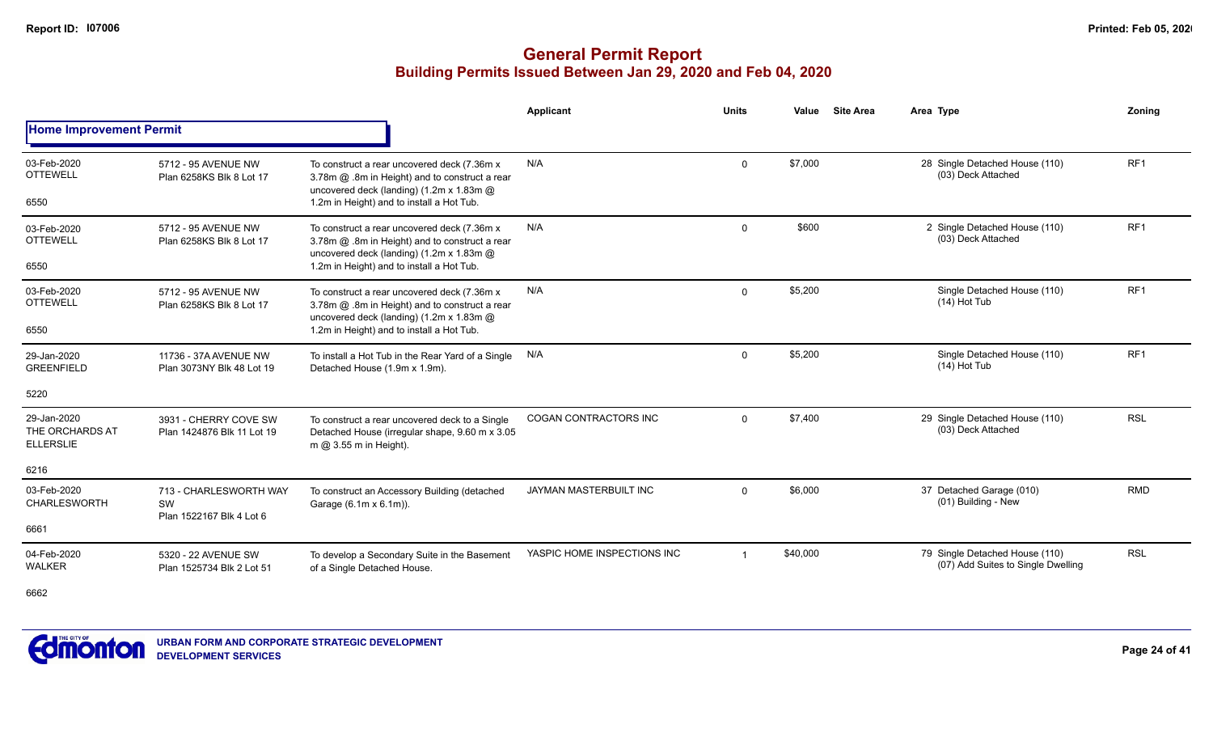# General Permit Report

## Building Permits Issued Between Jan 29, 2020 and Feb 04, 2020

### Home Improvement Permit

| Date / Neighbourhood | Address / Legal | Description | Applicant | Units | Value | Site Area | Area Type | Zoning |
|---|---|---|---|---|---|---|---|---|
| 03-Feb-2020 OTTEWELL 6550 | 5712 - 95 AVENUE NW Plan 6258KS Blk 8 Lot 17 | To construct a rear uncovered deck (7.36m x 3.78m @ .8m in Height) and to construct a rear uncovered deck (landing) (1.2m x 1.83m @ 1.2m in Height) and to install a Hot Tub. | N/A | 0 | $7,000 | | 28 Single Detached House (110) (03) Deck Attached | RF1 |
| 03-Feb-2020 OTTEWELL 6550 | 5712 - 95 AVENUE NW Plan 6258KS Blk 8 Lot 17 | To construct a rear uncovered deck (7.36m x 3.78m @ .8m in Height) and to construct a rear uncovered deck (landing) (1.2m x 1.83m @ 1.2m in Height) and to install a Hot Tub. | N/A | 0 | $600 | | 2 Single Detached House (110) (03) Deck Attached | RF1 |
| 03-Feb-2020 OTTEWELL 6550 | 5712 - 95 AVENUE NW Plan 6258KS Blk 8 Lot 17 | To construct a rear uncovered deck (7.36m x 3.78m @ .8m in Height) and to construct a rear uncovered deck (landing) (1.2m x 1.83m @ 1.2m in Height) and to install a Hot Tub. | N/A | 0 | $5,200 | | Single Detached House (110) (14) Hot Tub | RF1 |
| 29-Jan-2020 GREENFIELD 5220 | 11736 - 37A AVENUE NW Plan 3073NY Blk 48 Lot 19 | To install a Hot Tub in the Rear Yard of a Single Detached House (1.9m x 1.9m). | N/A | 0 | $5,200 | | Single Detached House (110) (14) Hot Tub | RF1 |
| 29-Jan-2020 THE ORCHARDS AT ELLERSLIE 6216 | 3931 - CHERRY COVE SW Plan 1424876 Blk 11 Lot 19 | To construct a rear uncovered deck to a Single Detached House (irregular shape, 9.60 m x 3.05 m @ 3.55 m in Height). | COGAN CONTRACTORS INC | 0 | $7,400 | | 29 Single Detached House (110) (03) Deck Attached | RSL |
| 03-Feb-2020 CHARLESWORTH 6661 | 713 - CHARLESWORTH WAY SW Plan 1522167 Blk 4 Lot 6 | To construct an Accessory Building (detached Garage (6.1m x 6.1m)). | JAYMAN MASTERBUILT INC | 0 | $6,000 | | 37 Detached Garage (010) (01) Building - New | RMD |
| 04-Feb-2020 WALKER 6662 | 5320 - 22 AVENUE SW Plan 1525734 Blk 2 Lot 51 | To develop a Secondary Suite in the Basement of a Single Detached House. | YASPIC HOME INSPECTIONS INC | 1 | $40,000 | | 79 Single Detached House (110) (07) Add Suites to Single Dwelling | RSL |

URBAN FORM AND CORPORATE STRATEGIC DEVELOPMENT
DEVELOPMENT SERVICES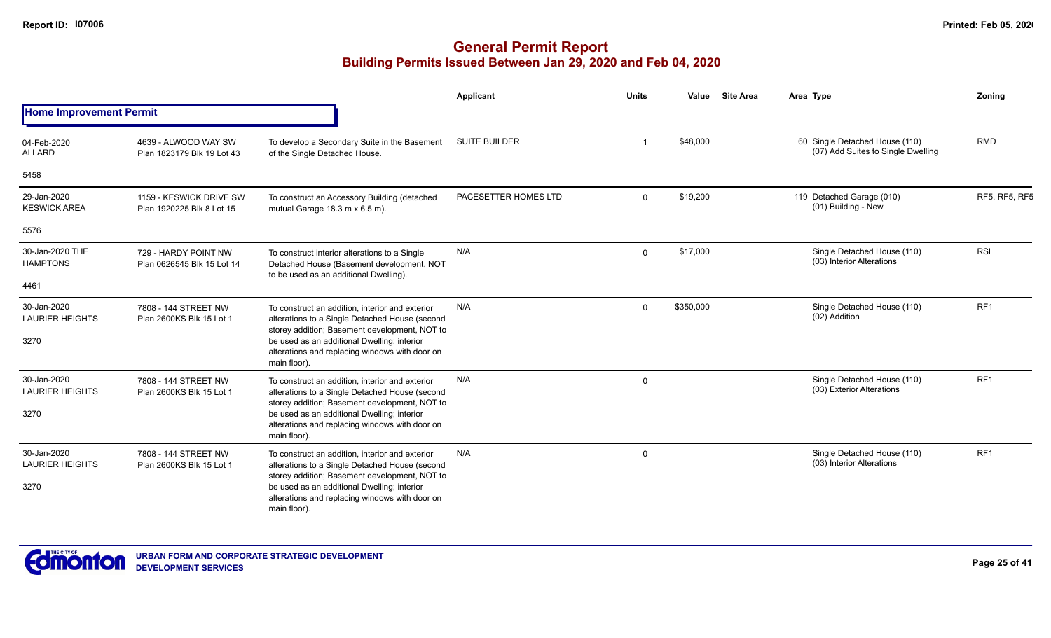# General Permit Report

## Building Permits Issued Between Jan 29, 2020 and Feb 04, 2020

### Home Improvement Permit

| Date / Neighbourhood | Address / Legal | Description | Applicant | Units | Value | Site Area | Area Type | Zoning |
|---|---|---|---|---|---|---|---|---|
| 04-Feb-2020 ALLARD 5458 | 4639 - ALWOOD WAY SW Plan 1823179 Blk 19 Lot 43 | To develop a Secondary Suite in the Basement of the Single Detached House. | SUITE BUILDER | 1 | $48,000 | | 60 Single Detached House (110) (07) Add Suites to Single Dwelling | RMD |
| 29-Jan-2020 KESWICK AREA 5576 | 1159 - KESWICK DRIVE SW Plan 1920225 Blk 8 Lot 15 | To construct an Accessory Building (detached mutual Garage 18.3 m x 6.5 m). | PACESETTER HOMES LTD | 0 | $19,200 | | 119 Detached Garage (010) (01) Building - New | RF5, RF5, RF5 |
| 30-Jan-2020 THE HAMPTONS 4461 | 729 - HARDY POINT NW Plan 0626545 Blk 15 Lot 14 | To construct interior alterations to a Single Detached House (Basement development, NOT to be used as an additional Dwelling). | N/A | 0 | $17,000 | | Single Detached House (110) (03) Interior Alterations | RSL |
| 30-Jan-2020 LAURIER HEIGHTS 3270 | 7808 - 144 STREET NW Plan 2600KS Blk 15 Lot 1 | To construct an addition, interior and exterior alterations to a Single Detached House (second storey addition; Basement development, NOT to be used as an additional Dwelling; interior alterations and replacing windows with door on main floor). | N/A | 0 | $350,000 | | Single Detached House (110) (02) Addition | RF1 |
| 30-Jan-2020 LAURIER HEIGHTS 3270 | 7808 - 144 STREET NW Plan 2600KS Blk 15 Lot 1 | To construct an addition, interior and exterior alterations to a Single Detached House (second storey addition; Basement development, NOT to be used as an additional Dwelling; interior alterations and replacing windows with door on main floor). | N/A | 0 | | | Single Detached House (110) (03) Exterior Alterations | RF1 |
| 30-Jan-2020 LAURIER HEIGHTS 3270 | 7808 - 144 STREET NW Plan 2600KS Blk 15 Lot 1 | To construct an addition, interior and exterior alterations to a Single Detached House (second storey addition; Basement development, NOT to be used as an additional Dwelling; interior alterations and replacing windows with door on main floor). | N/A | 0 | | | Single Detached House (110) (03) Interior Alterations | RF1 |

URBAN FORM AND CORPORATE STRATEGIC DEVELOPMENT
DEVELOPMENT SERVICES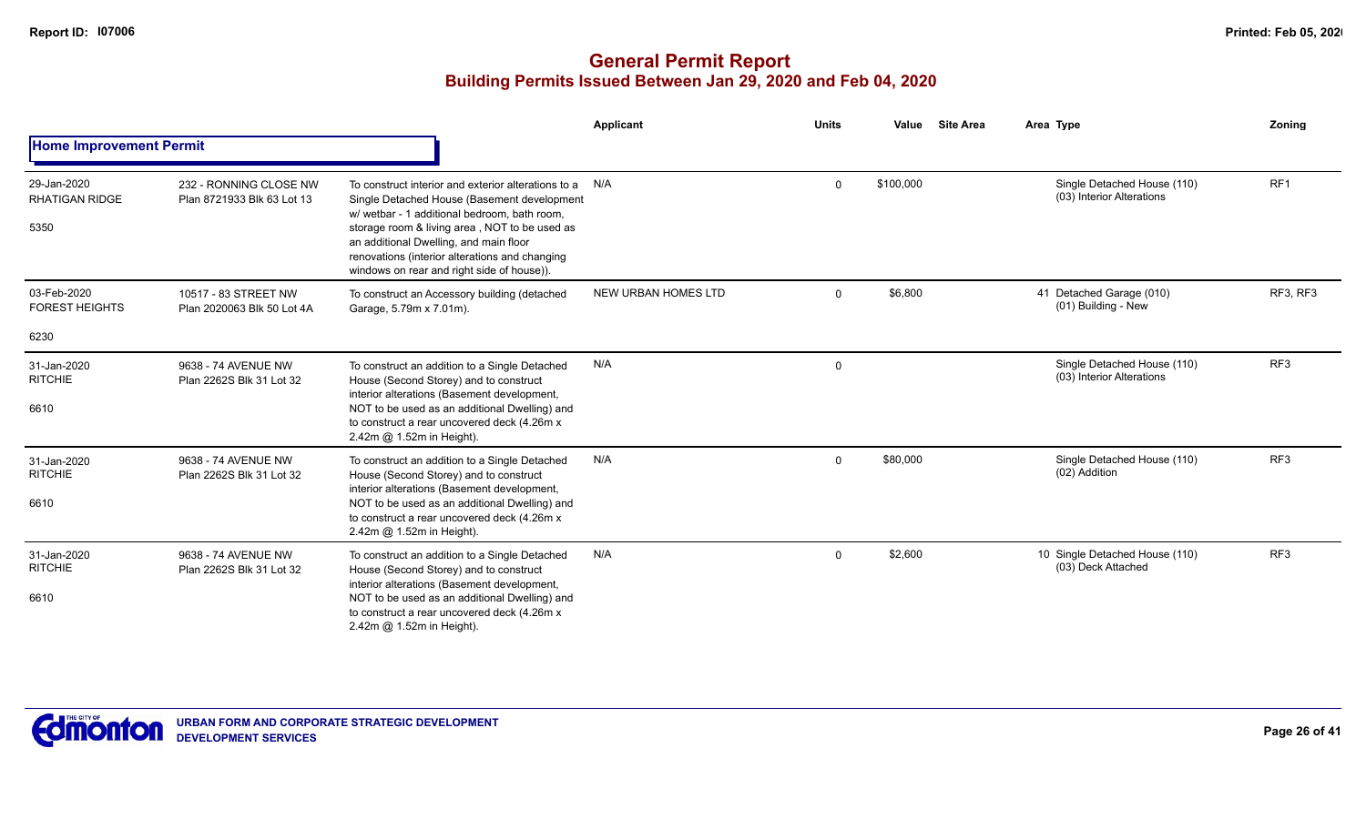# General Permit Report

## Building Permits Issued Between Jan 29, 2020 and Feb 04, 2020

### Home Improvement Permit

| Date / Neighbourhood | Address / Legal | Description | Applicant | Units | Value | Site Area | Area | Type | Zoning |
|---|---|---|---|---|---|---|---|---|---|
| 29-Jan-2020 RHATIGAN RIDGE 5350 | 232 - RONNING CLOSE NW Plan 8721933 Blk 63 Lot 13 | To construct interior and exterior alterations to a Single Detached House (Basement development w/ wetbar - 1 additional bedroom, bath room, storage room & living area , NOT to be used as an additional Dwelling, and main floor renovations (interior alterations and changing windows on rear and right side of house)). | N/A | 0 | $100,000 | | | Single Detached House (110) (03) Interior Alterations | RF1 |
| 03-Feb-2020 FOREST HEIGHTS 6230 | 10517 - 83 STREET NW Plan 2020063 Blk 50 Lot 4A | To construct an Accessory building (detached Garage, 5.79m x 7.01m). | NEW URBAN HOMES LTD | 0 | $6,800 | | 41 | Detached Garage (010) (01) Building - New | RF3, RF3 |
| 31-Jan-2020 RITCHIE 6610 | 9638 - 74 AVENUE NW Plan 2262S Blk 31 Lot 32 | To construct an addition to a Single Detached House (Second Storey) and to construct interior alterations (Basement development, NOT to be used as an additional Dwelling) and to construct a rear uncovered deck (4.26m x 2.42m @ 1.52m in Height). | N/A | 0 | | | | Single Detached House (110) (03) Interior Alterations | RF3 |
| 31-Jan-2020 RITCHIE 6610 | 9638 - 74 AVENUE NW Plan 2262S Blk 31 Lot 32 | To construct an addition to a Single Detached House (Second Storey) and to construct interior alterations (Basement development, NOT to be used as an additional Dwelling) and to construct a rear uncovered deck (4.26m x 2.42m @ 1.52m in Height). | N/A | 0 | $80,000 | | | Single Detached House (110) (02) Addition | RF3 |
| 31-Jan-2020 RITCHIE 6610 | 9638 - 74 AVENUE NW Plan 2262S Blk 31 Lot 32 | To construct an addition to a Single Detached House (Second Storey) and to construct interior alterations (Basement development, NOT to be used as an additional Dwelling) and to construct a rear uncovered deck (4.26m x 2.42m @ 1.52m in Height). | N/A | 0 | $2,600 | | 10 | Single Detached House (110) (03) Deck Attached | RF3 |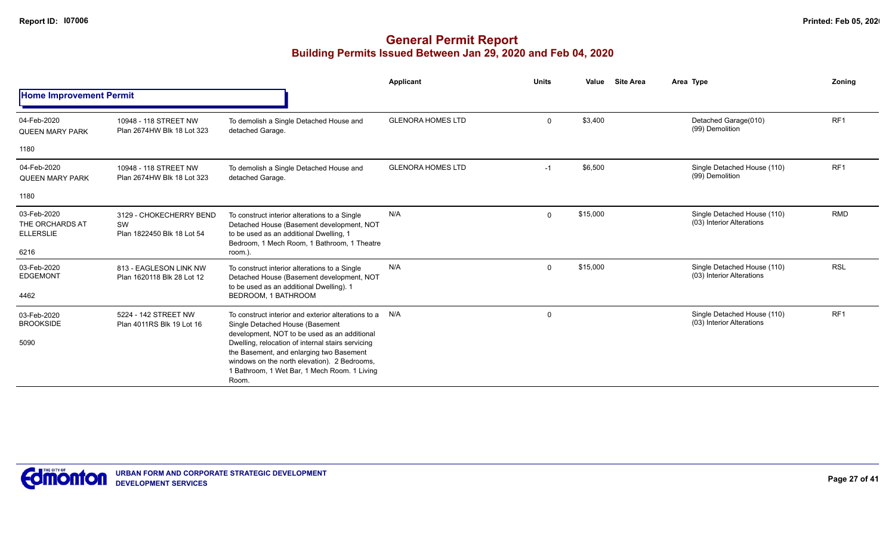# General Permit Report

## Building Permits Issued Between Jan 29, 2020 and Feb 04, 2020

| | | | Applicant | Units | Value | Site Area | Area Type | Zoning |
|---|---|---|---|---|---|---|---|---|
| **Home Improvement Permit** | | | | | | | | |
| 04-Feb-2020<br>QUEEN MARY PARK<br><br>1180 | 10948 - 118 STREET NW<br>Plan 2674HW Blk 18 Lot 323 | To demolish a Single Detached House and detached Garage. | GLENORA HOMES LTD | 0 | $3,400 | | Detached Garage(010)<br>(99) Demolition | RF1 |
| 04-Feb-2020<br>QUEEN MARY PARK<br><br>1180 | 10948 - 118 STREET NW<br>Plan 2674HW Blk 18 Lot 323 | To demolish a Single Detached House and detached Garage. | GLENORA HOMES LTD | -1 | $6,500 | | Single Detached House (110)<br>(99) Demolition | RF1 |
| 03-Feb-2020<br>THE ORCHARDS AT ELLERSLIE<br><br>6216 | 3129 - CHOKECHERRY BEND SW<br>Plan 1822450 Blk 18 Lot 54 | To construct interior alterations to a Single Detached House (Basement development, NOT to be used as an additional Dwelling, 1 Bedroom, 1 Mech Room, 1 Bathroom, 1 Theatre room.). | N/A | 0 | $15,000 | | Single Detached House (110)<br>(03) Interior Alterations | RMD |
| 03-Feb-2020<br>EDGEMONT<br><br>4462 | 813 - EAGLESON LINK NW<br>Plan 1620118 Blk 28 Lot 12 | To construct interior alterations to a Single Detached House (Basement development, NOT to be used as an additional Dwelling). 1 BEDROOM, 1 BATHROOM | N/A | 0 | $15,000 | | Single Detached House (110)<br>(03) Interior Alterations | RSL |
| 03-Feb-2020<br>BROOKSIDE<br><br>5090 | 5224 - 142 STREET NW<br>Plan 4011RS Blk 19 Lot 16 | To construct interior and exterior alterations to a Single Detached House (Basement development, NOT to be used as an additional Dwelling, relocation of internal stairs servicing the Basement, and enlarging two Basement windows on the north elevation). 2 Bedrooms, 1 Bathroom, 1 Wet Bar, 1 Mech Room. 1 Living Room. | N/A | 0 | | | Single Detached House (110)<br>(03) Interior Alterations | RF1 |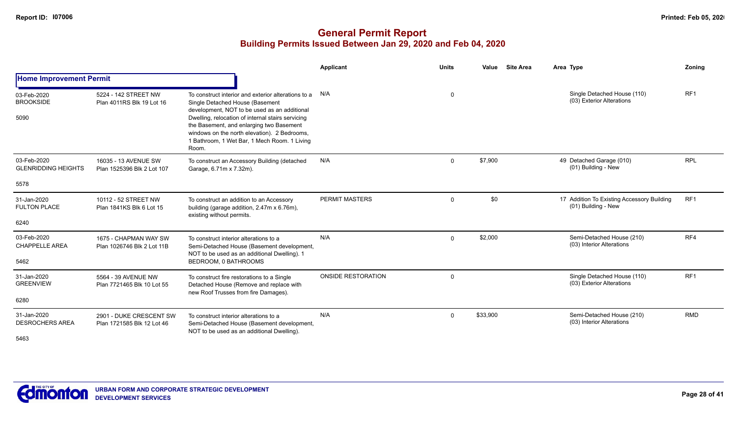# General Permit Report

## Building Permits Issued Between Jan 29, 2020 and Feb 04, 2020

| | | | Applicant | Units | Value | Site Area | Area | Type | Zoning |
|---|---|---|---|---|---|---|---|---|---|
| **Home Improvement Permit** | | | | | | | | | |
| 03-Feb-2020 BROOKSIDE 5090 | 5224 - 142 STREET NW Plan 4011RS Blk 19 Lot 16 | To construct interior and exterior alterations to a Single Detached House (Basement development, NOT to be used as an additional Dwelling, relocation of internal stairs servicing the Basement, and enlarging two Basement windows on the north elevation). 2 Bedrooms, 1 Bathroom, 1 Wet Bar, 1 Mech Room. 1 Living Room. | N/A | 0 | | | | Single Detached House (110) (03) Exterior Alterations | RF1 |
| 03-Feb-2020 GLENRIDDING HEIGHTS 5578 | 16035 - 13 AVENUE SW Plan 1525396 Blk 2 Lot 107 | To construct an Accessory Building (detached Garage, 6.71m x 7.32m). | N/A | 0 | $7,900 | | 49 | Detached Garage (010) (01) Building - New | RPL |
| 31-Jan-2020 FULTON PLACE 6240 | 10112 - 52 STREET NW Plan 1841KS Blk 6 Lot 15 | To construct an addition to an Accessory building (garage addition, 2.47m x 6.76m), existing without permits. | PERMIT MASTERS | 0 | $0 | | 17 | Addition To Existing Accessory Building (01) Building - New | RF1 |
| 03-Feb-2020 CHAPPELLE AREA 5462 | 1675 - CHAPMAN WAY SW Plan 1026746 Blk 2 Lot 11B | To construct interior alterations to a Semi-Detached House (Basement development, NOT to be used as an additional Dwelling). 1 BEDROOM, 1 BATHROOMS | N/A | 0 | $2,000 | | | Semi-Detached House (210) (03) Interior Alterations | RF4 |
| 31-Jan-2020 GREENVIEW 6280 | 5564 - 39 AVENUE NW Plan 7721465 Blk 10 Lot 55 | To construct fire restorations to a Single Detached House (Remove and replace with new Roof Trusses from fire Damages). | ONSIDE RESTORATION | 0 | | | | Single Detached House (110) (03) Exterior Alterations | RF1 |
| 31-Jan-2020 DESROCHERS AREA 5463 | 2901 - DUKE CRESCENT SW Plan 1721585 Blk 12 Lot 46 | To construct interior alterations to a Semi-Detached House (Basement development, NOT to be used as an additional Dwelling). | N/A | 0 | $33,900 | | | Semi-Detached House (210) (03) Interior Alterations | RMD |

URBAN FORM AND CORPORATE STRATEGIC DEVELOPMENT
DEVELOPMENT SERVICES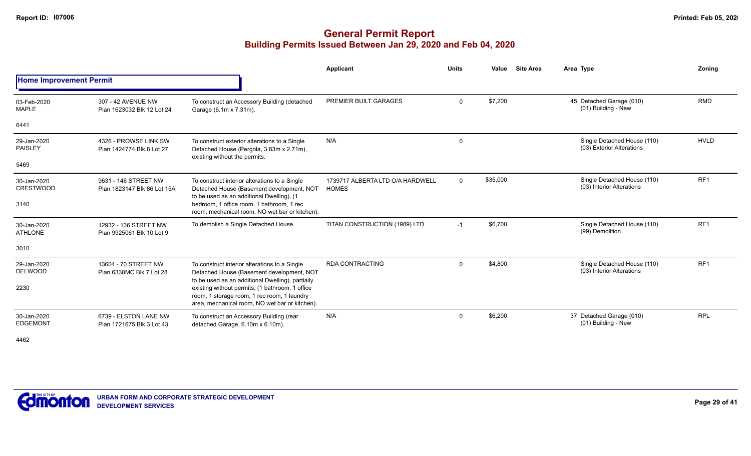# General Permit Report

## Building Permits Issued Between Jan 29, 2020 and Feb 04, 2020

### Home Improvement Permit

| Date / Neighbourhood | Address / Legal | Description | Applicant | Units | Value | Site Area | Area Type | Zoning |
|---|---|---|---|---|---|---|---|---|
| 03-Feb-2020 MAPLE 6441 | 307 - 42 AVENUE NW Plan 1623032 Blk 12 Lot 24 | To construct an Accessory Building (detached Garage (6.1m x 7.31m). | PREMIER BUILT GARAGES | 0 | $7,200 | | 45 Detached Garage (010) (01) Building - New | RMD |
| 29-Jan-2020 PAISLEY 5469 | 4326 - PROWSE LINK SW Plan 1424774 Blk 8 Lot 27 | To construct exterior alterations to a Single Detached House (Pergola, 3.83m x 2.71m), existing without the permits. | N/A | 0 | | | Single Detached House (110) (03) Exterior Alterations | HVLD |
| 30-Jan-2020 CRESTWOOD 3140 | 9631 - 146 STREET NW Plan 1823147 Blk 86 Lot 15A | To construct interior alterations to a Single Detached House (Basement development, NOT to be used as an additional Dwelling), (1 bedroom, 1 office room, 1 bathroom, 1 rec room, mechanical room, NO wet bar or kitchen). | 1739717 ALBERTA LTD O/A HARDWELL HOMES | 0 | $35,000 | | Single Detached House (110) (03) Interior Alterations | RF1 |
| 30-Jan-2020 ATHLONE 3010 | 12932 - 136 STREET NW Plan 9925061 Blk 10 Lot 9 | To demolish a Single Detached House. | TITAN CONSTRUCTION (1989) LTD | -1 | $6,700 | | Single Detached House (110) (99) Demolition | RF1 |
| 29-Jan-2020 DELWOOD 2230 | 13604 - 70 STREET NW Plan 6338MC Blk 7 Lot 28 | To construct interior alterations to a Single Detached House (Basement development, NOT to be used as an additional Dwelling), partially existing without permits, (1 bathroom, 1 office room, 1 storage room, 1 rec room, 1 laundry area, mechanical room, NO wet bar or kitchen). | RDA CONTRACTING | 0 | $4,800 | | Single Detached House (110) (03) Interior Alterations | RF1 |
| 30-Jan-2020 EDGEMONT 4462 | 6739 - ELSTON LANE NW Plan 1721675 Blk 3 Lot 43 | To construct an Accessory Building (rear detached Garage, 6.10m x 6.10m). | N/A | 0 | $6,200 | | 37 Detached Garage (010) (01) Building - New | RPL |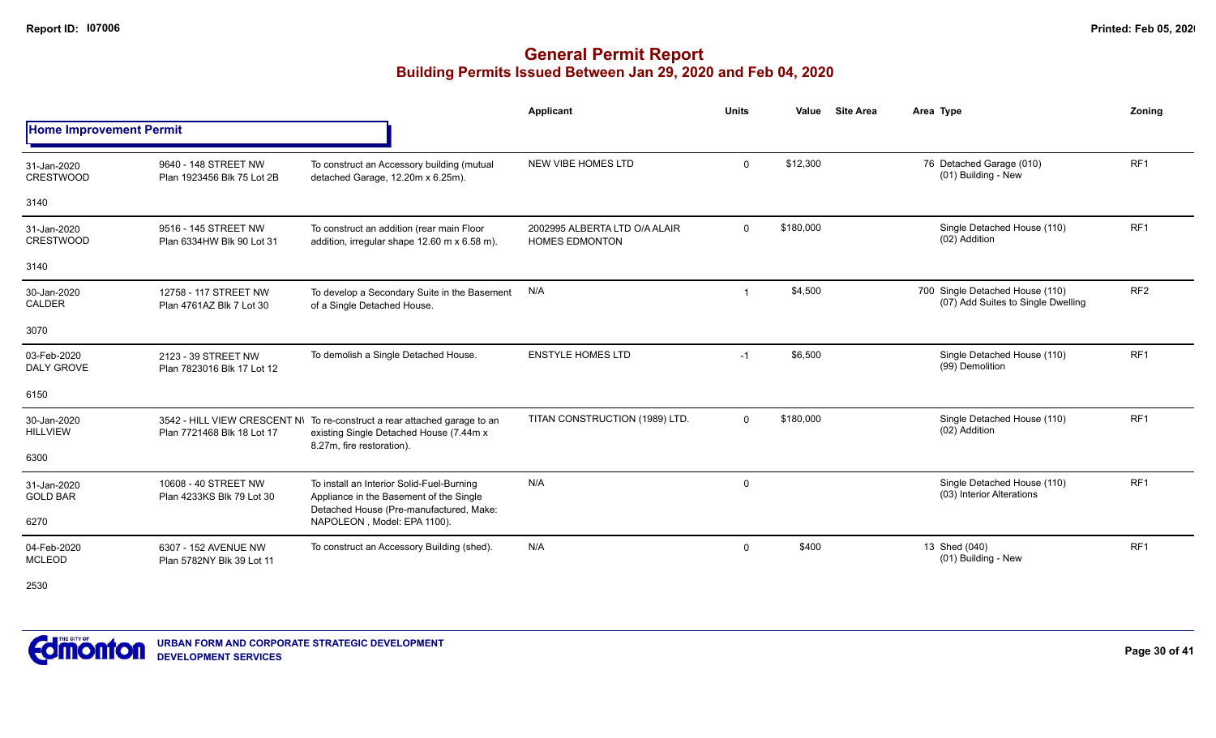# General Permit Report

## Building Permits Issued Between Jan 29, 2020 and Feb 04, 2020

### Home Improvement Permit

| Date / Neighbourhood | Address / Legal | Description | Applicant | Units | Value | Site Area | Area | Type | Zoning |
|---|---|---|---|---|---|---|---|---|---|
| 31-Jan-2020 CRESTWOOD 3140 | 9640 - 148 STREET NW Plan 1923456 Blk 75 Lot 2B | To construct an Accessory building (mutual detached Garage, 12.20m x 6.25m). | NEW VIBE HOMES LTD | 0 | $12,300 | | 76 | Detached Garage (010) (01) Building - New | RF1 |
| 31-Jan-2020 CRESTWOOD 3140 | 9516 - 145 STREET NW Plan 6334HW Blk 90 Lot 31 | To construct an addition (rear main Floor addition, irregular shape 12.60 m x 6.58 m). | 2002995 ALBERTA LTD O/A ALAIR HOMES EDMONTON | 0 | $180,000 | | | Single Detached House (110) (02) Addition | RF1 |
| 30-Jan-2020 CALDER 3070 | 12758 - 117 STREET NW Plan 4761AZ Blk 7 Lot 30 | To develop a Secondary Suite in the Basement of a Single Detached House. | N/A | 1 | $4,500 | | 700 | Single Detached House (110) (07) Add Suites to Single Dwelling | RF2 |
| 03-Feb-2020 DALY GROVE 6150 | 2123 - 39 STREET NW Plan 7823016 Blk 17 Lot 12 | To demolish a Single Detached House. | ENSTYLE HOMES LTD | -1 | $6,500 | | | Single Detached House (110) (99) Demolition | RF1 |
| 30-Jan-2020 HILLVIEW 6300 | 3542 - HILL VIEW CRESCENT NW Plan 7721468 Blk 18 Lot 17 | To re-construct a rear attached garage to an existing Single Detached House (7.44m x 8.27m, fire restoration). | TITAN CONSTRUCTION (1989) LTD. | 0 | $180,000 | | | Single Detached House (110) (02) Addition | RF1 |
| 31-Jan-2020 GOLD BAR 6270 | 10608 - 40 STREET NW Plan 4233KS Blk 79 Lot 30 | To install an Interior Solid-Fuel-Burning Appliance in the Basement of the Single Detached House (Pre-manufactured, Make: NAPOLEON , Model: EPA 1100). | N/A | 0 | | | | Single Detached House (110) (03) Interior Alterations | RF1 |
| 04-Feb-2020 MCLEOD 2530 | 6307 - 152 AVENUE NW Plan 5782NY Blk 39 Lot 11 | To construct an Accessory Building (shed). | N/A | 0 | $400 | | 13 | Shed (040) (01) Building - New | RF1 |

URBAN FORM AND CORPORATE STRATEGIC DEVELOPMENT
DEVELOPMENT SERVICES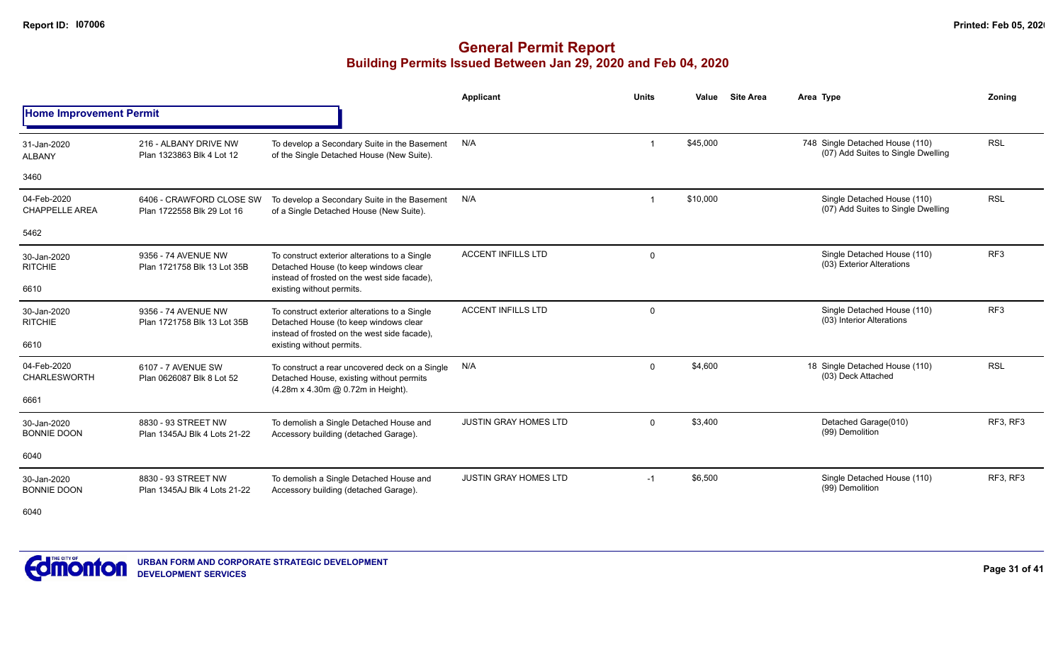# General Permit Report

## Building Permits Issued Between Jan 29, 2020 and Feb 04, 2020

| | | | Applicant | Units | Value | Site Area | Area | Type | Zoning |
|---|---|---|---|---|---|---|---|---|---|
| **Home Improvement Permit** | | | | | | | | | |
| 31-Jan-2020 ALBANY 3460 | 216 - ALBANY DRIVE NW Plan 1323863 Blk 4 Lot 12 | To develop a Secondary Suite in the Basement of the Single Detached House (New Suite). | N/A | 1 | $45,000 | | 748 | Single Detached House (110) (07) Add Suites to Single Dwelling | RSL |
| 04-Feb-2020 CHAPPELLE AREA 5462 | 6406 - CRAWFORD CLOSE SW Plan 1722558 Blk 29 Lot 16 | To develop a Secondary Suite in the Basement of a Single Detached House (New Suite). | N/A | 1 | $10,000 | | | Single Detached House (110) (07) Add Suites to Single Dwelling | RSL |
| 30-Jan-2020 RITCHIE 6610 | 9356 - 74 AVENUE NW Plan 1721758 Blk 13 Lot 35B | To construct exterior alterations to a Single Detached House (to keep windows clear instead of frosted on the west side facade), existing without permits. | ACCENT INFILLS LTD | 0 | | | | Single Detached House (110) (03) Exterior Alterations | RF3 |
| 30-Jan-2020 RITCHIE 6610 | 9356 - 74 AVENUE NW Plan 1721758 Blk 13 Lot 35B | To construct exterior alterations to a Single Detached House (to keep windows clear instead of frosted on the west side facade), existing without permits. | ACCENT INFILLS LTD | 0 | | | | Single Detached House (110) (03) Interior Alterations | RF3 |
| 04-Feb-2020 CHARLESWORTH 6661 | 6107 - 7 AVENUE SW Plan 0626087 Blk 8 Lot 52 | To construct a rear uncovered deck on a Single Detached House, existing without permits (4.28m x 4.30m @ 0.72m in Height). | N/A | 0 | $4,600 | | 18 | Single Detached House (110) (03) Deck Attached | RSL |
| 30-Jan-2020 BONNIE DOON 6040 | 8830 - 93 STREET NW Plan 1345AJ Blk 4 Lots 21-22 | To demolish a Single Detached House and Accessory building (detached Garage). | JUSTIN GRAY HOMES LTD | 0 | $3,400 | | | Detached Garage(010) (99) Demolition | RF3, RF3 |
| 30-Jan-2020 BONNIE DOON 6040 | 8830 - 93 STREET NW Plan 1345AJ Blk 4 Lots 21-22 | To demolish a Single Detached House and Accessory building (detached Garage). | JUSTIN GRAY HOMES LTD | -1 | $6,500 | | | Single Detached House (110) (99) Demolition | RF3, RF3 |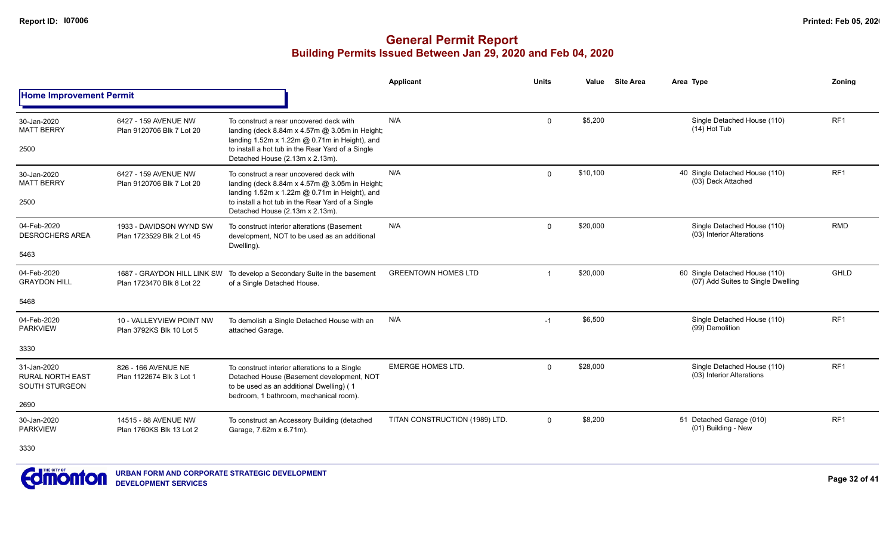# General Permit Report
## Building Permits Issued Between Jan 29, 2020 and Feb 04, 2020

| | | | Applicant | Units | Value | Site Area | Area Type | Zoning |
|---|---|---|---|---|---|---|---|---|
| **Home Improvement Permit** | | | | | | | | |
| 30-Jan-2020<br>MATT BERRY<br>2500 | 6427 - 159 AVENUE NW<br>Plan 9120706 Blk 7 Lot 20 | To construct a rear uncovered deck with landing (deck 8.84m x 4.57m @ 3.05m in Height; landing 1.52m x 1.22m @ 0.71m in Height), and to install a hot tub in the Rear Yard of a Single Detached House (2.13m x 2.13m). | N/A | 0 | $5,200 | | Single Detached House (110)<br>(14) Hot Tub | RF1 |
| 30-Jan-2020<br>MATT BERRY<br>2500 | 6427 - 159 AVENUE NW<br>Plan 9120706 Blk 7 Lot 20 | To construct a rear uncovered deck with landing (deck 8.84m x 4.57m @ 3.05m in Height; landing 1.52m x 1.22m @ 0.71m in Height), and to install a hot tub in the Rear Yard of a Single Detached House (2.13m x 2.13m). | N/A | 0 | $10,100 | | 40 Single Detached House (110)<br>(03) Deck Attached | RF1 |
| 04-Feb-2020<br>DESROCHERS AREA<br>5463 | 1933 - DAVIDSON WYND SW<br>Plan 1723529 Blk 2 Lot 45 | To construct interior alterations (Basement development, NOT to be used as an additional Dwelling). | N/A | 0 | $20,000 | | Single Detached House (110)<br>(03) Interior Alterations | RMD |
| 04-Feb-2020<br>GRAYDON HILL<br>5468 | 1687 - GRAYDON HILL LINK SW<br>Plan 1723470 Blk 8 Lot 22 | To develop a Secondary Suite in the basement of a Single Detached House. | GREENTOWN HOMES LTD | 1 | $20,000 | | 60 Single Detached House (110)<br>(07) Add Suites to Single Dwelling | GHLD |
| 04-Feb-2020<br>PARKVIEW<br>3330 | 10 - VALLEYVIEW POINT NW<br>Plan 3792KS Blk 10 Lot 5 | To demolish a Single Detached House with an attached Garage. | N/A | -1 | $6,500 | | Single Detached House (110)<br>(99) Demolition | RF1 |
| 31-Jan-2020<br>RURAL NORTH EAST SOUTH STURGEON<br>2690 | 826 - 166 AVENUE NE<br>Plan 1122674 Blk 3 Lot 1 | To construct interior alterations to a Single Detached House (Basement development, NOT to be used as an additional Dwelling) ( 1 bedroom, 1 bathroom, mechanical room). | EMERGE HOMES LTD. | 0 | $28,000 | | Single Detached House (110)<br>(03) Interior Alterations | RF1 |
| 30-Jan-2020<br>PARKVIEW<br>3330 | 14515 - 88 AVENUE NW<br>Plan 1760KS Blk 13 Lot 2 | To construct an Accessory Building (detached Garage, 7.62m x 6.71m). | TITAN CONSTRUCTION (1989) LTD. | 0 | $8,200 | | 51 Detached Garage (010)<br>(01) Building - New | RF1 |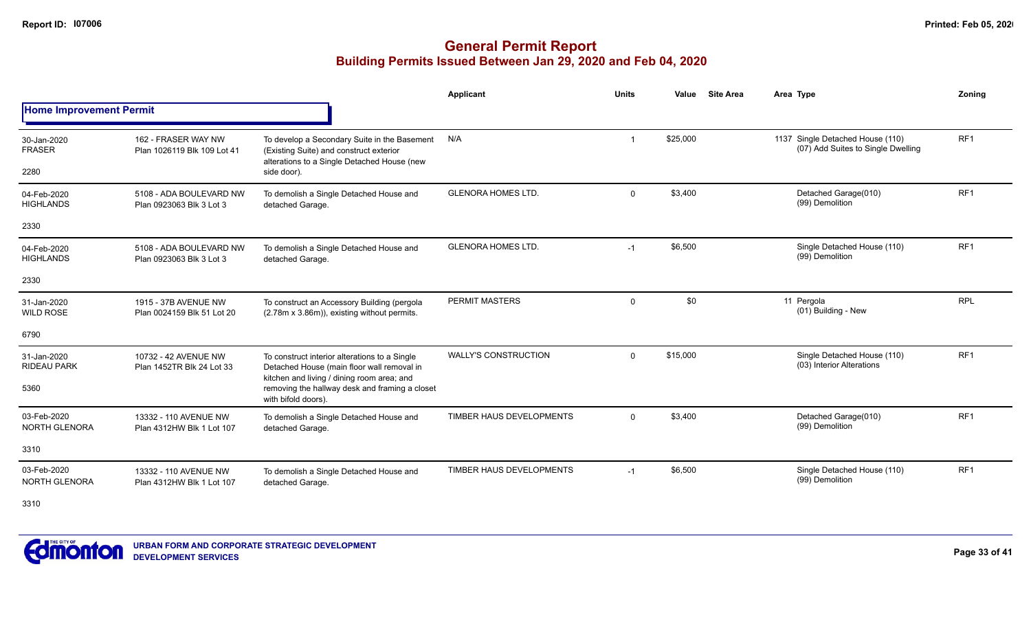# General Permit Report

## Building Permits Issued Between Jan 29, 2020 and Feb 04, 2020

### Home Improvement Permit

| Date / Neighbourhood | Address / Legal | Description | Applicant | Units | Value | Site Area | Area | Type | Zoning |
|---|---|---|---|---|---|---|---|---|---|
| 30-Jan-2020 FRASER 2280 | 162 - FRASER WAY NW Plan 1026119 Blk 109 Lot 41 | To develop a Secondary Suite in the Basement (Existing Suite) and construct exterior alterations to a Single Detached House (new side door). | N/A | 1 | $25,000 | | 1137 | Single Detached House (110) (07) Add Suites to Single Dwelling | RF1 |
| 04-Feb-2020 HIGHLANDS 2330 | 5108 - ADA BOULEVARD NW Plan 0923063 Blk 3 Lot 3 | To demolish a Single Detached House and detached Garage. | GLENORA HOMES LTD. | 0 | $3,400 | | | Detached Garage(010) (99) Demolition | RF1 |
| 04-Feb-2020 HIGHLANDS 2330 | 5108 - ADA BOULEVARD NW Plan 0923063 Blk 3 Lot 3 | To demolish a Single Detached House and detached Garage. | GLENORA HOMES LTD. | -1 | $6,500 | | | Single Detached House (110) (99) Demolition | RF1 |
| 31-Jan-2020 WILD ROSE 6790 | 1915 - 37B AVENUE NW Plan 0024159 Blk 51 Lot 20 | To construct an Accessory Building (pergola (2.78m x 3.86m)), existing without permits. | PERMIT MASTERS | 0 | $0 | | 11 | Pergola (01) Building - New | RPL |
| 31-Jan-2020 RIDEAU PARK 5360 | 10732 - 42 AVENUE NW Plan 1452TR Blk 24 Lot 33 | To construct interior alterations to a Single Detached House (main floor wall removal in kitchen and living / dining room area; and removing the hallway desk and framing a closet with bifold doors). | WALLY'S CONSTRUCTION | 0 | $15,000 | | | Single Detached House (110) (03) Interior Alterations | RF1 |
| 03-Feb-2020 NORTH GLENORA 3310 | 13332 - 110 AVENUE NW Plan 4312HW Blk 1 Lot 107 | To demolish a Single Detached House and detached Garage. | TIMBER HAUS DEVELOPMENTS | 0 | $3,400 | | | Detached Garage(010) (99) Demolition | RF1 |
| 03-Feb-2020 NORTH GLENORA 3310 | 13332 - 110 AVENUE NW Plan 4312HW Blk 1 Lot 107 | To demolish a Single Detached House and detached Garage. | TIMBER HAUS DEVELOPMENTS | -1 | $6,500 | | | Single Detached House (110) (99) Demolition | RF1 |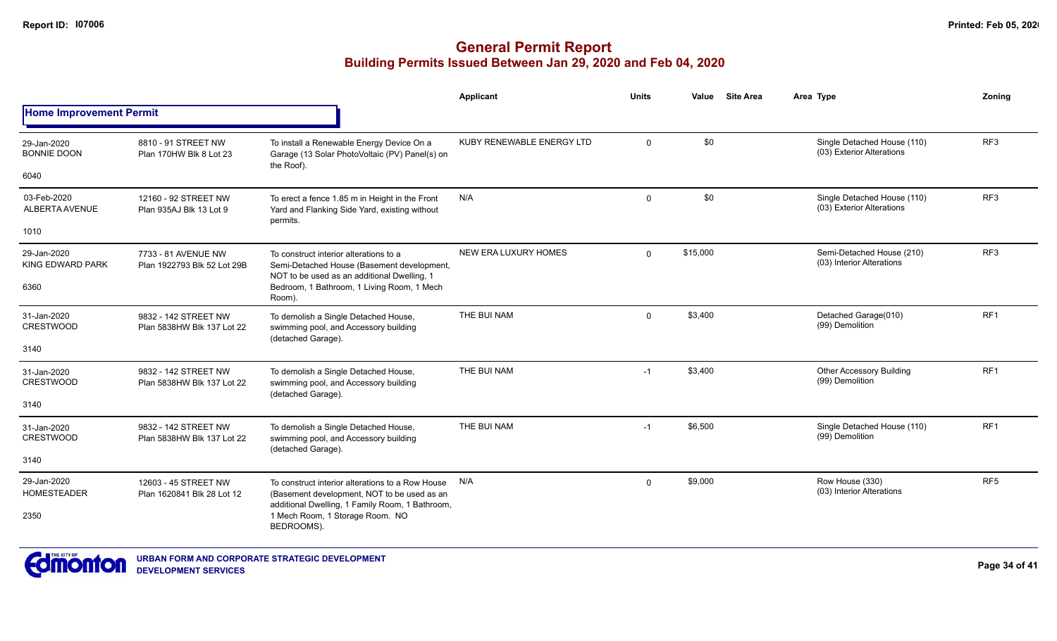# General Permit Report
## Building Permits Issued Between Jan 29, 2020 and Feb 04, 2020

### Home Improvement Permit

| Date / Neighbourhood | Address / Legal | Description | Applicant | Units | Value | Site Area | Area Type | Zoning |
|---|---|---|---|---|---|---|---|---|
| 29-Jan-2020 BONNIE DOON 6040 | 8810 - 91 STREET NW Plan 170HW Blk 8 Lot 23 | To install a Renewable Energy Device On a Garage (13 Solar PhotoVoltaic (PV) Panel(s) on the Roof). | KUBY RENEWABLE ENERGY LTD | 0 | $0 | | Single Detached House (110) (03) Exterior Alterations | RF3 |
| 03-Feb-2020 ALBERTA AVENUE 1010 | 12160 - 92 STREET NW Plan 935AJ Blk 13 Lot 9 | To erect a fence 1.85 m in Height in the Front Yard and Flanking Side Yard, existing without permits. | N/A | 0 | $0 | | Single Detached House (110) (03) Exterior Alterations | RF3 |
| 29-Jan-2020 KING EDWARD PARK 6360 | 7733 - 81 AVENUE NW Plan 1922793 Blk 52 Lot 29B | To construct interior alterations to a Semi-Detached House (Basement development, NOT to be used as an additional Dwelling, 1 Bedroom, 1 Bathroom, 1 Living Room, 1 Mech Room). | NEW ERA LUXURY HOMES | 0 | $15,000 | | Semi-Detached House (210) (03) Interior Alterations | RF3 |
| 31-Jan-2020 CRESTWOOD 3140 | 9832 - 142 STREET NW Plan 5838HW Blk 137 Lot 22 | To demolish a Single Detached House, swimming pool, and Accessory building (detached Garage). | THE BUI NAM | 0 | $3,400 | | Detached Garage(010) (99) Demolition | RF1 |
| 31-Jan-2020 CRESTWOOD 3140 | 9832 - 142 STREET NW Plan 5838HW Blk 137 Lot 22 | To demolish a Single Detached House, swimming pool, and Accessory building (detached Garage). | THE BUI NAM | -1 | $3,400 | | Other Accessory Building (99) Demolition | RF1 |
| 31-Jan-2020 CRESTWOOD 3140 | 9832 - 142 STREET NW Plan 5838HW Blk 137 Lot 22 | To demolish a Single Detached House, swimming pool, and Accessory building (detached Garage). | THE BUI NAM | -1 | $6,500 | | Single Detached House (110) (99) Demolition | RF1 |
| 29-Jan-2020 HOMESTEADER 2350 | 12603 - 45 STREET NW Plan 1620841 Blk 28 Lot 12 | To construct interior alterations to a Row House (Basement development, NOT to be used as an additional Dwelling, 1 Family Room, 1 Bathroom, 1 Mech Room, 1 Storage Room. NO BEDROOMS). | N/A | 0 | $9,000 | | Row House (330) (03) Interior Alterations | RF5 |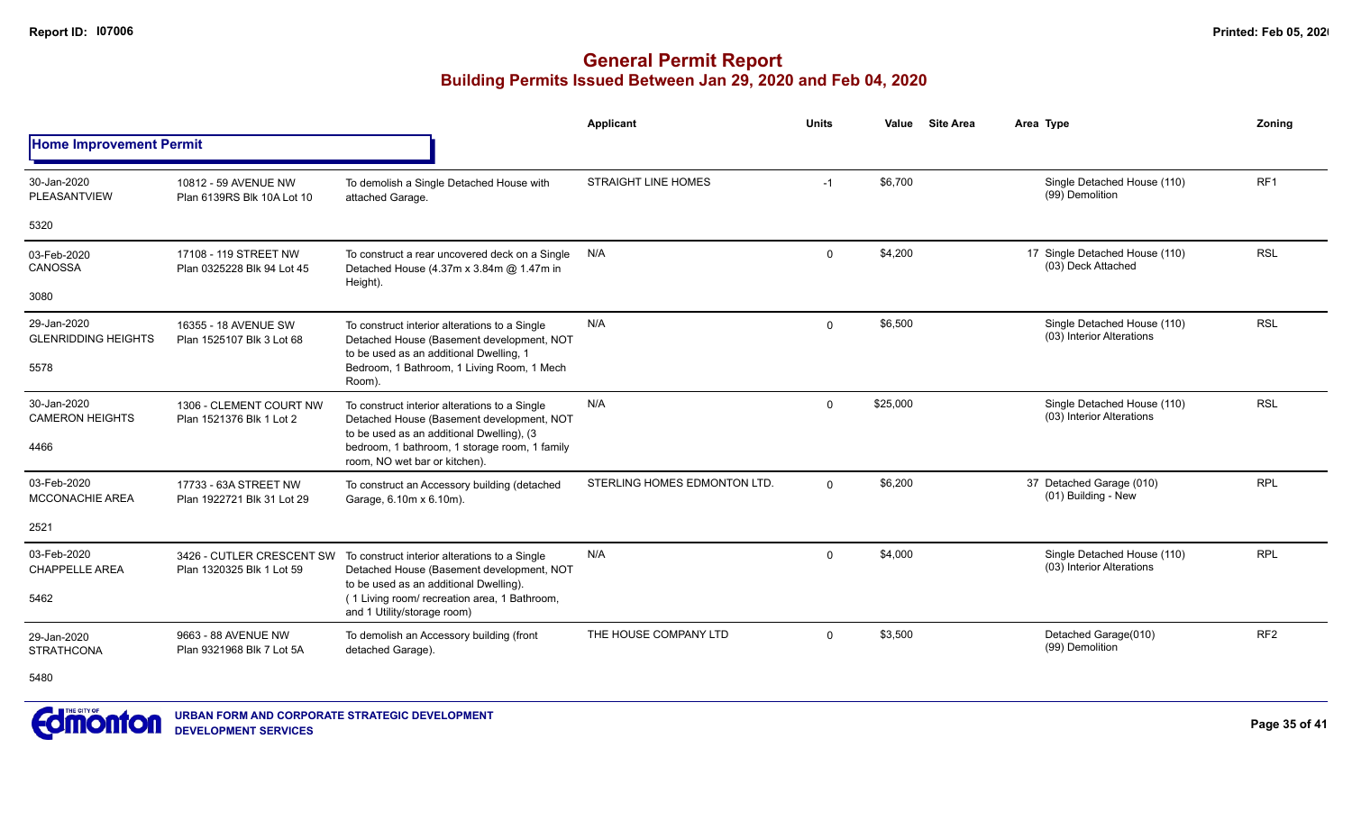# General Permit Report

## Building Permits Issued Between Jan 29, 2020 and Feb 04, 2020

| | | | Applicant | Units | Value | Site Area | Area Type | Zoning |
|---|---|---|---|---|---|---|---|---|
| **Home Improvement Permit** | | | | | | | | |
| 30-Jan-2020 PLEASANTVIEW 5320 | 10812 - 59 AVENUE NW Plan 6139RS Blk 10A Lot 10 | To demolish a Single Detached House with attached Garage. | STRAIGHT LINE HOMES | -1 | $6,700 | | Single Detached House (110) (99) Demolition | RF1 |
| 03-Feb-2020 CANOSSA 3080 | 17108 - 119 STREET NW Plan 0325228 Blk 94 Lot 45 | To construct a rear uncovered deck on a Single Detached House (4.37m x 3.84m @ 1.47m in Height). | N/A | 0 | $4,200 | 17 | Single Detached House (110) (03) Deck Attached | RSL |
| 29-Jan-2020 GLENRIDDING HEIGHTS 5578 | 16355 - 18 AVENUE SW Plan 1525107 Blk 3 Lot 68 | To construct interior alterations to a Single Detached House (Basement development, NOT to be used as an additional Dwelling, 1 Bedroom, 1 Bathroom, 1 Living Room, 1 Mech Room). | N/A | 0 | $6,500 | | Single Detached House (110) (03) Interior Alterations | RSL |
| 30-Jan-2020 CAMERON HEIGHTS 4466 | 1306 - CLEMENT COURT NW Plan 1521376 Blk 1 Lot 2 | To construct interior alterations to a Single Detached House (Basement development, NOT to be used as an additional Dwelling), (3 bedroom, 1 bathroom, 1 storage room, 1 family room, NO wet bar or kitchen). | N/A | 0 | $25,000 | | Single Detached House (110) (03) Interior Alterations | RSL |
| 03-Feb-2020 MCCONACHIE AREA 2521 | 17733 - 63A STREET NW Plan 1922721 Blk 31 Lot 29 | To construct an Accessory building (detached Garage, 6.10m x 6.10m). | STERLING HOMES EDMONTON LTD. | 0 | $6,200 | 37 | Detached Garage (010) (01) Building - New | RPL |
| 03-Feb-2020 CHAPPELLE AREA 5462 | 3426 - CUTLER CRESCENT SW Plan 1320325 Blk 1 Lot 59 | To construct interior alterations to a Single Detached House (Basement development, NOT to be used as an additional Dwelling). ( 1 Living room/ recreation area, 1 Bathroom, and 1 Utility/storage room) | N/A | 0 | $4,000 | | Single Detached House (110) (03) Interior Alterations | RPL |
| 29-Jan-2020 STRATHCONA 5480 | 9663 - 88 AVENUE NW Plan 9321968 Blk 7 Lot 5A | To demolish an Accessory building (front detached Garage). | THE HOUSE COMPANY LTD | 0 | $3,500 | | Detached Garage(010) (99) Demolition | RF2 |

URBAN FORM AND CORPORATE STRATEGIC DEVELOPMENT
DEVELOPMENT SERVICES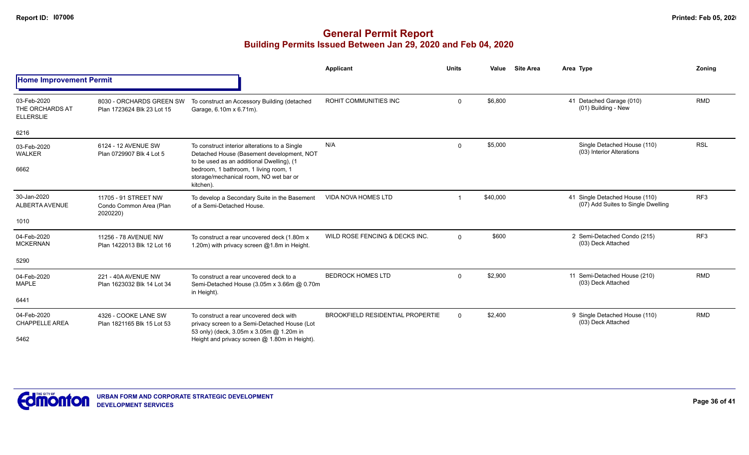# General Permit Report

## Building Permits Issued Between Jan 29, 2020 and Feb 04, 2020

| | | | Applicant | Units | Value | Site Area | Area | Type | Zoning |
|---|---|---|---|---|---|---|---|---|---|
| **Home Improvement Permit** | | | | | | | | | |
| 03-Feb-2020 THE ORCHARDS AT ELLERSLIE 6216 | 8030 - ORCHARDS GREEN SW Plan 1723624 Blk 23 Lot 15 | To construct an Accessory Building (detached Garage, 6.10m x 6.71m). | ROHIT COMMUNITIES INC | 0 | $6,800 | | 41 | Detached Garage (010) (01) Building - New | RMD |
| 03-Feb-2020 WALKER 6662 | 6124 - 12 AVENUE SW Plan 0729907 Blk 4 Lot 5 | To construct interior alterations to a Single Detached House (Basement development, NOT to be used as an additional Dwelling), (1 bedroom, 1 bathroom, 1 living room, 1 storage/mechanical room, NO wet bar or kitchen). | N/A | 0 | $5,000 | | | Single Detached House (110) (03) Interior Alterations | RSL |
| 30-Jan-2020 ALBERTA AVENUE 1010 | 11705 - 91 STREET NW Condo Common Area (Plan 2020220) | To develop a Secondary Suite in the Basement of a Semi-Detached House. | VIDA NOVA HOMES LTD | 1 | $40,000 | | 41 | Single Detached House (110) (07) Add Suites to Single Dwelling | RF3 |
| 04-Feb-2020 MCKERNAN 5290 | 11256 - 78 AVENUE NW Plan 1422013 Blk 12 Lot 16 | To construct a rear uncovered deck (1.80m x 1.20m) with privacy screen @1.8m in Height. | WILD ROSE FENCING & DECKS INC. | 0 | $600 | | 2 | Semi-Detached Condo (215) (03) Deck Attached | RF3 |
| 04-Feb-2020 MAPLE 6441 | 221 - 40A AVENUE NW Plan 1623032 Blk 14 Lot 34 | To construct a rear uncovered deck to a Semi-Detached House (3.05m x 3.66m @ 0.70m in Height). | BEDROCK HOMES LTD | 0 | $2,900 | | 11 | Semi-Detached House (210) (03) Deck Attached | RMD |
| 04-Feb-2020 CHAPPELLE AREA 5462 | 4326 - COOKE LANE SW Plan 1821165 Blk 15 Lot 53 | To construct a rear uncovered deck with privacy screen to a Semi-Detached House (Lot 53 only) (deck, 3.05m x 3.05m @ 1.20m in Height and privacy screen @ 1.80m in Height). | BROOKFIELD RESIDENTIAL PROPERTIE | 0 | $2,400 | | 9 | Single Detached House (110) (03) Deck Attached | RMD |

URBAN FORM AND CORPORATE STRATEGIC DEVELOPMENT
DEVELOPMENT SERVICES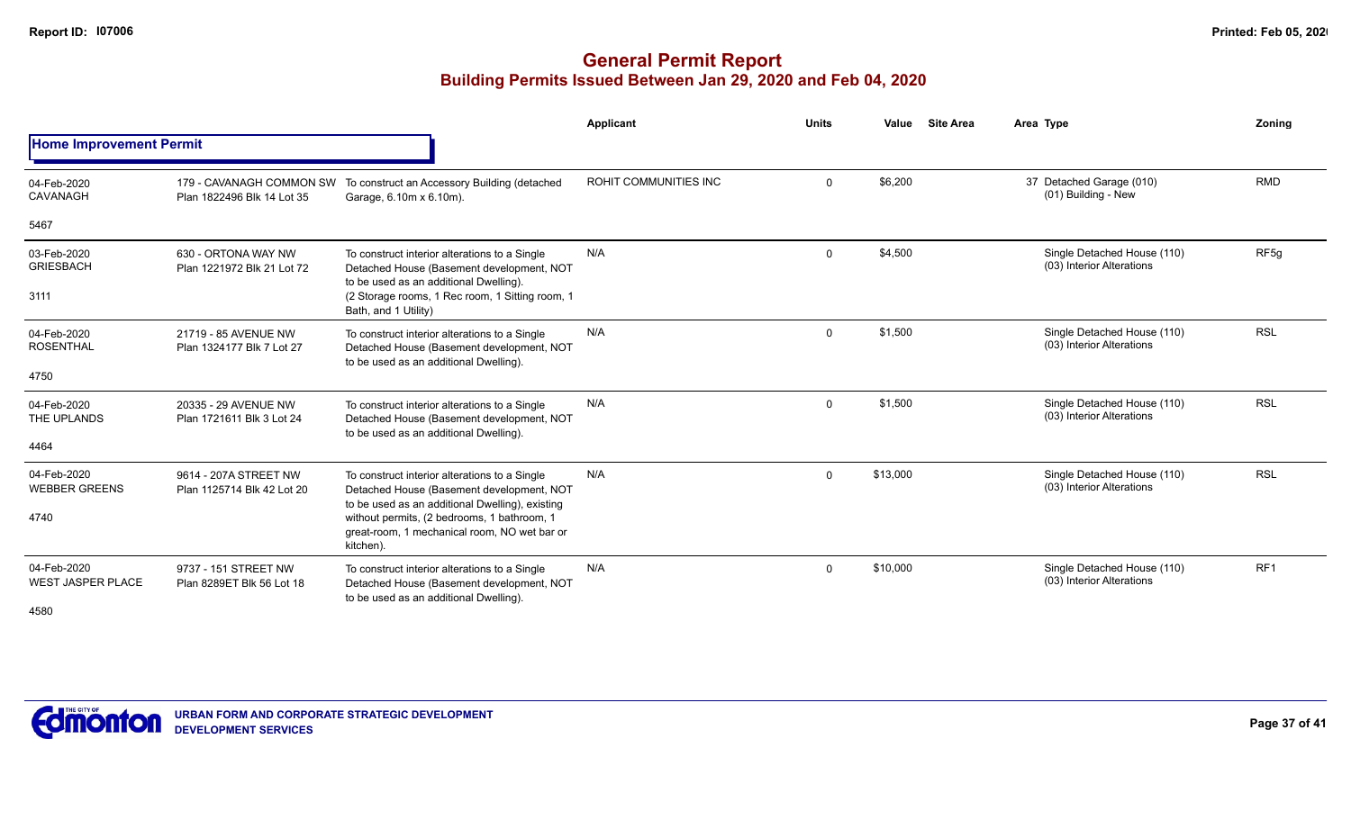# General Permit Report

## Building Permits Issued Between Jan 29, 2020 and Feb 04, 2020

| | | | Applicant | Units | Value | Site Area | Area Type | Zoning |
|---|---|---|---|---|---|---|---|---|
| **Home Improvement Permit** | | | | | | | | |
| 04-Feb-2020 CAVANAGH 5467 | 179 - CAVANAGH COMMON SW Plan 1822496 Blk 14 Lot 35 | To construct an Accessory Building (detached Garage, 6.10m x 6.10m). | ROHIT COMMUNITIES INC | 0 | $6,200 | | 37 Detached Garage (010) (01) Building - New | RMD |
| 03-Feb-2020 GRIESBACH 3111 | 630 - ORTONA WAY NW Plan 1221972 Blk 21 Lot 72 | To construct interior alterations to a Single Detached House (Basement development, NOT to be used as an additional Dwelling). (2 Storage rooms, 1 Rec room, 1 Sitting room, 1 Bath, and 1 Utility) | N/A | 0 | $4,500 | | Single Detached House (110) (03) Interior Alterations | RF5g |
| 04-Feb-2020 ROSENTHAL 4750 | 21719 - 85 AVENUE NW Plan 1324177 Blk 7 Lot 27 | To construct interior alterations to a Single Detached House (Basement development, NOT to be used as an additional Dwelling). | N/A | 0 | $1,500 | | Single Detached House (110) (03) Interior Alterations | RSL |
| 04-Feb-2020 THE UPLANDS 4464 | 20335 - 29 AVENUE NW Plan 1721611 Blk 3 Lot 24 | To construct interior alterations to a Single Detached House (Basement development, NOT to be used as an additional Dwelling). | N/A | 0 | $1,500 | | Single Detached House (110) (03) Interior Alterations | RSL |
| 04-Feb-2020 WEBBER GREENS 4740 | 9614 - 207A STREET NW Plan 1125714 Blk 42 Lot 20 | To construct interior alterations to a Single Detached House (Basement development, NOT to be used as an additional Dwelling), existing without permits, (2 bedrooms, 1 bathroom, 1 great-room, 1 mechanical room, NO wet bar or kitchen). | N/A | 0 | $13,000 | | Single Detached House (110) (03) Interior Alterations | RSL |
| 04-Feb-2020 WEST JASPER PLACE 4580 | 9737 - 151 STREET NW Plan 8289ET Blk 56 Lot 18 | To construct interior alterations to a Single Detached House (Basement development, NOT to be used as an additional Dwelling). | N/A | 0 | $10,000 | | Single Detached House (110) (03) Interior Alterations | RF1 |

URBAN FORM AND CORPORATE STRATEGIC DEVELOPMENT
DEVELOPMENT SERVICES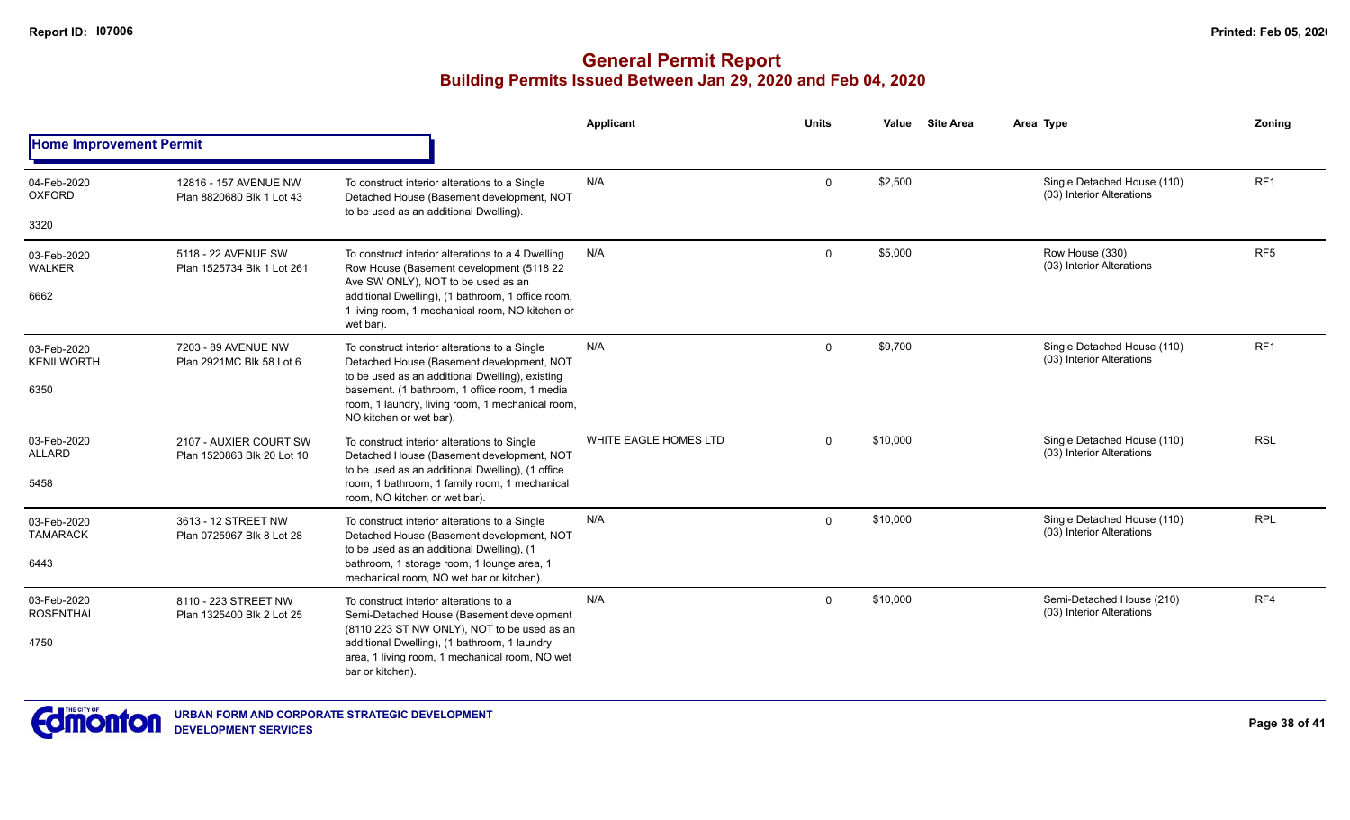# General Permit Report
## Building Permits Issued Between Jan 29, 2020 and Feb 04, 2020

### Home Improvement Permit

| | | | Applicant | Units | Value | Site Area | Area Type | Zoning |
|---|---|---|---|---|---|---|---|---|
| 04-Feb-2020 OXFORD 3320 | 12816 - 157 AVENUE NW Plan 8820680 Blk 1 Lot 43 | To construct interior alterations to a Single Detached House (Basement development, NOT to be used as an additional Dwelling). | N/A | 0 | $2,500 | | Single Detached House (110) (03) Interior Alterations | RF1 |
| 03-Feb-2020 WALKER 6662 | 5118 - 22 AVENUE SW Plan 1525734 Blk 1 Lot 261 | To construct interior alterations to a 4 Dwelling Row House (Basement development (5118 22 Ave SW ONLY), NOT to be used as an additional Dwelling), (1 bathroom, 1 office room, 1 living room, 1 mechanical room, NO kitchen or wet bar). | N/A | 0 | $5,000 | | Row House (330) (03) Interior Alterations | RF5 |
| 03-Feb-2020 KENILWORTH 6350 | 7203 - 89 AVENUE NW Plan 2921MC Blk 58 Lot 6 | To construct interior alterations to a Single Detached House (Basement development, NOT to be used as an additional Dwelling), existing basement. (1 bathroom, 1 office room, 1 media room, 1 laundry, living room, 1 mechanical room, NO kitchen or wet bar). | N/A | 0 | $9,700 | | Single Detached House (110) (03) Interior Alterations | RF1 |
| 03-Feb-2020 ALLARD 5458 | 2107 - AUXIER COURT SW Plan 1520863 Blk 20 Lot 10 | To construct interior alterations to Single Detached House (Basement development, NOT to be used as an additional Dwelling), (1 office room, 1 bathroom, 1 family room, 1 mechanical room, NO kitchen or wet bar). | WHITE EAGLE HOMES LTD | 0 | $10,000 | | Single Detached House (110) (03) Interior Alterations | RSL |
| 03-Feb-2020 TAMARACK 6443 | 3613 - 12 STREET NW Plan 0725967 Blk 8 Lot 28 | To construct interior alterations to a Single Detached House (Basement development, NOT to be used as an additional Dwelling), (1 bathroom, 1 storage room, 1 lounge area, 1 mechanical room, NO wet bar or kitchen). | N/A | 0 | $10,000 | | Single Detached House (110) (03) Interior Alterations | RPL |
| 03-Feb-2020 ROSENTHAL 4750 | 8110 - 223 STREET NW Plan 1325400 Blk 2 Lot 25 | To construct interior alterations to a Semi-Detached House (Basement development (8110 223 ST NW ONLY), NOT to be used as an additional Dwelling), (1 bathroom, 1 laundry area, 1 living room, 1 mechanical room, NO wet bar or kitchen). | N/A | 0 | $10,000 | | Semi-Detached House (210) (03) Interior Alterations | RF4 |

URBAN FORM AND CORPORATE STRATEGIC DEVELOPMENT
DEVELOPMENT SERVICES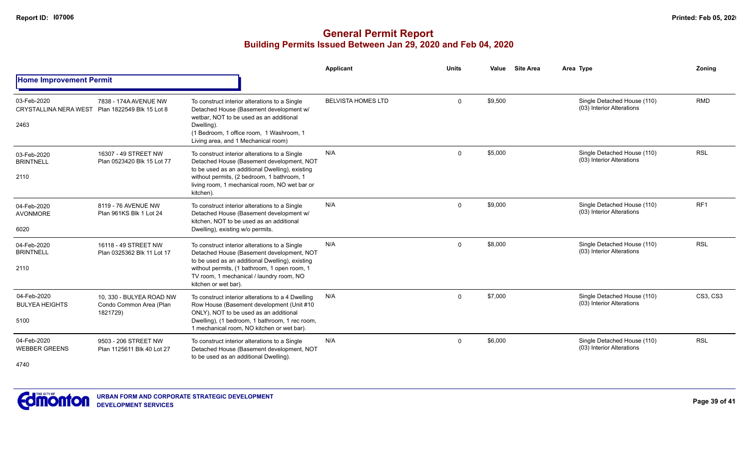# General Permit Report

## Building Permits Issued Between Jan 29, 2020 and Feb 04, 2020

### Home Improvement Permit

| | | | Applicant | Units | Value | Site Area | Area Type | Zoning |
|---|---|---|---|---|---|---|---|---|
| 03-Feb-2020<br>CRYSTALLINA NERA WEST<br>2463 | 7838 - 174A AVENUE NW<br>Plan 1822549 Blk 15 Lot 8 | To construct interior alterations to a Single Detached House (Basement development w/ wetbar, NOT to be used as an additional Dwelling).<br>(1 Bedroom, 1 office room, 1 Washroom, 1 Living area, and 1 Mechanical room) | BELVISTA HOMES LTD | 0 | $9,500 | | Single Detached House (110)<br>(03) Interior Alterations | RMD |
| 03-Feb-2020<br>BRINTNELL<br>2110 | 16307 - 49 STREET NW<br>Plan 0523420 Blk 15 Lot 77 | To construct interior alterations to a Single Detached House (Basement development, NOT to be used as an additional Dwelling), existing without permits, (2 bedroom, 1 bathroom, 1 living room, 1 mechanical room, NO wet bar or kitchen). | N/A | 0 | $5,000 | | Single Detached House (110)<br>(03) Interior Alterations | RSL |
| 04-Feb-2020<br>AVONMORE<br>6020 | 8119 - 76 AVENUE NW<br>Plan 961KS Blk 1 Lot 24 | To construct interior alterations to a Single Detached House (Basement development w/ kitchen, NOT to be used as an additional Dwelling), existing w/o permits. | N/A | 0 | $9,000 | | Single Detached House (110)<br>(03) Interior Alterations | RF1 |
| 04-Feb-2020<br>BRINTNELL<br>2110 | 16118 - 49 STREET NW<br>Plan 0325362 Blk 11 Lot 17 | To construct interior alterations to a Single Detached House (Basement development, NOT to be used as an additional Dwelling), existing without permits, (1 bathroom, 1 open room, 1 TV room, 1 mechanical / laundry room, NO kitchen or wet bar). | N/A | 0 | $8,000 | | Single Detached House (110)<br>(03) Interior Alterations | RSL |
| 04-Feb-2020<br>BULYEA HEIGHTS<br>5100 | 10, 330 - BULYEA ROAD NW<br>Condo Common Area (Plan 1821729) | To construct interior alterations to a 4 Dwelling Row House (Basement development (Unit #10 ONLY), NOT to be used as an additional Dwelling), (1 bedroom, 1 bathroom, 1 rec room, 1 mechanical room, NO kitchen or wet bar). | N/A | 0 | $7,000 | | Single Detached House (110)<br>(03) Interior Alterations | CS3, CS3 |
| 04-Feb-2020<br>WEBBER GREENS<br>4740 | 9503 - 206 STREET NW<br>Plan 1125611 Blk 40 Lot 27 | To construct interior alterations to a Single Detached House (Basement development, NOT to be used as an additional Dwelling). | N/A | 0 | $6,000 | | Single Detached House (110)<br>(03) Interior Alterations | RSL |

URBAN FORM AND CORPORATE STRATEGIC DEVELOPMENT
DEVELOPMENT SERVICES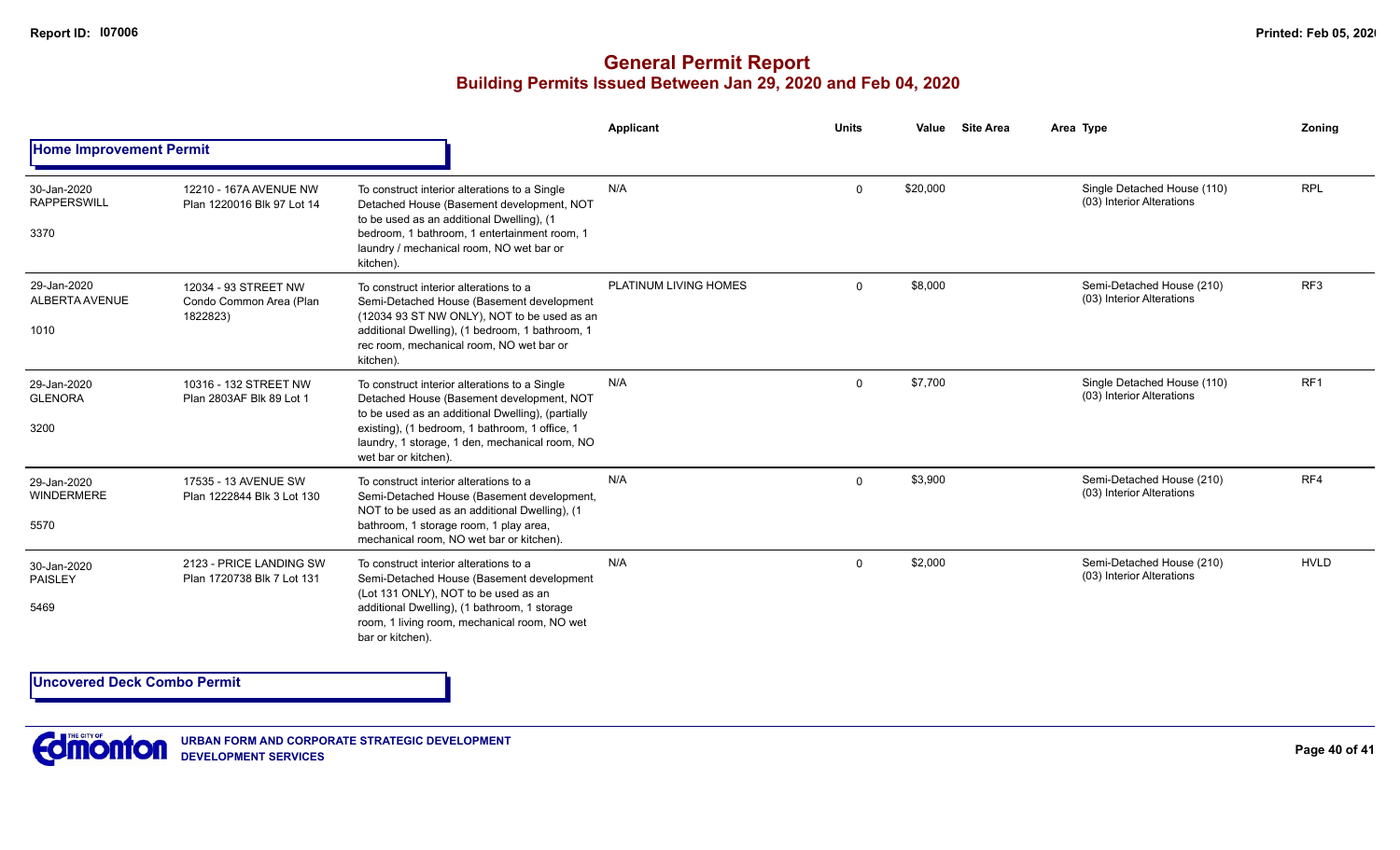# General Permit Report
## Building Permits Issued Between Jan 29, 2020 and Feb 04, 2020

### Home Improvement Permit

| Date / Neighbourhood / Ward | Address / Legal | Description | Applicant | Units | Value | Site Area | Area Type | Zoning |
|---|---|---|---|---|---|---|---|---|
| 30-Jan-2020 RAPPERSWILL 3370 | 12210 - 167A AVENUE NW Plan 1220016 Blk 97 Lot 14 | To construct interior alterations to a Single Detached House (Basement development, NOT to be used as an additional Dwelling), (1 bedroom, 1 bathroom, 1 entertainment room, 1 laundry / mechanical room, NO wet bar or kitchen). | N/A | 0 | $20,000 | | Single Detached House (110) (03) Interior Alterations | RPL |
| 29-Jan-2020 ALBERTA AVENUE 1010 | 12034 - 93 STREET NW Condo Common Area (Plan 1822823) | To construct interior alterations to a Semi-Detached House (Basement development (12034 93 ST NW ONLY), NOT to be used as an additional Dwelling), (1 bedroom, 1 bathroom, 1 rec room, mechanical room, NO wet bar or kitchen). | PLATINUM LIVING HOMES | 0 | $8,000 | | Semi-Detached House (210) (03) Interior Alterations | RF3 |
| 29-Jan-2020 GLENORA 3200 | 10316 - 132 STREET NW Plan 2803AF Blk 89 Lot 1 | To construct interior alterations to a Single Detached House (Basement development, NOT to be used as an additional Dwelling), (partially existing), (1 bedroom, 1 bathroom, 1 office, 1 laundry, 1 storage, 1 den, mechanical room, NO wet bar or kitchen). | N/A | 0 | $7,700 | | Single Detached House (110) (03) Interior Alterations | RF1 |
| 29-Jan-2020 WINDERMERE 5570 | 17535 - 13 AVENUE SW Plan 1222844 Blk 3 Lot 130 | To construct interior alterations to a Semi-Detached House (Basement development, NOT to be used as an additional Dwelling), (1 bathroom, 1 storage room, 1 play area, mechanical room, NO wet bar or kitchen). | N/A | 0 | $3,900 | | Semi-Detached House (210) (03) Interior Alterations | RF4 |
| 30-Jan-2020 PAISLEY 5469 | 2123 - PRICE LANDING SW Plan 1720738 Blk 7 Lot 131 | To construct interior alterations to a Semi-Detached House (Basement development (Lot 131 ONLY), NOT to be used as an additional Dwelling), (1 bathroom, 1 storage room, 1 living room, mechanical room, NO wet bar or kitchen). | N/A | 0 | $2,000 | | Semi-Detached House (210) (03) Interior Alterations | HVLD |

### Uncovered Deck Combo Permit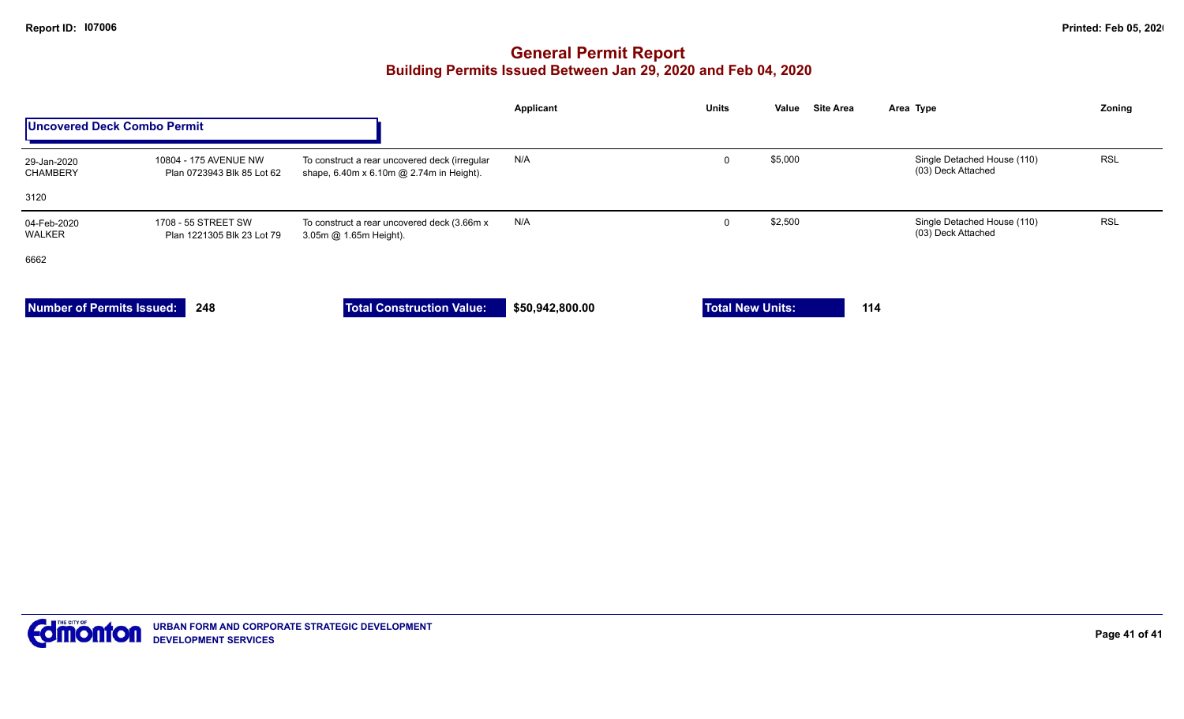# General Permit Report

## Building Permits Issued Between Jan 29, 2020 and Feb 04, 2020

### Uncovered Deck Combo Permit

| | | | Applicant | Units | Value | Site Area | Area Type | Zoning |
|---|---|---|---|---|---|---|---|---|
| 29-Jan-2020 CHAMBERY 3120 | 10804 - 175 AVENUE NW Plan 0723943 Blk 85 Lot 62 | To construct a rear uncovered deck (irregular shape, 6.40m x 6.10m @ 2.74m in Height). | N/A | 0 | $5,000 | | Single Detached House (110) (03) Deck Attached | RSL |
| 04-Feb-2020 WALKER 6662 | 1708 - 55 STREET SW Plan 1221305 Blk 23 Lot 79 | To construct a rear uncovered deck (3.66m x 3.05m @ 1.65m Height). | N/A | 0 | $2,500 | | Single Detached House (110) (03) Deck Attached | RSL |

**Number of Permits Issued:** 248 **Total Construction Value:** $50,942,800.00 **Total New Units:** 114

URBAN FORM AND CORPORATE STRATEGIC DEVELOPMENT
DEVELOPMENT SERVICES